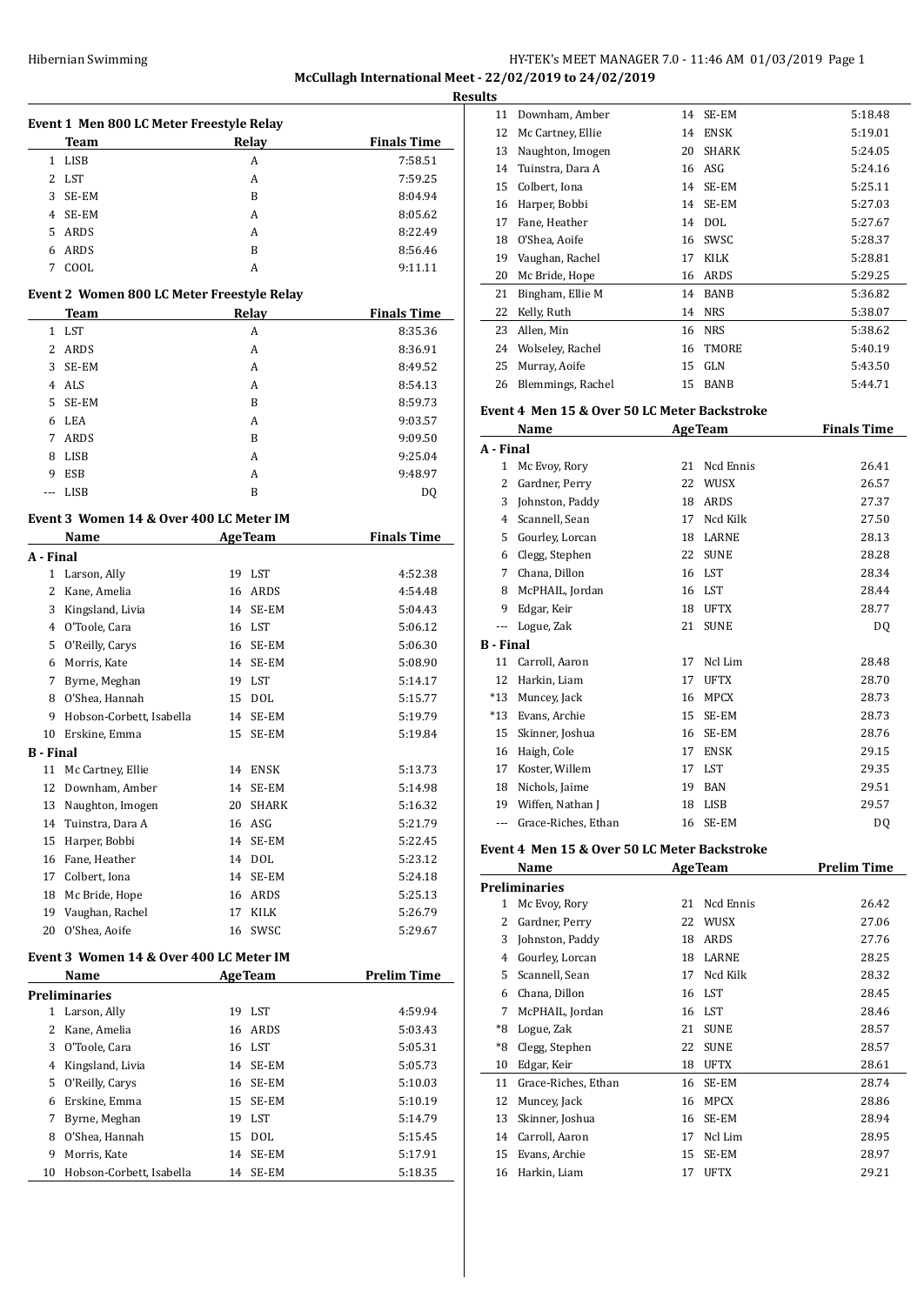Hibernian Swimming

**McCullagh International Meet - 22/02/2019 to 24/02/2019**

**Results**

### Event 1 Men 800 LC Meter Freestyle Relay

| | Team | Relay | Finals Time |
|---|---|---|---|
| 1 | LISB | A | 7:58.51 |
| 2 | LST | A | 7:59.25 |
| 3 | SE-EM | B | 8:04.94 |
| 4 | SE-EM | A | 8:05.62 |
| 5 | ARDS | A | 8:22.49 |
| 6 | ARDS | B | 8:56.46 |
| 7 | COOL | A | 9:11.11 |

### Event 2 Women 800 LC Meter Freestyle Relay

| | Team | Relay | Finals Time |
|---|---|---|---|
| 1 | LST | A | 8:35.36 |
| 2 | ARDS | A | 8:36.91 |
| 3 | SE-EM | A | 8:49.52 |
| 4 | ALS | A | 8:54.13 |
| 5 | SE-EM | B | 8:59.73 |
| 6 | LEA | A | 9:03.57 |
| 7 | ARDS | B | 9:09.50 |
| 8 | LISB | A | 9:25.04 |
| 9 | ESB | A | 9:48.97 |
| --- | LISB | B | DQ |

### Event 3 Women 14 & Over 400 LC Meter IM

| | Name | Age | Team | Finals Time |
|---|---|---|---|---|
| **A - Final** | | | | |
| 1 | Larson, Ally | 19 | LST | 4:52.38 |
| 2 | Kane, Amelia | 16 | ARDS | 4:54.48 |
| 3 | Kingsland, Livia | 14 | SE-EM | 5:04.43 |
| 4 | O'Toole, Cara | 16 | LST | 5:06.12 |
| 5 | O'Reilly, Carys | 16 | SE-EM | 5:06.30 |
| 6 | Morris, Kate | 14 | SE-EM | 5:08.90 |
| 7 | Byrne, Meghan | 19 | LST | 5:14.17 |
| 8 | O'Shea, Hannah | 15 | DOL | 5:15.77 |
| 9 | Hobson-Corbett, Isabella | 14 | SE-EM | 5:19.79 |
| 10 | Erskine, Emma | 15 | SE-EM | 5:19.84 |
| **B - Final** | | | | |
| 11 | Mc Cartney, Ellie | 14 | ENSK | 5:13.73 |
| 12 | Downham, Amber | 14 | SE-EM | 5:14.98 |
| 13 | Naughton, Imogen | 20 | SHARK | 5:16.32 |
| 14 | Tuinstra, Dara A | 16 | ASG | 5:21.79 |
| 15 | Harper, Bobbi | 14 | SE-EM | 5:22.45 |
| 16 | Fane, Heather | 14 | DOL | 5:23.12 |
| 17 | Colbert, Iona | 14 | SE-EM | 5:24.18 |
| 18 | Mc Bride, Hope | 16 | ARDS | 5:25.13 |
| 19 | Vaughan, Rachel | 17 | KILK | 5:26.79 |
| 20 | O'Shea, Aoife | 16 | SWSC | 5:29.67 |

### Event 3 Women 14 & Over 400 LC Meter IM

| | Name | Age | Team | Prelim Time |
|---|---|---|---|---|
| **Preliminaries** | | | | |
| 1 | Larson, Ally | 19 | LST | 4:59.94 |
| 2 | Kane, Amelia | 16 | ARDS | 5:03.43 |
| 3 | O'Toole, Cara | 16 | LST | 5:05.31 |
| 4 | Kingsland, Livia | 14 | SE-EM | 5:05.73 |
| 5 | O'Reilly, Carys | 16 | SE-EM | 5:10.03 |
| 6 | Erskine, Emma | 15 | SE-EM | 5:10.19 |
| 7 | Byrne, Meghan | 19 | LST | 5:14.79 |
| 8 | O'Shea, Hannah | 15 | DOL | 5:15.45 |
| 9 | Morris, Kate | 14 | SE-EM | 5:17.91 |
| 10 | Hobson-Corbett, Isabella | 14 | SE-EM | 5:18.35 |
| 11 | Downham, Amber | 14 | SE-EM | 5:18.48 |
| 12 | Mc Cartney, Ellie | 14 | ENSK | 5:19.01 |
| 13 | Naughton, Imogen | 20 | SHARK | 5:24.05 |
| 14 | Tuinstra, Dara A | 16 | ASG | 5:24.16 |
| 15 | Colbert, Iona | 14 | SE-EM | 5:25.11 |
| 16 | Harper, Bobbi | 14 | SE-EM | 5:27.03 |
| 17 | Fane, Heather | 14 | DOL | 5:27.67 |
| 18 | O'Shea, Aoife | 16 | SWSC | 5:28.37 |
| 19 | Vaughan, Rachel | 17 | KILK | 5:28.81 |
| 20 | Mc Bride, Hope | 16 | ARDS | 5:29.25 |
| 21 | Bingham, Ellie M | 14 | BANB | 5:36.82 |
| 22 | Kelly, Ruth | 14 | NRS | 5:38.07 |
| 23 | Allen, Min | 16 | NRS | 5:38.62 |
| 24 | Wolseley, Rachel | 16 | TMORE | 5:40.19 |
| 25 | Murray, Aoife | 15 | GLN | 5:43.50 |
| 26 | Blemmings, Rachel | 15 | BANB | 5:44.71 |

### Event 4 Men 15 & Over 50 LC Meter Backstroke

| | Name | Age | Team | Finals Time |
|---|---|---|---|---|
| **A - Final** | | | | |
| 1 | Mc Evoy, Rory | 21 | Ncd Ennis | 26.41 |
| 2 | Gardner, Perry | 22 | WUSX | 26.57 |
| 3 | Johnston, Paddy | 18 | ARDS | 27.37 |
| 4 | Scannell, Sean | 17 | Ncd Kilk | 27.50 |
| 5 | Gourley, Lorcan | 18 | LARNE | 28.13 |
| 6 | Clegg, Stephen | 22 | SUNE | 28.28 |
| 7 | Chana, Dillon | 16 | LST | 28.34 |
| 8 | McPHAIL, Jordan | 16 | LST | 28.44 |
| 9 | Edgar, Keir | 18 | UFTX | 28.77 |
| --- | Logue, Zak | 21 | SUNE | DQ |
| **B - Final** | | | | |
| 11 | Carroll, Aaron | 17 | Ncl Lim | 28.48 |
| 12 | Harkin, Liam | 17 | UFTX | 28.70 |
| *13 | Muncey, Jack | 16 | MPCX | 28.73 |
| *13 | Evans, Archie | 15 | SE-EM | 28.73 |
| 15 | Skinner, Joshua | 16 | SE-EM | 28.76 |
| 16 | Haigh, Cole | 17 | ENSK | 29.15 |
| 17 | Koster, Willem | 17 | LST | 29.35 |
| 18 | Nichols, Jaime | 19 | BAN | 29.51 |
| 19 | Wiffen, Nathan J | 18 | LISB | 29.57 |
| --- | Grace-Riches, Ethan | 16 | SE-EM | DQ |

### Event 4 Men 15 & Over 50 LC Meter Backstroke

| | Name | Age | Team | Prelim Time |
|---|---|---|---|---|
| **Preliminaries** | | | | |
| 1 | Mc Evoy, Rory | 21 | Ncd Ennis | 26.42 |
| 2 | Gardner, Perry | 22 | WUSX | 27.06 |
| 3 | Johnston, Paddy | 18 | ARDS | 27.76 |
| 4 | Gourley, Lorcan | 18 | LARNE | 28.25 |
| 5 | Scannell, Sean | 17 | Ncd Kilk | 28.32 |
| 6 | Chana, Dillon | 16 | LST | 28.45 |
| 7 | McPHAIL, Jordan | 16 | LST | 28.46 |
| *8 | Logue, Zak | 21 | SUNE | 28.57 |
| *8 | Clegg, Stephen | 22 | SUNE | 28.57 |
| 10 | Edgar, Keir | 18 | UFTX | 28.61 |
| 11 | Grace-Riches, Ethan | 16 | SE-EM | 28.74 |
| 12 | Muncey, Jack | 16 | MPCX | 28.86 |
| 13 | Skinner, Joshua | 16 | SE-EM | 28.94 |
| 14 | Carroll, Aaron | 17 | Ncl Lim | 28.95 |
| 15 | Evans, Archie | 15 | SE-EM | 28.97 |
| 16 | Harkin, Liam | 17 | UFTX | 29.21 |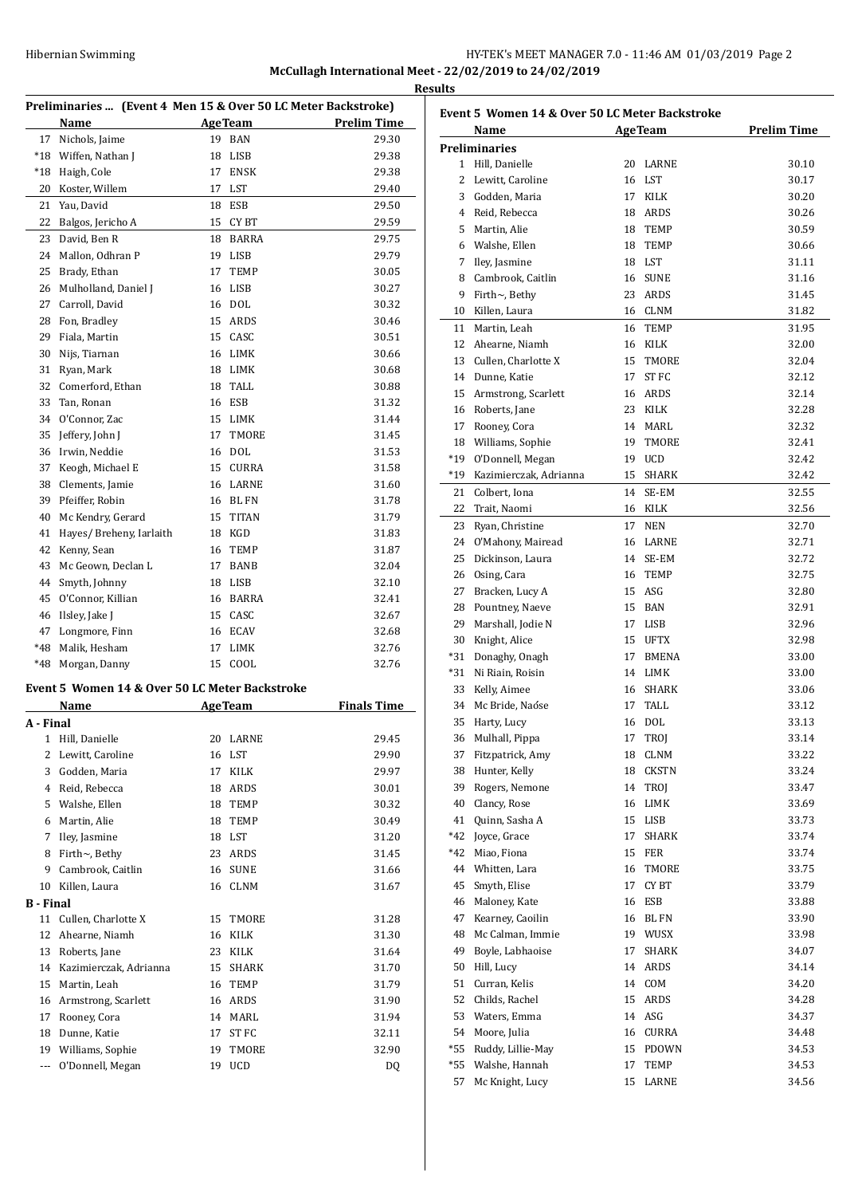**McCullagh International Meet - 22/02/2019 to 24/02/2019**

**Results**

## Preliminaries ... (Event 4 Men 15 & Over 50 LC Meter Backstroke)

| | Name | Age | Team | Prelim Time |
|---|---|---|---|---|
| 17 | Nichols, Jaime | 19 | BAN | 29.30 |
| *18 | Wiffen, Nathan J | 18 | LISB | 29.38 |
| *18 | Haigh, Cole | 17 | ENSK | 29.38 |
| 20 | Koster, Willem | 17 | LST | 29.40 |
| 21 | Yau, David | 18 | ESB | 29.50 |
| 22 | Balgos, Jericho A | 15 | CY BT | 29.59 |
| 23 | David, Ben R | 18 | BARRA | 29.75 |
| 24 | Mallon, Odhran P | 19 | LISB | 29.79 |
| 25 | Brady, Ethan | 17 | TEMP | 30.05 |
| 26 | Mulholland, Daniel J | 16 | LISB | 30.27 |
| 27 | Carroll, David | 16 | DOL | 30.32 |
| 28 | Fon, Bradley | 15 | ARDS | 30.46 |
| 29 | Fiala, Martin | 15 | CASC | 30.51 |
| 30 | Nijs, Tiarnan | 16 | LIMK | 30.66 |
| 31 | Ryan, Mark | 18 | LIMK | 30.68 |
| 32 | Comerford, Ethan | 18 | TALL | 30.88 |
| 33 | Tan, Ronan | 16 | ESB | 31.32 |
| 34 | O'Connor, Zac | 15 | LIMK | 31.44 |
| 35 | Jeffery, John J | 17 | TMORE | 31.45 |
| 36 | Irwin, Neddie | 16 | DOL | 31.53 |
| 37 | Keogh, Michael E | 15 | CURRA | 31.58 |
| 38 | Clements, Jamie | 16 | LARNE | 31.60 |
| 39 | Pfeiffer, Robin | 16 | BL FN | 31.78 |
| 40 | Mc Kendry, Gerard | 15 | TITAN | 31.79 |
| 41 | Hayes/ Breheny, Iarlaith | 18 | KGD | 31.83 |
| 42 | Kenny, Sean | 16 | TEMP | 31.87 |
| 43 | Mc Geown, Declan L | 17 | BANB | 32.04 |
| 44 | Smyth, Johnny | 18 | LISB | 32.10 |
| 45 | O'Connor, Killian | 16 | BARRA | 32.41 |
| 46 | Ilsley, Jake J | 15 | CASC | 32.67 |
| 47 | Longmore, Finn | 16 | ECAV | 32.68 |
| *48 | Malik, Hesham | 17 | LIMK | 32.76 |
| *48 | Morgan, Danny | 15 | COOL | 32.76 |

## Event 5 Women 14 & Over 50 LC Meter Backstroke

| | Name | Age | Team | Finals Time |
|---|---|---|---|---|
| **A - Final** | | | | |
| 1 | Hill, Danielle | 20 | LARNE | 29.45 |
| 2 | Lewitt, Caroline | 16 | LST | 29.90 |
| 3 | Godden, Maria | 17 | KILK | 29.97 |
| 4 | Reid, Rebecca | 18 | ARDS | 30.01 |
| 5 | Walshe, Ellen | 18 | TEMP | 30.32 |
| 6 | Martin, Alie | 18 | TEMP | 30.49 |
| 7 | Iley, Jasmine | 18 | LST | 31.20 |
| 8 | Firth~, Bethy | 23 | ARDS | 31.45 |
| 9 | Cambrook, Caitlin | 16 | SUNE | 31.66 |
| 10 | Killen, Laura | 16 | CLNM | 31.67 |
| **B - Final** | | | | |
| 11 | Cullen, Charlotte X | 15 | TMORE | 31.28 |
| 12 | Ahearne, Niamh | 16 | KILK | 31.30 |
| 13 | Roberts, Jane | 23 | KILK | 31.64 |
| 14 | Kazimierczak, Adrianna | 15 | SHARK | 31.70 |
| 15 | Martin, Leah | 16 | TEMP | 31.79 |
| 16 | Armstrong, Scarlett | 16 | ARDS | 31.90 |
| 17 | Rooney, Cora | 14 | MARL | 31.94 |
| 18 | Dunne, Katie | 17 | ST FC | 32.11 |
| 19 | Williams, Sophie | 19 | TMORE | 32.90 |
| --- | O'Donnell, Megan | 19 | UCD | DQ |

## Event 5 Women 14 & Over 50 LC Meter Backstroke

| | Name | Age | Team | Prelim Time |
|---|---|---|---|---|
| **Preliminaries** | | | | |
| 1 | Hill, Danielle | 20 | LARNE | 30.10 |
| 2 | Lewitt, Caroline | 16 | LST | 30.17 |
| 3 | Godden, Maria | 17 | KILK | 30.20 |
| 4 | Reid, Rebecca | 18 | ARDS | 30.26 |
| 5 | Martin, Alie | 18 | TEMP | 30.59 |
| 6 | Walshe, Ellen | 18 | TEMP | 30.66 |
| 7 | Iley, Jasmine | 18 | LST | 31.11 |
| 8 | Cambrook, Caitlin | 16 | SUNE | 31.16 |
| 9 | Firth~, Bethy | 23 | ARDS | 31.45 |
| 10 | Killen, Laura | 16 | CLNM | 31.82 |
| 11 | Martin, Leah | 16 | TEMP | 31.95 |
| 12 | Ahearne, Niamh | 16 | KILK | 32.00 |
| 13 | Cullen, Charlotte X | 15 | TMORE | 32.04 |
| 14 | Dunne, Katie | 17 | ST FC | 32.12 |
| 15 | Armstrong, Scarlett | 16 | ARDS | 32.14 |
| 16 | Roberts, Jane | 23 | KILK | 32.28 |
| 17 | Rooney, Cora | 14 | MARL | 32.32 |
| 18 | Williams, Sophie | 19 | TMORE | 32.41 |
| *19 | O'Donnell, Megan | 19 | UCD | 32.42 |
| *19 | Kazimierczak, Adrianna | 15 | SHARK | 32.42 |
| 21 | Colbert, Iona | 14 | SE-EM | 32.55 |
| 22 | Trait, Naomi | 16 | KILK | 32.56 |
| 23 | Ryan, Christine | 17 | NEN | 32.70 |
| 24 | O'Mahony, Mairead | 16 | LARNE | 32.71 |
| 25 | Dickinson, Laura | 14 | SE-EM | 32.72 |
| 26 | Osing, Cara | 16 | TEMP | 32.75 |
| 27 | Bracken, Lucy A | 15 | ASG | 32.80 |
| 28 | Pountney, Naeve | 15 | BAN | 32.91 |
| 29 | Marshall, Jodie N | 17 | LISB | 32.96 |
| 30 | Knight, Alice | 15 | UFTX | 32.98 |
| *31 | Donaghy, Onagh | 17 | BMENA | 33.00 |
| *31 | Ni Riain, Roisin | 14 | LIMK | 33.00 |
| 33 | Kelly, Aimee | 16 | SHARK | 33.06 |
| 34 | Mc Bride, Naóse | 17 | TALL | 33.12 |
| 35 | Harty, Lucy | 16 | DOL | 33.13 |
| 36 | Mulhall, Pippa | 17 | TROJ | 33.14 |
| 37 | Fitzpatrick, Amy | 18 | CLNM | 33.22 |
| 38 | Hunter, Kelly | 18 | CKSTN | 33.24 |
| 39 | Rogers, Nemone | 14 | TROJ | 33.47 |
| 40 | Clancy, Rose | 16 | LIMK | 33.69 |
| 41 | Quinn, Sasha A | 15 | LISB | 33.73 |
| *42 | Joyce, Grace | 17 | SHARK | 33.74 |
| *42 | Miao, Fiona | 15 | FER | 33.74 |
| 44 | Whitten, Lara | 16 | TMORE | 33.75 |
| 45 | Smyth, Elise | 17 | CY BT | 33.79 |
| 46 | Maloney, Kate | 16 | ESB | 33.88 |
| 47 | Kearney, Caoilin | 16 | BL FN | 33.90 |
| 48 | Mc Calman, Immie | 19 | WUSX | 33.98 |
| 49 | Boyle, Labhaoise | 17 | SHARK | 34.07 |
| 50 | Hill, Lucy | 14 | ARDS | 34.14 |
| 51 | Curran, Kelis | 14 | COM | 34.20 |
| 52 | Childs, Rachel | 15 | ARDS | 34.28 |
| 53 | Waters, Emma | 14 | ASG | 34.37 |
| 54 | Moore, Julia | 16 | CURRA | 34.48 |
| *55 | Ruddy, Lillie-May | 15 | PDOWN | 34.53 |
| *55 | Walshe, Hannah | 17 | TEMP | 34.53 |
| 57 | Mc Knight, Lucy | 15 | LARNE | 34.56 |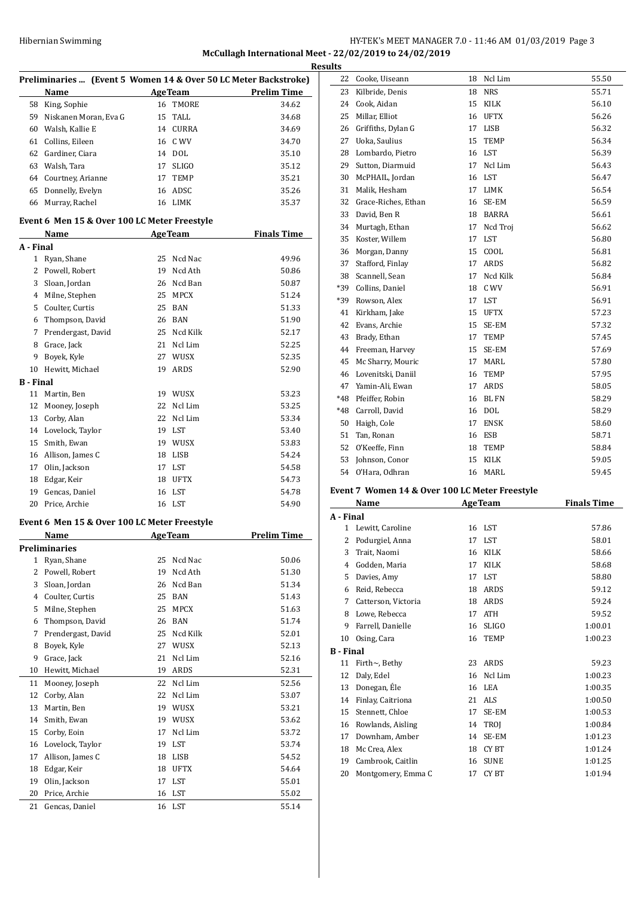**McCullagh International Meet - 22/02/2019 to 24/02/2019**

**Results**

### Preliminaries ... (Event 5 Women 14 & Over 50 LC Meter Backstroke)

| | Name | Age | Team | Prelim Time |
|---|---|---|---|---|
| 58 | King, Sophie | 16 | TMORE | 34.62 |
| 59 | Niskanen Moran, Eva G | 15 | TALL | 34.68 |
| 60 | Walsh, Kallie E | 14 | CURRA | 34.69 |
| 61 | Collins, Eileen | 16 | C WV | 34.70 |
| 62 | Gardiner, Ciara | 14 | DOL | 35.10 |
| 63 | Walsh, Tara | 17 | SLIGO | 35.12 |
| 64 | Courtney, Arianne | 17 | TEMP | 35.21 |
| 65 | Donnelly, Evelyn | 16 | ADSC | 35.26 |
| 66 | Murray, Rachel | 16 | LIMK | 35.37 |

### Event 6 Men 15 & Over 100 LC Meter Freestyle

| | Name | Age | Team | Finals Time |
|---|---|---|---|---|
| **A - Final** | | | | |
| 1 | Ryan, Shane | 25 | Ncd Nac | 49.96 |
| 2 | Powell, Robert | 19 | Ncd Ath | 50.86 |
| 3 | Sloan, Jordan | 26 | Ncd Ban | 50.87 |
| 4 | Milne, Stephen | 25 | MPCX | 51.24 |
| 5 | Coulter, Curtis | 25 | BAN | 51.33 |
| 6 | Thompson, David | 26 | BAN | 51.90 |
| 7 | Prendergast, David | 25 | Ncd Kilk | 52.17 |
| 8 | Grace, Jack | 21 | Ncl Lim | 52.25 |
| 9 | Boyek, Kyle | 27 | WUSX | 52.35 |
| 10 | Hewitt, Michael | 19 | ARDS | 52.90 |
| **B - Final** | | | | |
| 11 | Martin, Ben | 19 | WUSX | 53.23 |
| 12 | Mooney, Joseph | 22 | Ncl Lim | 53.25 |
| 13 | Corby, Alan | 22 | Ncl Lim | 53.34 |
| 14 | Lovelock, Taylor | 19 | LST | 53.40 |
| 15 | Smith, Ewan | 19 | WUSX | 53.83 |
| 16 | Allison, James C | 18 | LISB | 54.24 |
| 17 | Olin, Jackson | 17 | LST | 54.58 |
| 18 | Edgar, Keir | 18 | UFTX | 54.73 |
| 19 | Gencas, Daniel | 16 | LST | 54.78 |
| 20 | Price, Archie | 16 | LST | 54.90 |

### Event 6 Men 15 & Over 100 LC Meter Freestyle

| | Name | Age | Team | Prelim Time |
|---|---|---|---|---|
| **Preliminaries** | | | | |
| 1 | Ryan, Shane | 25 | Ncd Nac | 50.06 |
| 2 | Powell, Robert | 19 | Ncd Ath | 51.30 |
| 3 | Sloan, Jordan | 26 | Ncd Ban | 51.34 |
| 4 | Coulter, Curtis | 25 | BAN | 51.43 |
| 5 | Milne, Stephen | 25 | MPCX | 51.63 |
| 6 | Thompson, David | 26 | BAN | 51.74 |
| 7 | Prendergast, David | 25 | Ncd Kilk | 52.01 |
| 8 | Boyek, Kyle | 27 | WUSX | 52.13 |
| 9 | Grace, Jack | 21 | Ncl Lim | 52.16 |
| 10 | Hewitt, Michael | 19 | ARDS | 52.31 |
| 11 | Mooney, Joseph | 22 | Ncl Lim | 52.56 |
| 12 | Corby, Alan | 22 | Ncl Lim | 53.07 |
| 13 | Martin, Ben | 19 | WUSX | 53.21 |
| 14 | Smith, Ewan | 19 | WUSX | 53.62 |
| 15 | Corby, Eoin | 17 | Ncl Lim | 53.72 |
| 16 | Lovelock, Taylor | 19 | LST | 53.74 |
| 17 | Allison, James C | 18 | LISB | 54.52 |
| 18 | Edgar, Keir | 18 | UFTX | 54.64 |
| 19 | Olin, Jackson | 17 | LST | 55.01 |
| 20 | Price, Archie | 16 | LST | 55.02 |
| 21 | Gencas, Daniel | 16 | LST | 55.14 |
| 22 | Cooke, Uiseann | 18 | Ncl Lim | 55.50 |
| 23 | Kilbride, Denis | 18 | NRS | 55.71 |
| 24 | Cook, Aidan | 15 | KILK | 56.10 |
| 25 | Millar, Elliot | 16 | UFTX | 56.26 |
| 26 | Griffiths, Dylan G | 17 | LISB | 56.32 |
| 27 | Uoka, Saulius | 15 | TEMP | 56.34 |
| 28 | Lombardo, Pietro | 16 | LST | 56.39 |
| 29 | Sutton, Diarmuid | 17 | Ncl Lim | 56.43 |
| 30 | McPHAIL, Jordan | 16 | LST | 56.47 |
| 31 | Malik, Hesham | 17 | LIMK | 56.54 |
| 32 | Grace-Riches, Ethan | 16 | SE-EM | 56.59 |
| 33 | David, Ben R | 18 | BARRA | 56.61 |
| 34 | Murtagh, Ethan | 17 | Ncd Troj | 56.62 |
| 35 | Koster, Willem | 17 | LST | 56.80 |
| 36 | Morgan, Danny | 15 | COOL | 56.81 |
| 37 | Stafford, Finlay | 17 | ARDS | 56.82 |
| 38 | Scannell, Sean | 17 | Ncd Kilk | 56.84 |
| *39 | Collins, Daniel | 18 | C WV | 56.91 |
| *39 | Rowson, Alex | 17 | LST | 56.91 |
| 41 | Kirkham, Jake | 15 | UFTX | 57.23 |
| 42 | Evans, Archie | 15 | SE-EM | 57.32 |
| 43 | Brady, Ethan | 17 | TEMP | 57.45 |
| 44 | Freeman, Harvey | 15 | SE-EM | 57.69 |
| 45 | Mc Sharry, Mouric | 17 | MARL | 57.80 |
| 46 | Lovenitski, Daniil | 16 | TEMP | 57.95 |
| 47 | Yamin-Ali, Ewan | 17 | ARDS | 58.05 |
| *48 | Pfeiffer, Robin | 16 | BL FN | 58.29 |
| *48 | Carroll, David | 16 | DOL | 58.29 |
| 50 | Haigh, Cole | 17 | ENSK | 58.60 |
| 51 | Tan, Ronan | 16 | ESB | 58.71 |
| 52 | O'Keeffe, Finn | 18 | TEMP | 58.84 |
| 53 | Johnson, Conor | 15 | KILK | 59.05 |
| 54 | O'Hara, Odhran | 16 | MARL | 59.45 |

### Event 7 Women 14 & Over 100 LC Meter Freestyle

| | Name | Age | Team | Finals Time |
|---|---|---|---|---|
| **A - Final** | | | | |
| 1 | Lewitt, Caroline | 16 | LST | 57.86 |
| 2 | Podurgiel, Anna | 17 | LST | 58.01 |
| 3 | Trait, Naomi | 16 | KILK | 58.66 |
| 4 | Godden, Maria | 17 | KILK | 58.68 |
| 5 | Davies, Amy | 17 | LST | 58.80 |
| 6 | Reid, Rebecca | 18 | ARDS | 59.12 |
| 7 | Catterson, Victoria | 18 | ARDS | 59.24 |
| 8 | Lowe, Rebecca | 17 | ATH | 59.52 |
| 9 | Farrell, Danielle | 16 | SLIGO | 1:00.01 |
| 10 | Osing, Cara | 16 | TEMP | 1:00.23 |
| **B - Final** | | | | |
| 11 | Firth~, Bethy | 23 | ARDS | 59.23 |
| 12 | Daly, Edel | 16 | Ncl Lim | 1:00.23 |
| 13 | Donegan, Éle | 16 | LEA | 1:00.35 |
| 14 | Finlay, Caitriona | 21 | ALS | 1:00.50 |
| 15 | Stennett, Chloe | 17 | SE-EM | 1:00.53 |
| 16 | Rowlands, Aisling | 14 | TROJ | 1:00.84 |
| 17 | Downham, Amber | 14 | SE-EM | 1:01.23 |
| 18 | Mc Crea, Alex | 18 | CY BT | 1:01.24 |
| 19 | Cambrook, Caitlin | 16 | SUNE | 1:01.25 |
| 20 | Montgomery, Emma C | 17 | CY BT | 1:01.94 |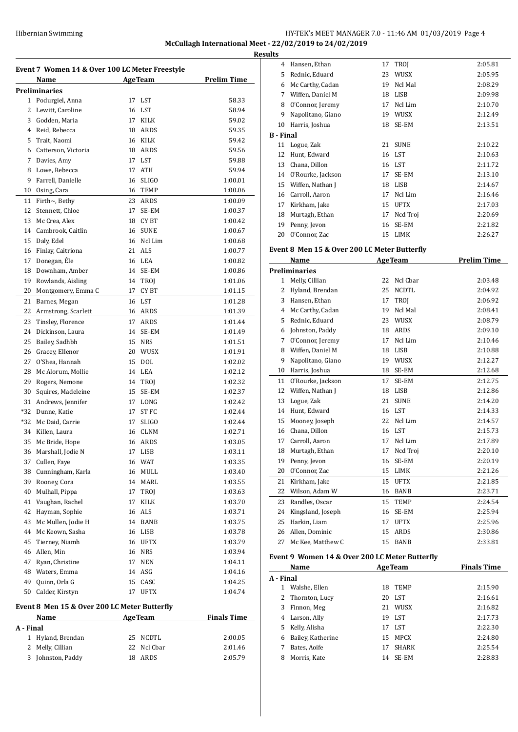**McCullagh International Meet - 22/02/2019 to 24/02/2019**

**Results**

### Event 7 Women 14 & Over 100 LC Meter Freestyle

| | Name | Age | Team | Prelim Time |
|---|---|---|---|---|
| **Preliminaries** | | | | |
| 1 | Podurgiel, Anna | 17 | LST | 58.33 |
| 2 | Lewitt, Caroline | 16 | LST | 58.94 |
| 3 | Godden, Maria | 17 | KILK | 59.02 |
| 4 | Reid, Rebecca | 18 | ARDS | 59.35 |
| 5 | Trait, Naomi | 16 | KILK | 59.42 |
| 6 | Catterson, Victoria | 18 | ARDS | 59.56 |
| 7 | Davies, Amy | 17 | LST | 59.88 |
| 8 | Lowe, Rebecca | 17 | ATH | 59.94 |
| 9 | Farrell, Danielle | 16 | SLIGO | 1:00.01 |
| 10 | Osing, Cara | 16 | TEMP | 1:00.06 |
| 11 | Firth~, Bethy | 23 | ARDS | 1:00.09 |
| 12 | Stennett, Chloe | 17 | SE-EM | 1:00.37 |
| 13 | Mc Crea, Alex | 18 | CY BT | 1:00.42 |
| 14 | Cambrook, Caitlin | 16 | SUNE | 1:00.67 |
| 15 | Daly, Edel | 16 | Ncl Lim | 1:00.68 |
| 16 | Finlay, Caitriona | 21 | ALS | 1:00.77 |
| 17 | Donegan, Éle | 16 | LEA | 1:00.82 |
| 18 | Downham, Amber | 14 | SE-EM | 1:00.86 |
| 19 | Rowlands, Aisling | 14 | TROJ | 1:01.06 |
| 20 | Montgomery, Emma C | 17 | CY BT | 1:01.15 |
| 21 | Barnes, Megan | 16 | LST | 1:01.28 |
| 22 | Armstrong, Scarlett | 16 | ARDS | 1:01.39 |
| 23 | Tinsley, Florence | 17 | ARDS | 1:01.44 |
| 24 | Dickinson, Laura | 14 | SE-EM | 1:01.49 |
| 25 | Bailey, Sadhbh | 15 | NRS | 1:01.51 |
| 26 | Gracey, Ellenor | 20 | WUSX | 1:01.91 |
| 27 | O'Shea, Hannah | 15 | DOL | 1:02.02 |
| 28 | Mc Alorum, Mollie | 14 | LEA | 1:02.12 |
| 29 | Rogers, Nemone | 14 | TROJ | 1:02.32 |
| 30 | Squires, Madeleine | 15 | SE-EM | 1:02.37 |
| 31 | Andrews, Jennifer | 17 | LONG | 1:02.42 |
| *32 | Dunne, Katie | 17 | ST FC | 1:02.44 |
| *32 | Mc Daid, Carrie | 17 | SLIGO | 1:02.44 |
| 34 | Killen, Laura | 16 | CLNM | 1:02.71 |
| 35 | Mc Bride, Hope | 16 | ARDS | 1:03.05 |
| 36 | Marshall, Jodie N | 17 | LISB | 1:03.11 |
| 37 | Cullen, Faye | 16 | WAT | 1:03.35 |
| 38 | Cunningham, Karla | 16 | MULL | 1:03.40 |
| 39 | Rooney, Cora | 14 | MARL | 1:03.55 |
| 40 | Mulhall, Pippa | 17 | TROJ | 1:03.63 |
| 41 | Vaughan, Rachel | 17 | KILK | 1:03.70 |
| 42 | Hayman, Sophie | 16 | ALS | 1:03.71 |
| 43 | Mc Mullen, Jodie H | 14 | BANB | 1:03.75 |
| 44 | Mc Keown, Sasha | 16 | LISB | 1:03.78 |
| 45 | Tierney, Niamh | 16 | UFTX | 1:03.79 |
| 46 | Allen, Min | 16 | NRS | 1:03.94 |
| 47 | Ryan, Christine | 17 | NEN | 1:04.11 |
| 48 | Waters, Emma | 14 | ASG | 1:04.16 |
| 49 | Quinn, Orla G | 15 | CASC | 1:04.25 |
| 50 | Calder, Kirstyn | 17 | UFTX | 1:04.74 |

### Event 8 Men 15 & Over 200 LC Meter Butterfly

| | Name | Age | Team | Finals Time |
|---|---|---|---|---|
| **A - Final** | | | | |
| 1 | Hyland, Brendan | 25 | NCDTL | 2:00.05 |
| 2 | Melly, Cillian | 22 | Ncl Cbar | 2:01.46 |
| 3 | Johnston, Paddy | 18 | ARDS | 2:05.79 |
| 4 | Hansen, Ethan | 17 | TROJ | 2:05.81 |
| 5 | Rednic, Eduard | 23 | WUSX | 2:05.95 |
| 6 | Mc Carthy, Cadan | 19 | Ncl Mal | 2:08.29 |
| 7 | Wiffen, Daniel M | 18 | LISB | 2:09.98 |
| 8 | O'Connor, Jeremy | 17 | Ncl Lim | 2:10.70 |
| 9 | Napolitano, Giano | 19 | WUSX | 2:12.49 |
| 10 | Harris, Joshua | 18 | SE-EM | 2:13.51 |
| **B - Final** | | | | |
| 11 | Logue, Zak | 21 | SUNE | 2:10.22 |
| 12 | Hunt, Edward | 16 | LST | 2:10.63 |
| 13 | Chana, Dillon | 16 | LST | 2:11.72 |
| 14 | O'Rourke, Jackson | 17 | SE-EM | 2:13.10 |
| 15 | Wiffen, Nathan J | 18 | LISB | 2:14.67 |
| 16 | Carroll, Aaron | 17 | Ncl Lim | 2:16.46 |
| 17 | Kirkham, Jake | 15 | UFTX | 2:17.03 |
| 18 | Murtagh, Ethan | 17 | Ncd Troj | 2:20.69 |
| 19 | Penny, Jevon | 16 | SE-EM | 2:21.82 |
| 20 | O'Connor, Zac | 15 | LIMK | 2:26.27 |

### Event 8 Men 15 & Over 200 LC Meter Butterfly

| | Name | Age | Team | Prelim Time |
|---|---|---|---|---|
| **Preliminaries** | | | | |
| 1 | Melly, Cillian | 22 | Ncl Cbar | 2:03.48 |
| 2 | Hyland, Brendan | 25 | NCDTL | 2:04.92 |
| 3 | Hansen, Ethan | 17 | TROJ | 2:06.92 |
| 4 | Mc Carthy, Cadan | 19 | Ncl Mal | 2:08.41 |
| 5 | Rednic, Eduard | 23 | WUSX | 2:08.79 |
| 6 | Johnston, Paddy | 18 | ARDS | 2:09.10 |
| 7 | O'Connor, Jeremy | 17 | Ncl Lim | 2:10.46 |
| 8 | Wiffen, Daniel M | 18 | LISB | 2:10.88 |
| 9 | Napolitano, Giano | 19 | WUSX | 2:12.27 |
| 10 | Harris, Joshua | 18 | SE-EM | 2:12.68 |
| 11 | O'Rourke, Jackson | 17 | SE-EM | 2:12.75 |
| 12 | Wiffen, Nathan J | 18 | LISB | 2:12.86 |
| 13 | Logue, Zak | 21 | SUNE | 2:14.20 |
| 14 | Hunt, Edward | 16 | LST | 2:14.33 |
| 15 | Mooney, Joseph | 22 | Ncl Lim | 2:14.57 |
| 16 | Chana, Dillon | 16 | LST | 2:15.73 |
| 17 | Carroll, Aaron | 17 | Ncl Lim | 2:17.89 |
| 18 | Murtagh, Ethan | 17 | Ncd Troj | 2:20.10 |
| 19 | Penny, Jevon | 16 | SE-EM | 2:20.19 |
| 20 | O'Connor, Zac | 15 | LIMK | 2:21.26 |
| 21 | Kirkham, Jake | 15 | UFTX | 2:21.85 |
| 22 | Wilson, Adam W | 16 | BANB | 2:23.71 |
| 23 | Randles, Oscar | 15 | TEMP | 2:24.54 |
| 24 | Kingsland, Joseph | 16 | SE-EM | 2:25.94 |
| 25 | Harkin, Liam | 17 | UFTX | 2:25.96 |
| 26 | Allen, Dominic | 15 | ARDS | 2:30.86 |
| 27 | Mc Kee, Matthew C | 15 | BANB | 2:33.81 |

### Event 9 Women 14 & Over 200 LC Meter Butterfly

| | Name | Age | Team | Finals Time |
|---|---|---|---|---|
| **A - Final** | | | | |
| 1 | Walshe, Ellen | 18 | TEMP | 2:15.90 |
| 2 | Thornton, Lucy | 20 | LST | 2:16.61 |
| 3 | Finnon, Meg | 21 | WUSX | 2:16.82 |
| 4 | Larson, Ally | 19 | LST | 2:17.73 |
| 5 | Kelly, Alisha | 17 | LST | 2:22.30 |
| 6 | Bailey, Katherine | 15 | MPCX | 2:24.80 |
| 7 | Bates, Aoife | 17 | SHARK | 2:25.54 |
| 8 | Morris, Kate | 14 | SE-EM | 2:28.83 |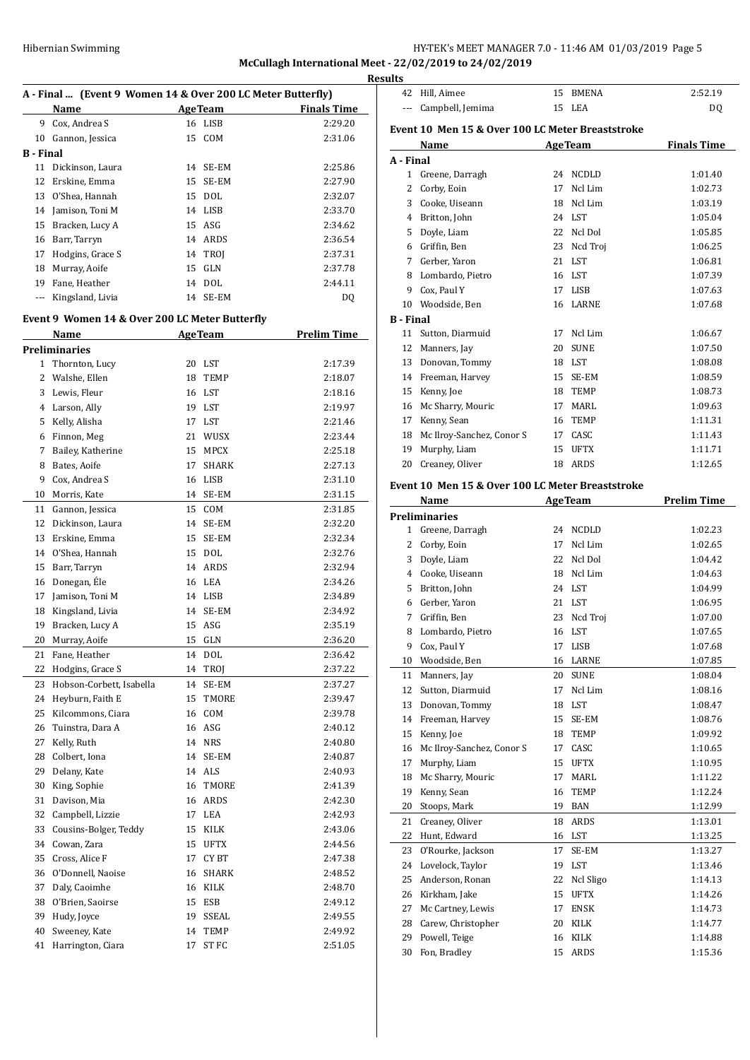McCullagh International Meet - 22/02/2019 to 24/02/2019

**Results**

### A - Final ... (Event 9 Women 14 & Over 200 LC Meter Butterfly)

| | Name | Age | Team | Finals Time |
|---|---|---|---|---|
| 9 | Cox, Andrea S | 16 | LISB | 2:29.20 |
| 10 | Gannon, Jessica | 15 | COM | 2:31.06 |
| **B - Final** | | | | |
| 11 | Dickinson, Laura | 14 | SE-EM | 2:25.86 |
| 12 | Erskine, Emma | 15 | SE-EM | 2:27.90 |
| 13 | O'Shea, Hannah | 15 | DOL | 2:32.07 |
| 14 | Jamison, Toni M | 14 | LISB | 2:33.70 |
| 15 | Bracken, Lucy A | 15 | ASG | 2:34.62 |
| 16 | Barr, Tarryn | 14 | ARDS | 2:36.54 |
| 17 | Hodgins, Grace S | 14 | TROJ | 2:37.31 |
| 18 | Murray, Aoife | 15 | GLN | 2:37.78 |
| 19 | Fane, Heather | 14 | DOL | 2:44.11 |
| --- | Kingsland, Livia | 14 | SE-EM | DQ |

### Event 9 Women 14 & Over 200 LC Meter Butterfly

| | Name | Age | Team | Prelim Time |
|---|---|---|---|---|
| **Preliminaries** | | | | |
| 1 | Thornton, Lucy | 20 | LST | 2:17.39 |
| 2 | Walshe, Ellen | 18 | TEMP | 2:18.07 |
| 3 | Lewis, Fleur | 16 | LST | 2:18.16 |
| 4 | Larson, Ally | 19 | LST | 2:19.97 |
| 5 | Kelly, Alisha | 17 | LST | 2:21.46 |
| 6 | Finnon, Meg | 21 | WUSX | 2:23.44 |
| 7 | Bailey, Katherine | 15 | MPCX | 2:25.18 |
| 8 | Bates, Aoife | 17 | SHARK | 2:27.13 |
| 9 | Cox, Andrea S | 16 | LISB | 2:31.10 |
| 10 | Morris, Kate | 14 | SE-EM | 2:31.15 |
| 11 | Gannon, Jessica | 15 | COM | 2:31.85 |
| 12 | Dickinson, Laura | 14 | SE-EM | 2:32.20 |
| 13 | Erskine, Emma | 15 | SE-EM | 2:32.34 |
| 14 | O'Shea, Hannah | 15 | DOL | 2:32.76 |
| 15 | Barr, Tarryn | 14 | ARDS | 2:32.94 |
| 16 | Donegan, Éle | 16 | LEA | 2:34.26 |
| 17 | Jamison, Toni M | 14 | LISB | 2:34.89 |
| 18 | Kingsland, Livia | 14 | SE-EM | 2:34.92 |
| 19 | Bracken, Lucy A | 15 | ASG | 2:35.19 |
| 20 | Murray, Aoife | 15 | GLN | 2:36.20 |
| 21 | Fane, Heather | 14 | DOL | 2:36.42 |
| 22 | Hodgins, Grace S | 14 | TROJ | 2:37.22 |
| 23 | Hobson-Corbett, Isabella | 14 | SE-EM | 2:37.27 |
| 24 | Heyburn, Faith E | 15 | TMORE | 2:39.47 |
| 25 | Kilcommons, Ciara | 16 | COM | 2:39.78 |
| 26 | Tuinstra, Dara A | 16 | ASG | 2:40.12 |
| 27 | Kelly, Ruth | 14 | NRS | 2:40.80 |
| 28 | Colbert, Iona | 14 | SE-EM | 2:40.87 |
| 29 | Delany, Kate | 14 | ALS | 2:40.93 |
| 30 | King, Sophie | 16 | TMORE | 2:41.39 |
| 31 | Davison, Mia | 16 | ARDS | 2:42.30 |
| 32 | Campbell, Lizzie | 17 | LEA | 2:42.93 |
| 33 | Cousins-Bolger, Teddy | 15 | KILK | 2:43.06 |
| 34 | Cowan, Zara | 15 | UFTX | 2:44.56 |
| 35 | Cross, Alice F | 17 | CY BT | 2:47.38 |
| 36 | O'Donnell, Naoise | 16 | SHARK | 2:48.52 |
| 37 | Daly, Caoimhe | 16 | KILK | 2:48.70 |
| 38 | O'Brien, Saoirse | 15 | ESB | 2:49.12 |
| 39 | Hudy, Joyce | 19 | SSEAL | 2:49.55 |
| 40 | Sweeney, Kate | 14 | TEMP | 2:49.92 |
| 41 | Harrington, Ciara | 17 | ST FC | 2:51.05 |
| 42 | Hill, Aimee | 15 | BMENA | 2:52.19 |
| --- | Campbell, Jemima | 15 | LEA | DQ |

### Event 10 Men 15 & Over 100 LC Meter Breaststroke

| | Name | Age | Team | Finals Time |
|---|---|---|---|---|
| **A - Final** | | | | |
| 1 | Greene, Darragh | 24 | NCDLD | 1:01.40 |
| 2 | Corby, Eoin | 17 | Ncl Lim | 1:02.73 |
| 3 | Cooke, Uiseann | 18 | Ncl Lim | 1:03.19 |
| 4 | Britton, John | 24 | LST | 1:05.04 |
| 5 | Doyle, Liam | 22 | Ncl Dol | 1:05.85 |
| 6 | Griffin, Ben | 23 | Ncd Troj | 1:06.25 |
| 7 | Gerber, Yaron | 21 | LST | 1:06.81 |
| 8 | Lombardo, Pietro | 16 | LST | 1:07.39 |
| 9 | Cox, Paul Y | 17 | LISB | 1:07.63 |
| 10 | Woodside, Ben | 16 | LARNE | 1:07.68 |
| **B - Final** | | | | |
| 11 | Sutton, Diarmuid | 17 | Ncl Lim | 1:06.67 |
| 12 | Manners, Jay | 20 | SUNE | 1:07.50 |
| 13 | Donovan, Tommy | 18 | LST | 1:08.08 |
| 14 | Freeman, Harvey | 15 | SE-EM | 1:08.59 |
| 15 | Kenny, Joe | 18 | TEMP | 1:08.73 |
| 16 | Mc Sharry, Mouric | 17 | MARL | 1:09.63 |
| 17 | Kenny, Sean | 16 | TEMP | 1:11.31 |
| 18 | Mc Ilroy-Sanchez, Conor S | 17 | CASC | 1:11.43 |
| 19 | Murphy, Liam | 15 | UFTX | 1:11.71 |
| 20 | Creaney, Oliver | 18 | ARDS | 1:12.65 |

### Event 10 Men 15 & Over 100 LC Meter Breaststroke

| | Name | Age | Team | Prelim Time |
|---|---|---|---|---|
| **Preliminaries** | | | | |
| 1 | Greene, Darragh | 24 | NCDLD | 1:02.23 |
| 2 | Corby, Eoin | 17 | Ncl Lim | 1:02.65 |
| 3 | Doyle, Liam | 22 | Ncl Dol | 1:04.42 |
| 4 | Cooke, Uiseann | 18 | Ncl Lim | 1:04.63 |
| 5 | Britton, John | 24 | LST | 1:04.99 |
| 6 | Gerber, Yaron | 21 | LST | 1:06.95 |
| 7 | Griffin, Ben | 23 | Ncd Troj | 1:07.00 |
| 8 | Lombardo, Pietro | 16 | LST | 1:07.65 |
| 9 | Cox, Paul Y | 17 | LISB | 1:07.68 |
| 10 | Woodside, Ben | 16 | LARNE | 1:07.85 |
| 11 | Manners, Jay | 20 | SUNE | 1:08.04 |
| 12 | Sutton, Diarmuid | 17 | Ncl Lim | 1:08.16 |
| 13 | Donovan, Tommy | 18 | LST | 1:08.47 |
| 14 | Freeman, Harvey | 15 | SE-EM | 1:08.76 |
| 15 | Kenny, Joe | 18 | TEMP | 1:09.92 |
| 16 | Mc Ilroy-Sanchez, Conor S | 17 | CASC | 1:10.65 |
| 17 | Murphy, Liam | 15 | UFTX | 1:10.95 |
| 18 | Mc Sharry, Mouric | 17 | MARL | 1:11.22 |
| 19 | Kenny, Sean | 16 | TEMP | 1:12.24 |
| 20 | Stoops, Mark | 19 | BAN | 1:12.99 |
| 21 | Creaney, Oliver | 18 | ARDS | 1:13.01 |
| 22 | Hunt, Edward | 16 | LST | 1:13.25 |
| 23 | O'Rourke, Jackson | 17 | SE-EM | 1:13.27 |
| 24 | Lovelock, Taylor | 19 | LST | 1:13.46 |
| 25 | Anderson, Ronan | 22 | Ncl Sligo | 1:14.13 |
| 26 | Kirkham, Jake | 15 | UFTX | 1:14.26 |
| 27 | Mc Cartney, Lewis | 17 | ENSK | 1:14.73 |
| 28 | Carew, Christopher | 20 | KILK | 1:14.77 |
| 29 | Powell, Teige | 16 | KILK | 1:14.88 |
| 30 | Fon, Bradley | 15 | ARDS | 1:15.36 |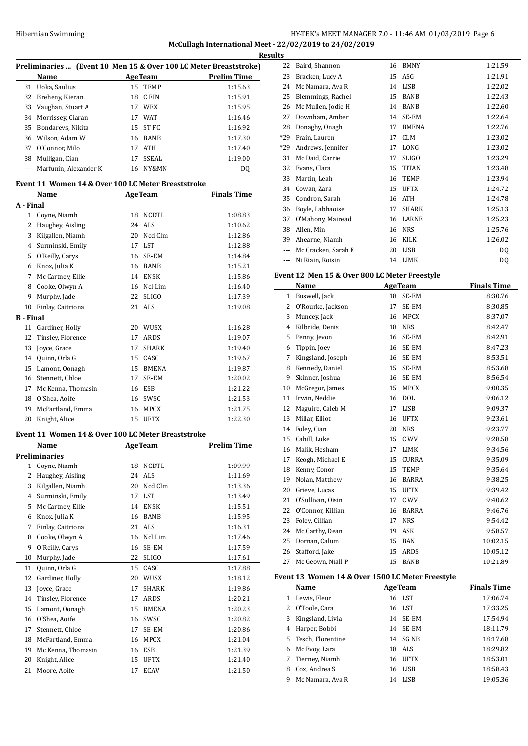McCullagh International Meet - 22/02/2019 to 24/02/2019

Results

### Preliminaries ... (Event 10 Men 15 & Over 100 LC Meter Breaststroke)

| | Name | Age | Team | Prelim Time |
|---|---|---|---|---|
| 31 | Uoka, Saulius | 15 | TEMP | 1:15.63 |
| 32 | Breheny, Kieran | 18 | C FIN | 1:15.91 |
| 33 | Vaughan, Stuart A | 17 | WEX | 1:15.95 |
| 34 | Morrissey, Ciaran | 17 | WAT | 1:16.46 |
| 35 | Bondarevs, Nikita | 15 | ST FC | 1:16.92 |
| 36 | Wilson, Adam W | 16 | BANB | 1:17.30 |
| 37 | O'Connor, Milo | 17 | ATH | 1:17.40 |
| 38 | Mulligan, Cian | 17 | SSEAL | 1:19.00 |
| --- | Marfunin, Alexander K | 16 | NY&MN | DQ |

### Event 11 Women 14 & Over 100 LC Meter Breaststroke

| | Name | Age | Team | Finals Time |
|---|---|---|---|---|
| **A - Final** | | | | |
| 1 | Coyne, Niamh | 18 | NCDTL | 1:08.83 |
| 2 | Haughey, Aisling | 24 | ALS | 1:10.62 |
| 3 | Kilgallen, Niamh | 20 | Ncd Clm | 1:12.86 |
| 4 | Surminski, Emily | 17 | LST | 1:12.88 |
| 5 | O'Reilly, Carys | 16 | SE-EM | 1:14.84 |
| 6 | Knox, Julia K | 16 | BANB | 1:15.21 |
| 7 | Mc Cartney, Ellie | 14 | ENSK | 1:15.86 |
| 8 | Cooke, Olwyn A | 16 | Ncl Lim | 1:16.40 |
| 9 | Murphy, Jade | 22 | SLIGO | 1:17.39 |
| 10 | Finlay, Caitriona | 21 | ALS | 1:19.08 |
| **B - Final** | | | | |
| 11 | Gardiner, Holly | 20 | WUSX | 1:16.28 |
| 12 | Tinsley, Florence | 17 | ARDS | 1:19.07 |
| 13 | Joyce, Grace | 17 | SHARK | 1:19.40 |
| 14 | Quinn, Orla G | 15 | CASC | 1:19.67 |
| 15 | Lamont, Oonagh | 15 | BMENA | 1:19.87 |
| 16 | Stennett, Chloe | 17 | SE-EM | 1:20.02 |
| 17 | Mc Kenna, Thomasin | 16 | ESB | 1:21.22 |
| 18 | O'Shea, Aoife | 16 | SWSC | 1:21.53 |
| 19 | McPartland, Emma | 16 | MPCX | 1:21.75 |
| 20 | Knight, Alice | 15 | UFTX | 1:22.30 |

### Event 11 Women 14 & Over 100 LC Meter Breaststroke

| | Name | Age | Team | Prelim Time |
|---|---|---|---|---|
| **Preliminaries** | | | | |
| 1 | Coyne, Niamh | 18 | NCDTL | 1:09.99 |
| 2 | Haughey, Aisling | 24 | ALS | 1:11.69 |
| 3 | Kilgallen, Niamh | 20 | Ncd Clm | 1:13.36 |
| 4 | Surminski, Emily | 17 | LST | 1:13.49 |
| 5 | Mc Cartney, Ellie | 14 | ENSK | 1:15.51 |
| 6 | Knox, Julia K | 16 | BANB | 1:15.95 |
| 7 | Finlay, Caitriona | 21 | ALS | 1:16.31 |
| 8 | Cooke, Olwyn A | 16 | Ncl Lim | 1:17.46 |
| 9 | O'Reilly, Carys | 16 | SE-EM | 1:17.59 |
| 10 | Murphy, Jade | 22 | SLIGO | 1:17.61 |
| 11 | Quinn, Orla G | 15 | CASC | 1:17.88 |
| 12 | Gardiner, Holly | 20 | WUSX | 1:18.12 |
| 13 | Joyce, Grace | 17 | SHARK | 1:19.86 |
| 14 | Tinsley, Florence | 17 | ARDS | 1:20.21 |
| 15 | Lamont, Oonagh | 15 | BMENA | 1:20.23 |
| 16 | O'Shea, Aoife | 16 | SWSC | 1:20.82 |
| 17 | Stennett, Chloe | 17 | SE-EM | 1:20.86 |
| 18 | McPartland, Emma | 16 | MPCX | 1:21.04 |
| 19 | Mc Kenna, Thomasin | 16 | ESB | 1:21.39 |
| 20 | Knight, Alice | 15 | UFTX | 1:21.40 |
| 21 | Moore, Aoife | 17 | ECAV | 1:21.50 |
| 22 | Baird, Shannon | 16 | BMNY | 1:21.59 |
| 23 | Bracken, Lucy A | 15 | ASG | 1:21.91 |
| 24 | Mc Namara, Ava R | 14 | LISB | 1:22.02 |
| 25 | Blemmings, Rachel | 15 | BANB | 1:22.43 |
| 26 | Mc Mullen, Jodie H | 14 | BANB | 1:22.60 |
| 27 | Downham, Amber | 14 | SE-EM | 1:22.64 |
| 28 | Donaghy, Onagh | 17 | BMENA | 1:22.76 |
| *29 | Frain, Lauren | 17 | CLM | 1:23.02 |
| *29 | Andrews, Jennifer | 17 | LONG | 1:23.02 |
| 31 | Mc Daid, Carrie | 17 | SLIGO | 1:23.29 |
| 32 | Evans, Clara | 15 | TITAN | 1:23.48 |
| 33 | Martin, Leah | 16 | TEMP | 1:23.94 |
| 34 | Cowan, Zara | 15 | UFTX | 1:24.72 |
| 35 | Condron, Sarah | 16 | ATH | 1:24.78 |
| 36 | Boyle, Labhaoise | 17 | SHARK | 1:25.13 |
| 37 | O'Mahony, Mairead | 16 | LARNE | 1:25.23 |
| 38 | Allen, Min | 16 | NRS | 1:25.76 |
| 39 | Ahearne, Niamh | 16 | KILK | 1:26.02 |
| --- | Mc Cracken, Sarah E | 20 | LISB | DQ |
| --- | Ni Riain, Roisin | 14 | LIMK | DQ |

### Event 12 Men 15 & Over 800 LC Meter Freestyle

| | Name | Age | Team | Finals Time |
|---|---|---|---|---|
| 1 | Buswell, Jack | 18 | SE-EM | 8:30.76 |
| 2 | O'Rourke, Jackson | 17 | SE-EM | 8:30.85 |
| 3 | Muncey, Jack | 16 | MPCX | 8:37.07 |
| 4 | Kilbride, Denis | 18 | NRS | 8:42.47 |
| 5 | Penny, Jevon | 16 | SE-EM | 8:42.91 |
| 6 | Tippin, Joey | 16 | SE-EM | 8:47.23 |
| 7 | Kingsland, Joseph | 16 | SE-EM | 8:53.51 |
| 8 | Kennedy, Daniel | 15 | SE-EM | 8:53.68 |
| 9 | Skinner, Joshua | 16 | SE-EM | 8:56.54 |
| 10 | McGregor, James | 15 | MPCX | 9:00.35 |
| 11 | Irwin, Neddie | 16 | DOL | 9:06.12 |
| 12 | Maguire, Caleb M | 17 | LISB | 9:09.37 |
| 13 | Millar, Elliot | 16 | UFTX | 9:23.61 |
| 14 | Foley, Cian | 20 | NRS | 9:23.77 |
| 15 | Cahill, Luke | 15 | C WV | 9:28.58 |
| 16 | Malik, Hesham | 17 | LIMK | 9:34.56 |
| 17 | Keogh, Michael E | 15 | CURRA | 9:35.09 |
| 18 | Kenny, Conor | 15 | TEMP | 9:35.64 |
| 19 | Nolan, Matthew | 16 | BARRA | 9:38.25 |
| 20 | Grieve, Lucas | 15 | UFTX | 9:39.42 |
| 21 | O'Sullivan, Oisin | 17 | C WV | 9:40.62 |
| 22 | O'Connor, Killian | 16 | BARRA | 9:46.76 |
| 23 | Foley, Cillian | 17 | NRS | 9:54.42 |
| 24 | Mc Carthy, Dean | 19 | ASK | 9:58.57 |
| 25 | Dornan, Calum | 15 | BAN | 10:02.15 |
| 26 | Stafford, Jake | 15 | ARDS | 10:05.12 |
| 27 | Mc Geown, Niall P | 15 | BANB | 10:21.89 |

### Event 13 Women 14 & Over 1500 LC Meter Freestyle

| | Name | Age | Team | Finals Time |
|---|---|---|---|---|
| 1 | Lewis, Fleur | 16 | LST | 17:06.74 |
| 2 | O'Toole, Cara | 16 | LST | 17:33.25 |
| 3 | Kingsland, Livia | 14 | SE-EM | 17:54.94 |
| 4 | Harper, Bobbi | 14 | SE-EM | 18:11.79 |
| 5 | Tesch, Florentine | 14 | SG NB | 18:17.68 |
| 6 | Mc Evoy, Lara | 18 | ALS | 18:29.82 |
| 7 | Tierney, Niamh | 16 | UFTX | 18:53.01 |
| 8 | Cox, Andrea S | 16 | LISB | 18:58.43 |
| 9 | Mc Namara, Ava R | 14 | LISB | 19:05.36 |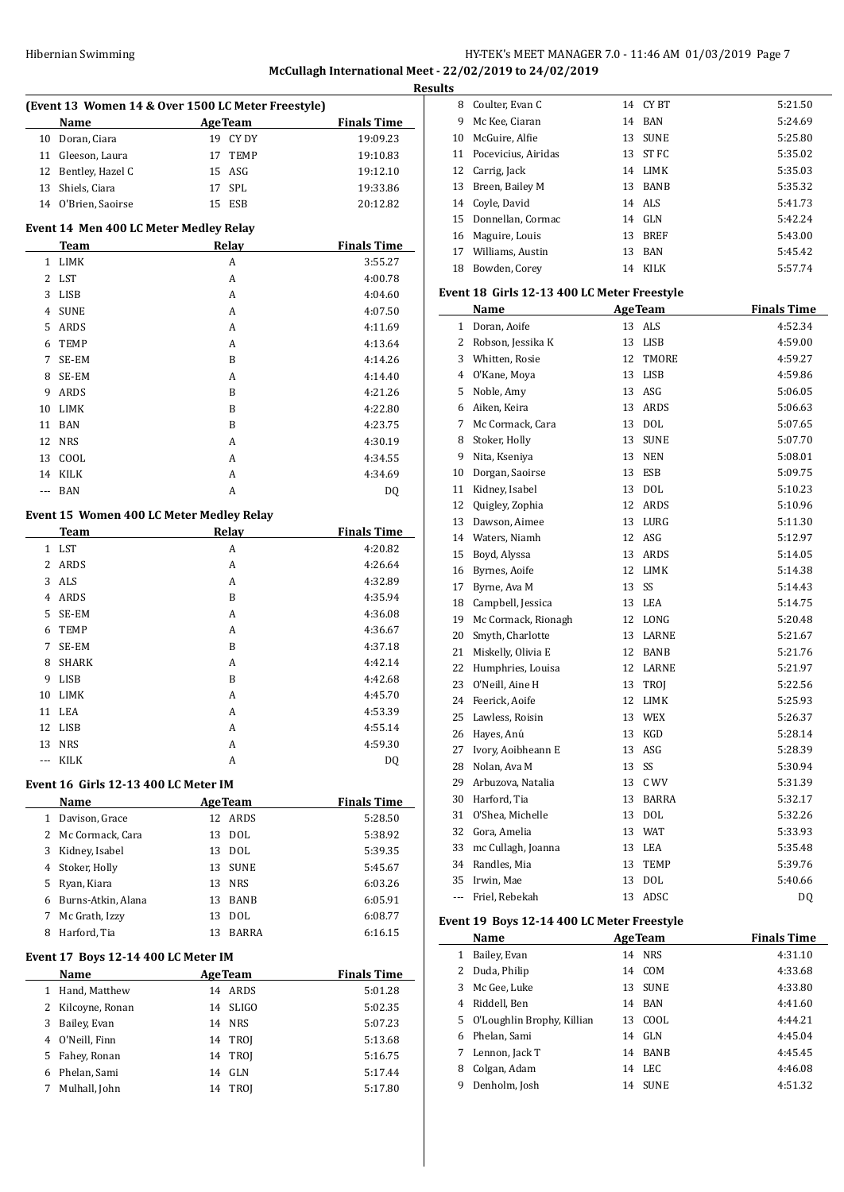**McCullagh International Meet - 22/02/2019 to 24/02/2019**

**Results**

### (Event 13 Women 14 & Over 1500 LC Meter Freestyle)

| | Name | Age | Team | Finals Time |
|---|---|---|---|---|
| 10 | Doran, Ciara | 19 | CY DY | 19:09.23 |
| 11 | Gleeson, Laura | 17 | TEMP | 19:10.83 |
| 12 | Bentley, Hazel C | 15 | ASG | 19:12.10 |
| 13 | Shiels, Ciara | 17 | SPL | 19:33.86 |
| 14 | O'Brien, Saoirse | 15 | ESB | 20:12.82 |

### Event 14 Men 400 LC Meter Medley Relay

| | Team | Relay | Finals Time |
|---|---|---|---|
| 1 | LIMK | A | 3:55.27 |
| 2 | LST | A | 4:00.78 |
| 3 | LISB | A | 4:04.60 |
| 4 | SUNE | A | 4:07.50 |
| 5 | ARDS | A | 4:11.69 |
| 6 | TEMP | A | 4:13.64 |
| 7 | SE-EM | B | 4:14.26 |
| 8 | SE-EM | A | 4:14.40 |
| 9 | ARDS | B | 4:21.26 |
| 10 | LIMK | B | 4:22.80 |
| 11 | BAN | B | 4:23.75 |
| 12 | NRS | A | 4:30.19 |
| 13 | COOL | A | 4:34.55 |
| 14 | KILK | A | 4:34.69 |
| --- | BAN | A | DQ |

### Event 15 Women 400 LC Meter Medley Relay

| | Team | Relay | Finals Time |
|---|---|---|---|
| 1 | LST | A | 4:20.82 |
| 2 | ARDS | A | 4:26.64 |
| 3 | ALS | A | 4:32.89 |
| 4 | ARDS | B | 4:35.94 |
| 5 | SE-EM | A | 4:36.08 |
| 6 | TEMP | A | 4:36.67 |
| 7 | SE-EM | B | 4:37.18 |
| 8 | SHARK | A | 4:42.14 |
| 9 | LISB | B | 4:42.68 |
| 10 | LIMK | A | 4:45.70 |
| 11 | LEA | A | 4:53.39 |
| 12 | LISB | A | 4:55.14 |
| 13 | NRS | A | 4:59.30 |
| --- | KILK | A | DQ |

### Event 16 Girls 12-13 400 LC Meter IM

| | Name | Age | Team | Finals Time |
|---|---|---|---|---|
| 1 | Davison, Grace | 12 | ARDS | 5:28.50 |
| 2 | Mc Cormack, Cara | 13 | DOL | 5:38.92 |
| 3 | Kidney, Isabel | 13 | DOL | 5:39.35 |
| 4 | Stoker, Holly | 13 | SUNE | 5:45.67 |
| 5 | Ryan, Kiara | 13 | NRS | 6:03.26 |
| 6 | Burns-Atkin, Alana | 13 | BANB | 6:05.91 |
| 7 | Mc Grath, Izzy | 13 | DOL | 6:08.77 |
| 8 | Harford, Tia | 13 | BARRA | 6:16.15 |

### Event 17 Boys 12-14 400 LC Meter IM

| | Name | Age | Team | Finals Time |
|---|---|---|---|---|
| 1 | Hand, Matthew | 14 | ARDS | 5:01.28 |
| 2 | Kilcoyne, Ronan | 14 | SLIGO | 5:02.35 |
| 3 | Bailey, Evan | 14 | NRS | 5:07.23 |
| 4 | O'Neill, Finn | 14 | TROJ | 5:13.68 |
| 5 | Fahey, Ronan | 14 | TROJ | 5:16.75 |
| 6 | Phelan, Sami | 14 | GLN | 5:17.44 |
| 7 | Mulhall, John | 14 | TROJ | 5:17.80 |
| 8 | Coulter, Evan C | 14 | CY BT | 5:21.50 |
| 9 | Mc Kee, Ciaran | 14 | BAN | 5:24.69 |
| 10 | McGuire, Alfie | 13 | SUNE | 5:25.80 |
| 11 | Pocevicius, Airidas | 13 | ST FC | 5:35.02 |
| 12 | Carrig, Jack | 14 | LIMK | 5:35.03 |
| 13 | Breen, Bailey M | 13 | BANB | 5:35.32 |
| 14 | Coyle, David | 14 | ALS | 5:41.73 |
| 15 | Donnellan, Cormac | 14 | GLN | 5:42.24 |
| 16 | Maguire, Louis | 13 | BREF | 5:43.00 |
| 17 | Williams, Austin | 13 | BAN | 5:45.42 |
| 18 | Bowden, Corey | 14 | KILK | 5:57.74 |

### Event 18 Girls 12-13 400 LC Meter Freestyle

| | Name | Age | Team | Finals Time |
|---|---|---|---|---|
| 1 | Doran, Aoife | 13 | ALS | 4:52.34 |
| 2 | Robson, Jessika K | 13 | LISB | 4:59.00 |
| 3 | Whitten, Rosie | 12 | TMORE | 4:59.27 |
| 4 | O'Kane, Moya | 13 | LISB | 4:59.86 |
| 5 | Noble, Amy | 13 | ASG | 5:06.05 |
| 6 | Aiken, Keira | 13 | ARDS | 5:06.63 |
| 7 | Mc Cormack, Cara | 13 | DOL | 5:07.65 |
| 8 | Stoker, Holly | 13 | SUNE | 5:07.70 |
| 9 | Nita, Kseniya | 13 | NEN | 5:08.01 |
| 10 | Dorgan, Saoirse | 13 | ESB | 5:09.75 |
| 11 | Kidney, Isabel | 13 | DOL | 5:10.23 |
| 12 | Quigley, Zophia | 12 | ARDS | 5:10.96 |
| 13 | Dawson, Aimee | 13 | LURG | 5:11.30 |
| 14 | Waters, Niamh | 12 | ASG | 5:12.97 |
| 15 | Boyd, Alyssa | 13 | ARDS | 5:14.05 |
| 16 | Byrnes, Aoife | 12 | LIMK | 5:14.38 |
| 17 | Byrne, Ava M | 13 | SS | 5:14.43 |
| 18 | Campbell, Jessica | 13 | LEA | 5:14.75 |
| 19 | Mc Cormack, Rionagh | 12 | LONG | 5:20.48 |
| 20 | Smyth, Charlotte | 13 | LARNE | 5:21.67 |
| 21 | Miskelly, Olivia E | 12 | BANB | 5:21.76 |
| 22 | Humphries, Louisa | 12 | LARNE | 5:21.97 |
| 23 | O'Neill, Aine H | 13 | TROJ | 5:22.56 |
| 24 | Feerick, Aoife | 12 | LIMK | 5:25.93 |
| 25 | Lawless, Roisin | 13 | WEX | 5:26.37 |
| 26 | Hayes, Anú | 13 | KGD | 5:28.14 |
| 27 | Ivory, Aoibheann E | 13 | ASG | 5:28.39 |
| 28 | Nolan, Ava M | 13 | SS | 5:30.94 |
| 29 | Arbuzova, Natalia | 13 | C WV | 5:31.39 |
| 30 | Harford, Tia | 13 | BARRA | 5:32.17 |
| 31 | O'Shea, Michelle | 13 | DOL | 5:32.26 |
| 32 | Gora, Amelia | 13 | WAT | 5:33.93 |
| 33 | mc Cullagh, Joanna | 13 | LEA | 5:35.48 |
| 34 | Randles, Mia | 13 | TEMP | 5:39.76 |
| 35 | Irwin, Mae | 13 | DOL | 5:40.66 |
| --- | Friel, Rebekah | 13 | ADSC | DQ |

### Event 19 Boys 12-14 400 LC Meter Freestyle

| | Name | Age | Team | Finals Time |
|---|---|---|---|---|
| 1 | Bailey, Evan | 14 | NRS | 4:31.10 |
| 2 | Duda, Philip | 14 | COM | 4:33.68 |
| 3 | Mc Gee, Luke | 13 | SUNE | 4:33.80 |
| 4 | Riddell, Ben | 14 | BAN | 4:41.60 |
| 5 | O'Loughlin Brophy, Killian | 13 | COOL | 4:44.21 |
| 6 | Phelan, Sami | 14 | GLN | 4:45.04 |
| 7 | Lennon, Jack T | 14 | BANB | 4:45.45 |
| 8 | Colgan, Adam | 14 | LEC | 4:46.08 |
| 9 | Denholm, Josh | 14 | SUNE | 4:51.32 |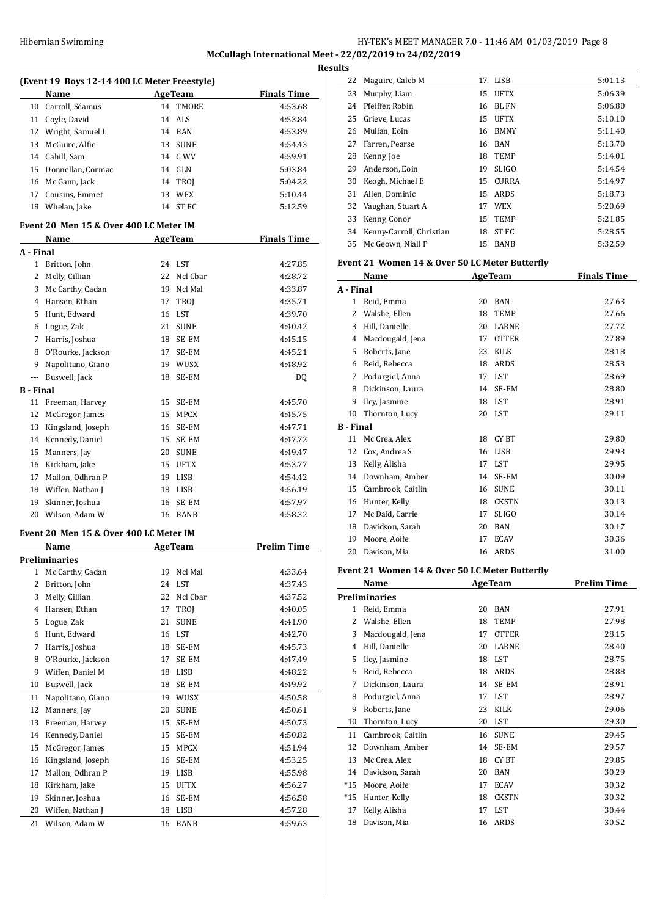## (Event 19 Boys 12-14 400 LC Meter Freestyle)

| | Name | Age | Team | Finals Time |
|---|---|---|---|---|
| 10 | Carroll, Séamus | 14 | TMORE | 4:53.68 |
| 11 | Coyle, David | 14 | ALS | 4:53.84 |
| 12 | Wright, Samuel L | 14 | BAN | 4:53.89 |
| 13 | McGuire, Alfie | 13 | SUNE | 4:54.43 |
| 14 | Cahill, Sam | 14 | C WV | 4:59.91 |
| 15 | Donnellan, Cormac | 14 | GLN | 5:03.84 |
| 16 | Mc Gann, Jack | 14 | TROJ | 5:04.22 |
| 17 | Cousins, Emmet | 13 | WEX | 5:10.44 |
| 18 | Whelan, Jake | 14 | ST FC | 5:12.59 |

## Event 20 Men 15 & Over 400 LC Meter IM

| | Name | Age | Team | Finals Time |
|---|---|---|---|---|
| **A - Final** | | | | |
| 1 | Britton, John | 24 | LST | 4:27.85 |
| 2 | Melly, Cillian | 22 | Ncl Cbar | 4:28.72 |
| 3 | Mc Carthy, Cadan | 19 | Ncl Mal | 4:33.87 |
| 4 | Hansen, Ethan | 17 | TROJ | 4:35.71 |
| 5 | Hunt, Edward | 16 | LST | 4:39.70 |
| 6 | Logue, Zak | 21 | SUNE | 4:40.42 |
| 7 | Harris, Joshua | 18 | SE-EM | 4:45.15 |
| 8 | O'Rourke, Jackson | 17 | SE-EM | 4:45.21 |
| 9 | Napolitano, Giano | 19 | WUSX | 4:48.92 |
| --- | Buswell, Jack | 18 | SE-EM | DQ |
| **B - Final** | | | | |
| 11 | Freeman, Harvey | 15 | SE-EM | 4:45.70 |
| 12 | McGregor, James | 15 | MPCX | 4:45.75 |
| 13 | Kingsland, Joseph | 16 | SE-EM | 4:47.71 |
| 14 | Kennedy, Daniel | 15 | SE-EM | 4:47.72 |
| 15 | Manners, Jay | 20 | SUNE | 4:49.47 |
| 16 | Kirkham, Jake | 15 | UFTX | 4:53.77 |
| 17 | Mallon, Odhran P | 19 | LISB | 4:54.42 |
| 18 | Wiffen, Nathan J | 18 | LISB | 4:56.19 |
| 19 | Skinner, Joshua | 16 | SE-EM | 4:57.97 |
| 20 | Wilson, Adam W | 16 | BANB | 4:58.32 |

## Event 20 Men 15 & Over 400 LC Meter IM

| | Name | Age | Team | Prelim Time |
|---|---|---|---|---|
| **Preliminaries** | | | | |
| 1 | Mc Carthy, Cadan | 19 | Ncl Mal | 4:33.64 |
| 2 | Britton, John | 24 | LST | 4:37.43 |
| 3 | Melly, Cillian | 22 | Ncl Cbar | 4:37.52 |
| 4 | Hansen, Ethan | 17 | TROJ | 4:40.05 |
| 5 | Logue, Zak | 21 | SUNE | 4:41.90 |
| 6 | Hunt, Edward | 16 | LST | 4:42.70 |
| 7 | Harris, Joshua | 18 | SE-EM | 4:45.73 |
| 8 | O'Rourke, Jackson | 17 | SE-EM | 4:47.49 |
| 9 | Wiffen, Daniel M | 18 | LISB | 4:48.22 |
| 10 | Buswell, Jack | 18 | SE-EM | 4:49.92 |
| 11 | Napolitano, Giano | 19 | WUSX | 4:50.58 |
| 12 | Manners, Jay | 20 | SUNE | 4:50.61 |
| 13 | Freeman, Harvey | 15 | SE-EM | 4:50.73 |
| 14 | Kennedy, Daniel | 15 | SE-EM | 4:50.82 |
| 15 | McGregor, James | 15 | MPCX | 4:51.94 |
| 16 | Kingsland, Joseph | 16 | SE-EM | 4:53.25 |
| 17 | Mallon, Odhran P | 19 | LISB | 4:55.98 |
| 18 | Kirkham, Jake | 15 | UFTX | 4:56.27 |
| 19 | Skinner, Joshua | 16 | SE-EM | 4:56.58 |
| 20 | Wiffen, Nathan J | 18 | LISB | 4:57.28 |
| 21 | Wilson, Adam W | 16 | BANB | 4:59.63 |
| 22 | Maguire, Caleb M | 17 | LISB | 5:01.13 |
| 23 | Murphy, Liam | 15 | UFTX | 5:06.39 |
| 24 | Pfeiffer, Robin | 16 | BL FN | 5:06.80 |
| 25 | Grieve, Lucas | 15 | UFTX | 5:10.10 |
| 26 | Mullan, Eoin | 16 | BMNY | 5:11.40 |
| 27 | Farren, Pearse | 16 | BAN | 5:13.70 |
| 28 | Kenny, Joe | 18 | TEMP | 5:14.01 |
| 29 | Anderson, Eoin | 19 | SLIGO | 5:14.54 |
| 30 | Keogh, Michael E | 15 | CURRA | 5:14.97 |
| 31 | Allen, Dominic | 15 | ARDS | 5:18.73 |
| 32 | Vaughan, Stuart A | 17 | WEX | 5:20.69 |
| 33 | Kenny, Conor | 15 | TEMP | 5:21.85 |
| 34 | Kenny-Carroll, Christian | 18 | ST FC | 5:28.55 |
| 35 | Mc Geown, Niall P | 15 | BANB | 5:32.59 |

## Event 21 Women 14 & Over 50 LC Meter Butterfly

| | Name | Age | Team | Finals Time |
|---|---|---|---|---|
| **A - Final** | | | | |
| 1 | Reid, Emma | 20 | BAN | 27.63 |
| 2 | Walshe, Ellen | 18 | TEMP | 27.66 |
| 3 | Hill, Danielle | 20 | LARNE | 27.72 |
| 4 | Macdougald, Jena | 17 | OTTER | 27.89 |
| 5 | Roberts, Jane | 23 | KILK | 28.18 |
| 6 | Reid, Rebecca | 18 | ARDS | 28.53 |
| 7 | Podurgiel, Anna | 17 | LST | 28.69 |
| 8 | Dickinson, Laura | 14 | SE-EM | 28.80 |
| 9 | Iley, Jasmine | 18 | LST | 28.91 |
| 10 | Thornton, Lucy | 20 | LST | 29.11 |
| **B - Final** | | | | |
| 11 | Mc Crea, Alex | 18 | CY BT | 29.80 |
| 12 | Cox, Andrea S | 16 | LISB | 29.93 |
| 13 | Kelly, Alisha | 17 | LST | 29.95 |
| 14 | Downham, Amber | 14 | SE-EM | 30.09 |
| 15 | Cambrook, Caitlin | 16 | SUNE | 30.11 |
| 16 | Hunter, Kelly | 18 | CKSTN | 30.13 |
| 17 | Mc Daid, Carrie | 17 | SLIGO | 30.14 |
| 18 | Davidson, Sarah | 20 | BAN | 30.17 |
| 19 | Moore, Aoife | 17 | ECAV | 30.36 |
| 20 | Davison, Mia | 16 | ARDS | 31.00 |

## Event 21 Women 14 & Over 50 LC Meter Butterfly

| | Name | Age | Team | Prelim Time |
|---|---|---|---|---|
| **Preliminaries** | | | | |
| 1 | Reid, Emma | 20 | BAN | 27.91 |
| 2 | Walshe, Ellen | 18 | TEMP | 27.98 |
| 3 | Macdougald, Jena | 17 | OTTER | 28.15 |
| 4 | Hill, Danielle | 20 | LARNE | 28.40 |
| 5 | Iley, Jasmine | 18 | LST | 28.75 |
| 6 | Reid, Rebecca | 18 | ARDS | 28.88 |
| 7 | Dickinson, Laura | 14 | SE-EM | 28.91 |
| 8 | Podurgiel, Anna | 17 | LST | 28.97 |
| 9 | Roberts, Jane | 23 | KILK | 29.06 |
| 10 | Thornton, Lucy | 20 | LST | 29.30 |
| 11 | Cambrook, Caitlin | 16 | SUNE | 29.45 |
| 12 | Downham, Amber | 14 | SE-EM | 29.57 |
| 13 | Mc Crea, Alex | 18 | CY BT | 29.85 |
| 14 | Davidson, Sarah | 20 | BAN | 30.29 |
| *15 | Moore, Aoife | 17 | ECAV | 30.32 |
| *15 | Hunter, Kelly | 18 | CKSTN | 30.32 |
| 17 | Kelly, Alisha | 17 | LST | 30.44 |
| 18 | Davison, Mia | 16 | ARDS | 30.52 |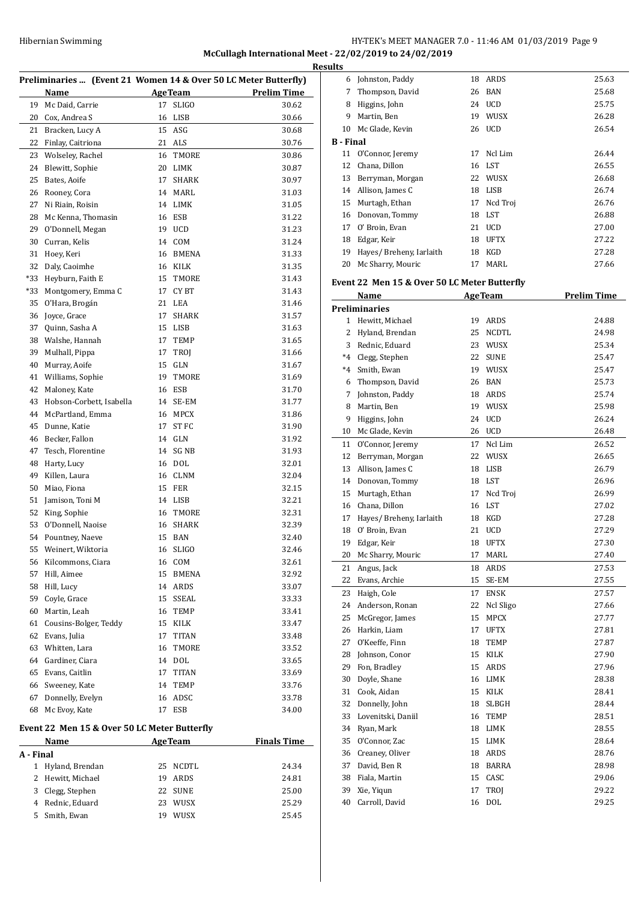**McCullagh International Meet - 22/02/2019 to 24/02/2019**

**Results**

## Preliminaries ... (Event 21 Women 14 & Over 50 LC Meter Butterfly)

| | Name | Age | Team | Prelim Time |
|---|---|---|---|---|
| 19 | Mc Daid, Carrie | 17 | SLIGO | 30.62 |
| 20 | Cox, Andrea S | 16 | LISB | 30.66 |
| 21 | Bracken, Lucy A | 15 | ASG | 30.68 |
| 22 | Finlay, Caitriona | 21 | ALS | 30.76 |
| 23 | Wolseley, Rachel | 16 | TMORE | 30.86 |
| 24 | Blewitt, Sophie | 20 | LIMK | 30.87 |
| 25 | Bates, Aoife | 17 | SHARK | 30.97 |
| 26 | Rooney, Cora | 14 | MARL | 31.03 |
| 27 | Ni Riain, Roisin | 14 | LIMK | 31.05 |
| 28 | Mc Kenna, Thomasin | 16 | ESB | 31.22 |
| 29 | O'Donnell, Megan | 19 | UCD | 31.23 |
| 30 | Curran, Kelis | 14 | COM | 31.24 |
| 31 | Hoey, Keri | 16 | BMENA | 31.33 |
| 32 | Daly, Caoimhe | 16 | KILK | 31.35 |
| *33 | Heyburn, Faith E | 15 | TMORE | 31.43 |
| *33 | Montgomery, Emma C | 17 | CY BT | 31.43 |
| 35 | O'Hara, Brogán | 21 | LEA | 31.46 |
| 36 | Joyce, Grace | 17 | SHARK | 31.57 |
| 37 | Quinn, Sasha A | 15 | LISB | 31.63 |
| 38 | Walshe, Hannah | 17 | TEMP | 31.65 |
| 39 | Mulhall, Pippa | 17 | TROJ | 31.66 |
| 40 | Murray, Aoife | 15 | GLN | 31.67 |
| 41 | Williams, Sophie | 19 | TMORE | 31.69 |
| 42 | Maloney, Kate | 16 | ESB | 31.70 |
| 43 | Hobson-Corbett, Isabella | 14 | SE-EM | 31.77 |
| 44 | McPartland, Emma | 16 | MPCX | 31.86 |
| 45 | Dunne, Katie | 17 | ST FC | 31.90 |
| 46 | Becker, Fallon | 14 | GLN | 31.92 |
| 47 | Tesch, Florentine | 14 | SG NB | 31.93 |
| 48 | Harty, Lucy | 16 | DOL | 32.01 |
| 49 | Killen, Laura | 16 | CLNM | 32.04 |
| 50 | Miao, Fiona | 15 | FER | 32.15 |
| 51 | Jamison, Toni M | 14 | LISB | 32.21 |
| 52 | King, Sophie | 16 | TMORE | 32.31 |
| 53 | O'Donnell, Naoise | 16 | SHARK | 32.39 |
| 54 | Pountney, Naeve | 15 | BAN | 32.40 |
| 55 | Weinert, Wiktoria | 16 | SLIGO | 32.46 |
| 56 | Kilcommons, Ciara | 16 | COM | 32.61 |
| 57 | Hill, Aimee | 15 | BMENA | 32.92 |
| 58 | Hill, Lucy | 14 | ARDS | 33.07 |
| 59 | Coyle, Grace | 15 | SSEAL | 33.33 |
| 60 | Martin, Leah | 16 | TEMP | 33.41 |
| 61 | Cousins-Bolger, Teddy | 15 | KILK | 33.47 |
| 62 | Evans, Julia | 17 | TITAN | 33.48 |
| 63 | Whitten, Lara | 16 | TMORE | 33.52 |
| 64 | Gardiner, Ciara | 14 | DOL | 33.65 |
| 65 | Evans, Caitlin | 17 | TITAN | 33.69 |
| 66 | Sweeney, Kate | 14 | TEMP | 33.76 |
| 67 | Donnelly, Evelyn | 16 | ADSC | 33.78 |
| 68 | Mc Evoy, Kate | 17 | ESB | 34.00 |

## Event 22 Men 15 & Over 50 LC Meter Butterfly

| | Name | Age | Team | Finals Time |
|---|---|---|---|---|
| **A - Final** | | | | |
| 1 | Hyland, Brendan | 25 | NCDTL | 24.34 |
| 2 | Hewitt, Michael | 19 | ARDS | 24.81 |
| 3 | Clegg, Stephen | 22 | SUNE | 25.00 |
| 4 | Rednic, Eduard | 23 | WUSX | 25.29 |
| 5 | Smith, Ewan | 19 | WUSX | 25.45 |
| 6 | Johnston, Paddy | 18 | ARDS | 25.63 |
| 7 | Thompson, David | 26 | BAN | 25.68 |
| 8 | Higgins, John | 24 | UCD | 25.75 |
| 9 | Martin, Ben | 19 | WUSX | 26.28 |
| 10 | Mc Glade, Kevin | 26 | UCD | 26.54 |
| **B - Final** | | | | |
| 11 | O'Connor, Jeremy | 17 | Ncl Lim | 26.44 |
| 12 | Chana, Dillon | 16 | LST | 26.55 |
| 13 | Berryman, Morgan | 22 | WUSX | 26.68 |
| 14 | Allison, James C | 18 | LISB | 26.74 |
| 15 | Murtagh, Ethan | 17 | Ncd Troj | 26.76 |
| 16 | Donovan, Tommy | 18 | LST | 26.88 |
| 17 | O' Broin, Evan | 21 | UCD | 27.00 |
| 18 | Edgar, Keir | 18 | UFTX | 27.22 |
| 19 | Hayes/ Breheny, Iarlaith | 18 | KGD | 27.28 |
| 20 | Mc Sharry, Mouric | 17 | MARL | 27.66 |

## Event 22 Men 15 & Over 50 LC Meter Butterfly

| | Name | Age | Team | Prelim Time |
|---|---|---|---|---|
| **Preliminaries** | | | | |
| 1 | Hewitt, Michael | 19 | ARDS | 24.88 |
| 2 | Hyland, Brendan | 25 | NCDTL | 24.98 |
| 3 | Rednic, Eduard | 23 | WUSX | 25.34 |
| *4 | Clegg, Stephen | 22 | SUNE | 25.47 |
| *4 | Smith, Ewan | 19 | WUSX | 25.47 |
| 6 | Thompson, David | 26 | BAN | 25.73 |
| 7 | Johnston, Paddy | 18 | ARDS | 25.74 |
| 8 | Martin, Ben | 19 | WUSX | 25.98 |
| 9 | Higgins, John | 24 | UCD | 26.24 |
| 10 | Mc Glade, Kevin | 26 | UCD | 26.48 |
| 11 | O'Connor, Jeremy | 17 | Ncl Lim | 26.52 |
| 12 | Berryman, Morgan | 22 | WUSX | 26.65 |
| 13 | Allison, James C | 18 | LISB | 26.79 |
| 14 | Donovan, Tommy | 18 | LST | 26.96 |
| 15 | Murtagh, Ethan | 17 | Ncd Troj | 26.99 |
| 16 | Chana, Dillon | 16 | LST | 27.02 |
| 17 | Hayes/ Breheny, Iarlaith | 18 | KGD | 27.28 |
| 18 | O' Broin, Evan | 21 | UCD | 27.29 |
| 19 | Edgar, Keir | 18 | UFTX | 27.30 |
| 20 | Mc Sharry, Mouric | 17 | MARL | 27.40 |
| 21 | Angus, Jack | 18 | ARDS | 27.53 |
| 22 | Evans, Archie | 15 | SE-EM | 27.55 |
| 23 | Haigh, Cole | 17 | ENSK | 27.57 |
| 24 | Anderson, Ronan | 22 | Ncl Sligo | 27.66 |
| 25 | McGregor, James | 15 | MPCX | 27.77 |
| 26 | Harkin, Liam | 17 | UFTX | 27.81 |
| 27 | O'Keeffe, Finn | 18 | TEMP | 27.87 |
| 28 | Johnson, Conor | 15 | KILK | 27.90 |
| 29 | Fon, Bradley | 15 | ARDS | 27.96 |
| 30 | Doyle, Shane | 16 | LIMK | 28.38 |
| 31 | Cook, Aidan | 15 | KILK | 28.41 |
| 32 | Donnelly, John | 18 | SLBGH | 28.44 |
| 33 | Lovenitski, Daniil | 16 | TEMP | 28.51 |
| 34 | Ryan, Mark | 18 | LIMK | 28.55 |
| 35 | O'Connor, Zac | 15 | LIMK | 28.64 |
| 36 | Creaney, Oliver | 18 | ARDS | 28.76 |
| 37 | David, Ben R | 18 | BARRA | 28.98 |
| 38 | Fiala, Martin | 15 | CASC | 29.06 |
| 39 | Xie, Yiqun | 17 | TROJ | 29.22 |
| 40 | Carroll, David | 16 | DOL | 29.25 |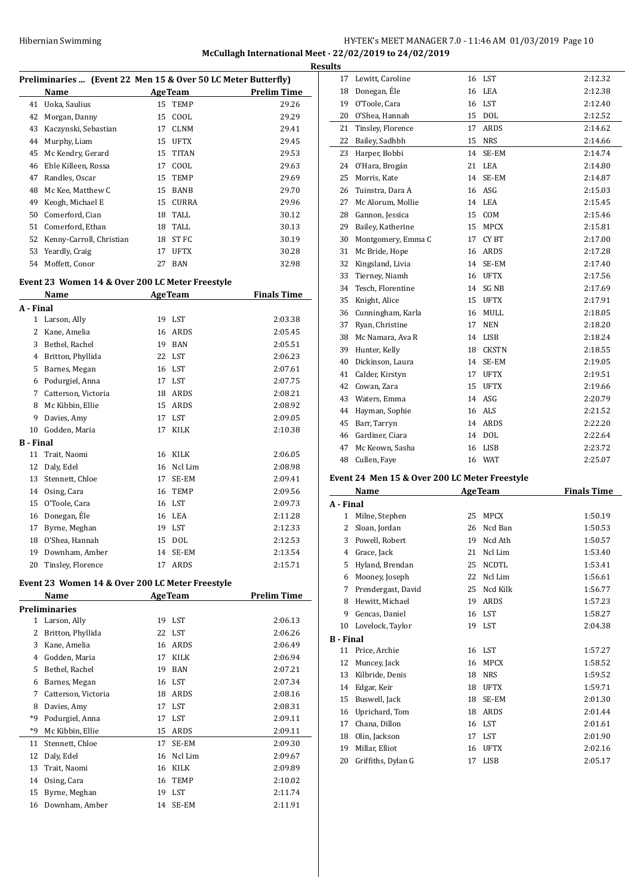## McCullagh International Meet - 22/02/2019 to 24/02/2019

### Results

### Preliminaries ... (Event 22 Men 15 & Over 50 LC Meter Butterfly)

| | Name | Age | Team | Prelim Time |
|---|---|---|---|---|
| 41 | Uoka, Saulius | 15 | TEMP | 29.26 |
| 42 | Morgan, Danny | 15 | COOL | 29.29 |
| 43 | Kaczynski, Sebastian | 17 | CLNM | 29.41 |
| 44 | Murphy, Liam | 15 | UFTX | 29.45 |
| 45 | Mc Kendry, Gerard | 15 | TITAN | 29.53 |
| 46 | Eble Killeen, Rossa | 17 | COOL | 29.63 |
| 47 | Randles, Oscar | 15 | TEMP | 29.69 |
| 48 | Mc Kee, Matthew C | 15 | BANB | 29.70 |
| 49 | Keogh, Michael E | 15 | CURRA | 29.96 |
| 50 | Comerford, Cian | 18 | TALL | 30.12 |
| 51 | Comerford, Ethan | 18 | TALL | 30.13 |
| 52 | Kenny-Carroll, Christian | 18 | ST FC | 30.19 |
| 53 | Yeardly, Craig | 17 | UFTX | 30.28 |
| 54 | Moffett, Conor | 27 | BAN | 32.98 |

### Event 23 Women 14 & Over 200 LC Meter Freestyle

| | Name | Age | Team | Finals Time |
|---|---|---|---|---|
| **A - Final** | | | | |
| 1 | Larson, Ally | 19 | LST | 2:03.38 |
| 2 | Kane, Amelia | 16 | ARDS | 2:05.45 |
| 3 | Bethel, Rachel | 19 | BAN | 2:05.51 |
| 4 | Britton, Phyllida | 22 | LST | 2:06.23 |
| 5 | Barnes, Megan | 16 | LST | 2:07.61 |
| 6 | Podurgiel, Anna | 17 | LST | 2:07.75 |
| 7 | Catterson, Victoria | 18 | ARDS | 2:08.21 |
| 8 | Mc Kibbin, Ellie | 15 | ARDS | 2:08.92 |
| 9 | Davies, Amy | 17 | LST | 2:09.05 |
| 10 | Godden, Maria | 17 | KILK | 2:10.38 |
| **B - Final** | | | | |
| 11 | Trait, Naomi | 16 | KILK | 2:06.05 |
| 12 | Daly, Edel | 16 | Ncl Lim | 2:08.98 |
| 13 | Stennett, Chloe | 17 | SE-EM | 2:09.41 |
| 14 | Osing, Cara | 16 | TEMP | 2:09.56 |
| 15 | O'Toole, Cara | 16 | LST | 2:09.73 |
| 16 | Donegan, Éle | 16 | LEA | 2:11.28 |
| 17 | Byrne, Meghan | 19 | LST | 2:12.33 |
| 18 | O'Shea, Hannah | 15 | DOL | 2:12.53 |
| 19 | Downham, Amber | 14 | SE-EM | 2:13.54 |
| 20 | Tinsley, Florence | 17 | ARDS | 2:15.71 |

### Event 23 Women 14 & Over 200 LC Meter Freestyle

| | Name | Age | Team | Prelim Time |
|---|---|---|---|---|
| **Preliminaries** | | | | |
| 1 | Larson, Ally | 19 | LST | 2:06.13 |
| 2 | Britton, Phyllida | 22 | LST | 2:06.26 |
| 3 | Kane, Amelia | 16 | ARDS | 2:06.49 |
| 4 | Godden, Maria | 17 | KILK | 2:06.94 |
| 5 | Bethel, Rachel | 19 | BAN | 2:07.21 |
| 6 | Barnes, Megan | 16 | LST | 2:07.34 |
| 7 | Catterson, Victoria | 18 | ARDS | 2:08.16 |
| 8 | Davies, Amy | 17 | LST | 2:08.31 |
| *9 | Podurgiel, Anna | 17 | LST | 2:09.11 |
| *9 | Mc Kibbin, Ellie | 15 | ARDS | 2:09.11 |
| 11 | Stennett, Chloe | 17 | SE-EM | 2:09.30 |
| 12 | Daly, Edel | 16 | Ncl Lim | 2:09.67 |
| 13 | Trait, Naomi | 16 | KILK | 2:09.89 |
| 14 | Osing, Cara | 16 | TEMP | 2:10.02 |
| 15 | Byrne, Meghan | 19 | LST | 2:11.74 |
| 16 | Downham, Amber | 14 | SE-EM | 2:11.91 |
| 17 | Lewitt, Caroline | 16 | LST | 2:12.32 |
| 18 | Donegan, Éle | 16 | LEA | 2:12.38 |
| 19 | O'Toole, Cara | 16 | LST | 2:12.40 |
| 20 | O'Shea, Hannah | 15 | DOL | 2:12.52 |
| 21 | Tinsley, Florence | 17 | ARDS | 2:14.62 |
| 22 | Bailey, Sadhbh | 15 | NRS | 2:14.66 |
| 23 | Harper, Bobbi | 14 | SE-EM | 2:14.74 |
| 24 | O'Hara, Brogán | 21 | LEA | 2:14.80 |
| 25 | Morris, Kate | 14 | SE-EM | 2:14.87 |
| 26 | Tuinstra, Dara A | 16 | ASG | 2:15.03 |
| 27 | Mc Alorum, Mollie | 14 | LEA | 2:15.45 |
| 28 | Gannon, Jessica | 15 | COM | 2:15.46 |
| 29 | Bailey, Katherine | 15 | MPCX | 2:15.81 |
| 30 | Montgomery, Emma C | 17 | CY BT | 2:17.00 |
| 31 | Mc Bride, Hope | 16 | ARDS | 2:17.28 |
| 32 | Kingsland, Livia | 14 | SE-EM | 2:17.40 |
| 33 | Tierney, Niamh | 16 | UFTX | 2:17.56 |
| 34 | Tesch, Florentine | 14 | SG NB | 2:17.69 |
| 35 | Knight, Alice | 15 | UFTX | 2:17.91 |
| 36 | Cunningham, Karla | 16 | MULL | 2:18.05 |
| 37 | Ryan, Christine | 17 | NEN | 2:18.20 |
| 38 | Mc Namara, Ava R | 14 | LISB | 2:18.24 |
| 39 | Hunter, Kelly | 18 | CKSTN | 2:18.55 |
| 40 | Dickinson, Laura | 14 | SE-EM | 2:19.05 |
| 41 | Calder, Kirstyn | 17 | UFTX | 2:19.51 |
| 42 | Cowan, Zara | 15 | UFTX | 2:19.66 |
| 43 | Waters, Emma | 14 | ASG | 2:20.79 |
| 44 | Hayman, Sophie | 16 | ALS | 2:21.52 |
| 45 | Barr, Tarryn | 14 | ARDS | 2:22.20 |
| 46 | Gardiner, Ciara | 14 | DOL | 2:22.64 |
| 47 | Mc Keown, Sasha | 16 | LISB | 2:23.72 |
| 48 | Cullen, Faye | 16 | WAT | 2:25.07 |

### Event 24 Men 15 & Over 200 LC Meter Freestyle

| | Name | Age | Team | Finals Time |
|---|---|---|---|---|
| **A - Final** | | | | |
| 1 | Milne, Stephen | 25 | MPCX | 1:50.19 |
| 2 | Sloan, Jordan | 26 | Ncd Ban | 1:50.53 |
| 3 | Powell, Robert | 19 | Ncd Ath | 1:50.57 |
| 4 | Grace, Jack | 21 | Ncl Lim | 1:53.40 |
| 5 | Hyland, Brendan | 25 | NCDTL | 1:53.41 |
| 6 | Mooney, Joseph | 22 | Ncl Lim | 1:56.61 |
| 7 | Prendergast, David | 25 | Ncd Kilk | 1:56.77 |
| 8 | Hewitt, Michael | 19 | ARDS | 1:57.23 |
| 9 | Gencas, Daniel | 16 | LST | 1:58.27 |
| 10 | Lovelock, Taylor | 19 | LST | 2:04.38 |
| **B - Final** | | | | |
| 11 | Price, Archie | 16 | LST | 1:57.27 |
| 12 | Muncey, Jack | 16 | MPCX | 1:58.52 |
| 13 | Kilbride, Denis | 18 | NRS | 1:59.52 |
| 14 | Edgar, Keir | 18 | UFTX | 1:59.71 |
| 15 | Buswell, Jack | 18 | SE-EM | 2:01.30 |
| 16 | Uprichard, Tom | 18 | ARDS | 2:01.44 |
| 17 | Chana, Dillon | 16 | LST | 2:01.61 |
| 18 | Olin, Jackson | 17 | LST | 2:01.90 |
| 19 | Millar, Elliot | 16 | UFTX | 2:02.16 |
| 20 | Griffiths, Dylan G | 17 | LISB | 2:05.17 |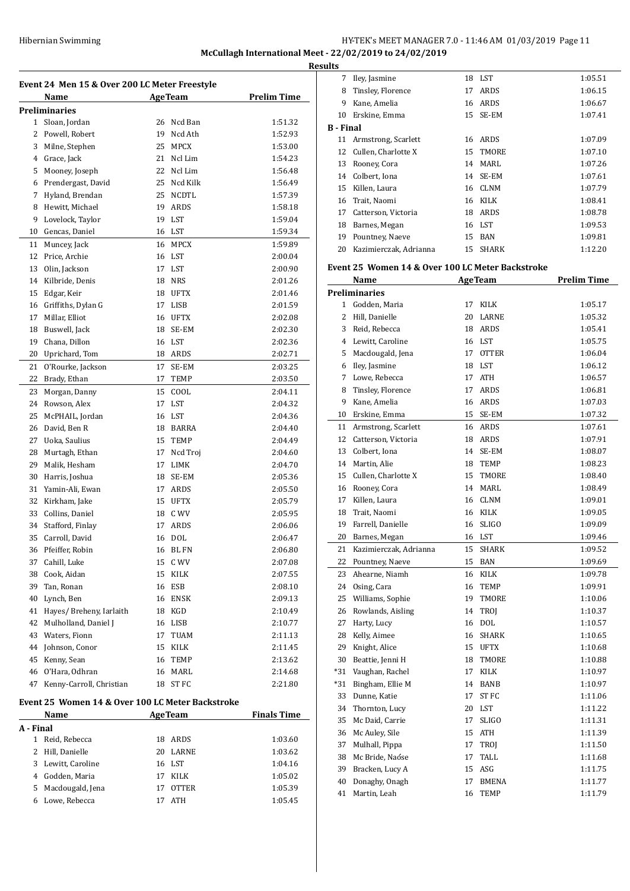McCullagh International Meet - 22/02/2019 to 24/02/2019

**Results**

## Event 24 Men 15 & Over 200 LC Meter Freestyle

| | Name | Age | Team | Prelim Time |
|---|---|---|---|---|
| **Preliminaries** | | | | |
| 1 | Sloan, Jordan | 26 | Ncd Ban | 1:51.32 |
| 2 | Powell, Robert | 19 | Ncd Ath | 1:52.93 |
| 3 | Milne, Stephen | 25 | MPCX | 1:53.00 |
| 4 | Grace, Jack | 21 | Ncl Lim | 1:54.23 |
| 5 | Mooney, Joseph | 22 | Ncl Lim | 1:56.48 |
| 6 | Prendergast, David | 25 | Ncd Kilk | 1:56.49 |
| 7 | Hyland, Brendan | 25 | NCDTL | 1:57.39 |
| 8 | Hewitt, Michael | 19 | ARDS | 1:58.18 |
| 9 | Lovelock, Taylor | 19 | LST | 1:59.04 |
| 10 | Gencas, Daniel | 16 | LST | 1:59.34 |
| 11 | Muncey, Jack | 16 | MPCX | 1:59.89 |
| 12 | Price, Archie | 16 | LST | 2:00.04 |
| 13 | Olin, Jackson | 17 | LST | 2:00.90 |
| 14 | Kilbride, Denis | 18 | NRS | 2:01.26 |
| 15 | Edgar, Keir | 18 | UFTX | 2:01.46 |
| 16 | Griffiths, Dylan G | 17 | LISB | 2:01.59 |
| 17 | Millar, Elliot | 16 | UFTX | 2:02.08 |
| 18 | Buswell, Jack | 18 | SE-EM | 2:02.30 |
| 19 | Chana, Dillon | 16 | LST | 2:02.36 |
| 20 | Uprichard, Tom | 18 | ARDS | 2:02.71 |
| 21 | O'Rourke, Jackson | 17 | SE-EM | 2:03.25 |
| 22 | Brady, Ethan | 17 | TEMP | 2:03.50 |
| 23 | Morgan, Danny | 15 | COOL | 2:04.11 |
| 24 | Rowson, Alex | 17 | LST | 2:04.32 |
| 25 | McPHAIL, Jordan | 16 | LST | 2:04.36 |
| 26 | David, Ben R | 18 | BARRA | 2:04.40 |
| 27 | Uoka, Saulius | 15 | TEMP | 2:04.49 |
| 28 | Murtagh, Ethan | 17 | Ncd Troj | 2:04.60 |
| 29 | Malik, Hesham | 17 | LIMK | 2:04.70 |
| 30 | Harris, Joshua | 18 | SE-EM | 2:05.36 |
| 31 | Yamin-Ali, Ewan | 17 | ARDS | 2:05.50 |
| 32 | Kirkham, Jake | 15 | UFTX | 2:05.79 |
| 33 | Collins, Daniel | 18 | C WV | 2:05.95 |
| 34 | Stafford, Finlay | 17 | ARDS | 2:06.06 |
| 35 | Carroll, David | 16 | DOL | 2:06.47 |
| 36 | Pfeiffer, Robin | 16 | BL FN | 2:06.80 |
| 37 | Cahill, Luke | 15 | C WV | 2:07.08 |
| 38 | Cook, Aidan | 15 | KILK | 2:07.55 |
| 39 | Tan, Ronan | 16 | ESB | 2:08.10 |
| 40 | Lynch, Ben | 16 | ENSK | 2:09.13 |
| 41 | Hayes/ Breheny, Iarlaith | 18 | KGD | 2:10.49 |
| 42 | Mulholland, Daniel J | 16 | LISB | 2:10.77 |
| 43 | Waters, Fionn | 17 | TUAM | 2:11.13 |
| 44 | Johnson, Conor | 15 | KILK | 2:11.45 |
| 45 | Kenny, Sean | 16 | TEMP | 2:13.62 |
| 46 | O'Hara, Odhran | 16 | MARL | 2:14.68 |
| 47 | Kenny-Carroll, Christian | 18 | ST FC | 2:21.80 |

## Event 25 Women 14 & Over 100 LC Meter Backstroke

| | Name | Age | Team | Finals Time |
|---|---|---|---|---|
| **A - Final** | | | | |
| 1 | Reid, Rebecca | 18 | ARDS | 1:03.60 |
| 2 | Hill, Danielle | 20 | LARNE | 1:03.62 |
| 3 | Lewitt, Caroline | 16 | LST | 1:04.16 |
| 4 | Godden, Maria | 17 | KILK | 1:05.02 |
| 5 | Macdougald, Jena | 17 | OTTER | 1:05.39 |
| 6 | Lowe, Rebecca | 17 | ATH | 1:05.45 |
| 7 | Iley, Jasmine | 18 | LST | 1:05.51 |
| 8 | Tinsley, Florence | 17 | ARDS | 1:06.15 |
| 9 | Kane, Amelia | 16 | ARDS | 1:06.67 |
| 10 | Erskine, Emma | 15 | SE-EM | 1:07.41 |
| **B - Final** | | | | |
| 11 | Armstrong, Scarlett | 16 | ARDS | 1:07.09 |
| 12 | Cullen, Charlotte X | 15 | TMORE | 1:07.10 |
| 13 | Rooney, Cora | 14 | MARL | 1:07.26 |
| 14 | Colbert, Iona | 14 | SE-EM | 1:07.61 |
| 15 | Killen, Laura | 16 | CLNM | 1:07.79 |
| 16 | Trait, Naomi | 16 | KILK | 1:08.41 |
| 17 | Catterson, Victoria | 18 | ARDS | 1:08.78 |
| 18 | Barnes, Megan | 16 | LST | 1:09.53 |
| 19 | Pountney, Naeve | 15 | BAN | 1:09.81 |
| 20 | Kazimierczak, Adrianna | 15 | SHARK | 1:12.20 |

## Event 25 Women 14 & Over 100 LC Meter Backstroke

| | Name | Age | Team | Prelim Time |
|---|---|---|---|---|
| **Preliminaries** | | | | |
| 1 | Godden, Maria | 17 | KILK | 1:05.17 |
| 2 | Hill, Danielle | 20 | LARNE | 1:05.32 |
| 3 | Reid, Rebecca | 18 | ARDS | 1:05.41 |
| 4 | Lewitt, Caroline | 16 | LST | 1:05.75 |
| 5 | Macdougald, Jena | 17 | OTTER | 1:06.04 |
| 6 | Iley, Jasmine | 18 | LST | 1:06.12 |
| 7 | Lowe, Rebecca | 17 | ATH | 1:06.57 |
| 8 | Tinsley, Florence | 17 | ARDS | 1:06.81 |
| 9 | Kane, Amelia | 16 | ARDS | 1:07.03 |
| 10 | Erskine, Emma | 15 | SE-EM | 1:07.32 |
| 11 | Armstrong, Scarlett | 16 | ARDS | 1:07.61 |
| 12 | Catterson, Victoria | 18 | ARDS | 1:07.91 |
| 13 | Colbert, Iona | 14 | SE-EM | 1:08.07 |
| 14 | Martin, Alie | 18 | TEMP | 1:08.23 |
| 15 | Cullen, Charlotte X | 15 | TMORE | 1:08.40 |
| 16 | Rooney, Cora | 14 | MARL | 1:08.49 |
| 17 | Killen, Laura | 16 | CLNM | 1:09.01 |
| 18 | Trait, Naomi | 16 | KILK | 1:09.05 |
| 19 | Farrell, Danielle | 16 | SLIGO | 1:09.09 |
| 20 | Barnes, Megan | 16 | LST | 1:09.46 |
| 21 | Kazimierczak, Adrianna | 15 | SHARK | 1:09.52 |
| 22 | Pountney, Naeve | 15 | BAN | 1:09.69 |
| 23 | Ahearne, Niamh | 16 | KILK | 1:09.78 |
| 24 | Osing, Cara | 16 | TEMP | 1:09.91 |
| 25 | Williams, Sophie | 19 | TMORE | 1:10.06 |
| 26 | Rowlands, Aisling | 14 | TROJ | 1:10.37 |
| 27 | Harty, Lucy | 16 | DOL | 1:10.57 |
| 28 | Kelly, Aimee | 16 | SHARK | 1:10.65 |
| 29 | Knight, Alice | 15 | UFTX | 1:10.68 |
| 30 | Beattie, Jenni H | 18 | TMORE | 1:10.88 |
| *31 | Vaughan, Rachel | 17 | KILK | 1:10.97 |
| *31 | Bingham, Ellie M | 14 | BANB | 1:10.97 |
| 33 | Dunne, Katie | 17 | ST FC | 1:11.06 |
| 34 | Thornton, Lucy | 20 | LST | 1:11.22 |
| 35 | Mc Daid, Carrie | 17 | SLIGO | 1:11.31 |
| 36 | Mc Auley, Sile | 15 | ATH | 1:11.39 |
| 37 | Mulhall, Pippa | 17 | TROJ | 1:11.50 |
| 38 | Mc Bride, Naóse | 17 | TALL | 1:11.68 |
| 39 | Bracken, Lucy A | 15 | ASG | 1:11.75 |
| 40 | Donaghy, Onagh | 17 | BMENA | 1:11.77 |
| 41 | Martin, Leah | 16 | TEMP | 1:11.79 |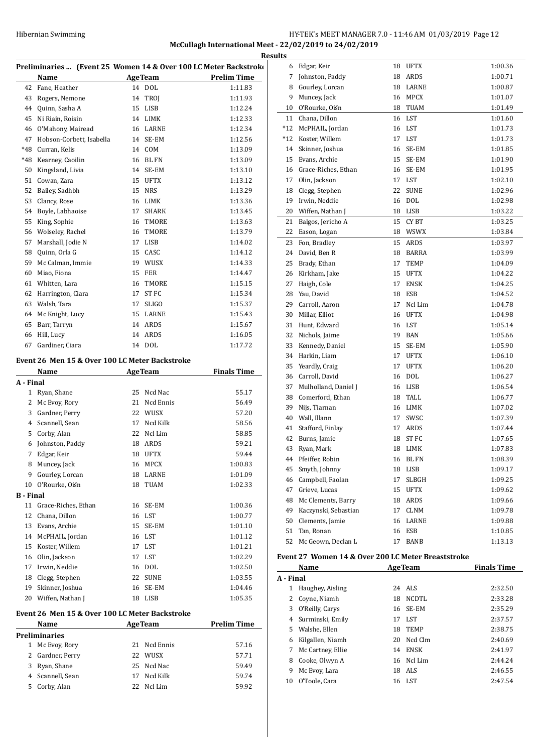## Preliminaries ... (Event 25 Women 14 & Over 100 LC Meter Backstroke)

| | Name | Age | Team | Prelim Time |
|---|---|---|---|---|
| 42 | Fane, Heather | 14 | DOL | 1:11.83 |
| 43 | Rogers, Nemone | 14 | TROJ | 1:11.93 |
| 44 | Quinn, Sasha A | 15 | LISB | 1:12.24 |
| 45 | Ni Riain, Roisin | 14 | LIMK | 1:12.33 |
| 46 | O'Mahony, Mairead | 16 | LARNE | 1:12.34 |
| 47 | Hobson-Corbett, Isabella | 14 | SE-EM | 1:12.56 |
| *48 | Curran, Kelis | 14 | COM | 1:13.09 |
| *48 | Kearney, Caoilin | 16 | BL FN | 1:13.09 |
| 50 | Kingsland, Livia | 14 | SE-EM | 1:13.10 |
| 51 | Cowan, Zara | 15 | UFTX | 1:13.12 |
| 52 | Bailey, Sadhbh | 15 | NRS | 1:13.29 |
| 53 | Clancy, Rose | 16 | LIMK | 1:13.36 |
| 54 | Boyle, Labhaoise | 17 | SHARK | 1:13.45 |
| 55 | King, Sophie | 16 | TMORE | 1:13.63 |
| 56 | Wolseley, Rachel | 16 | TMORE | 1:13.79 |
| 57 | Marshall, Jodie N | 17 | LISB | 1:14.02 |
| 58 | Quinn, Orla G | 15 | CASC | 1:14.12 |
| 59 | Mc Calman, Immie | 19 | WUSX | 1:14.33 |
| 60 | Miao, Fiona | 15 | FER | 1:14.47 |
| 61 | Whitten, Lara | 16 | TMORE | 1:15.15 |
| 62 | Harrington, Ciara | 17 | ST FC | 1:15.34 |
| 63 | Walsh, Tara | 17 | SLIGO | 1:15.37 |
| 64 | Mc Knight, Lucy | 15 | LARNE | 1:15.43 |
| 65 | Barr, Tarryn | 14 | ARDS | 1:15.67 |
| 66 | Hill, Lucy | 14 | ARDS | 1:16.05 |
| 67 | Gardiner, Ciara | 14 | DOL | 1:17.72 |

## Event 26 Men 15 & Over 100 LC Meter Backstroke

| | Name | Age | Team | Finals Time |
|---|---|---|---|---|
| **A - Final** | | | | |
| 1 | Ryan, Shane | 25 | Ncd Nac | 55.17 |
| 2 | Mc Evoy, Rory | 21 | Ncd Ennis | 56.49 |
| 3 | Gardner, Perry | 22 | WUSX | 57.20 |
| 4 | Scannell, Sean | 17 | Ncd Kilk | 58.56 |
| 5 | Corby, Alan | 22 | Ncl Lim | 58.85 |
| 6 | Johnston, Paddy | 18 | ARDS | 59.21 |
| 7 | Edgar, Keir | 18 | UFTX | 59.44 |
| 8 | Muncey, Jack | 16 | MPCX | 1:00.83 |
| 9 | Gourley, Lorcan | 18 | LARNE | 1:01.09 |
| 10 | O'Rourke, Oiśn | 18 | TUAM | 1:02.33 |
| **B - Final** | | | | |
| 11 | Grace-Riches, Ethan | 16 | SE-EM | 1:00.36 |
| 12 | Chana, Dillon | 16 | LST | 1:00.77 |
| 13 | Evans, Archie | 15 | SE-EM | 1:01.10 |
| 14 | McPHAIL, Jordan | 16 | LST | 1:01.12 |
| 15 | Koster, Willem | 17 | LST | 1:01.21 |
| 16 | Olin, Jackson | 17 | LST | 1:02.29 |
| 17 | Irwin, Neddie | 16 | DOL | 1:02.50 |
| 18 | Clegg, Stephen | 22 | SUNE | 1:03.55 |
| 19 | Skinner, Joshua | 16 | SE-EM | 1:04.46 |
| 20 | Wiffen, Nathan J | 18 | LISB | 1:05.35 |

## Event 26 Men 15 & Over 100 LC Meter Backstroke

| | Name | Age | Team | Prelim Time |
|---|---|---|---|---|
| **Preliminaries** | | | | |
| 1 | Mc Evoy, Rory | 21 | Ncd Ennis | 57.16 |
| 2 | Gardner, Perry | 22 | WUSX | 57.71 |
| 3 | Ryan, Shane | 25 | Ncd Nac | 59.49 |
| 4 | Scannell, Sean | 17 | Ncd Kilk | 59.74 |
| 5 | Corby, Alan | 22 | Ncl Lim | 59.92 |
| 6 | Edgar, Keir | 18 | UFTX | 1:00.36 |
| 7 | Johnston, Paddy | 18 | ARDS | 1:00.71 |
| 8 | Gourley, Lorcan | 18 | LARNE | 1:00.87 |
| 9 | Muncey, Jack | 16 | MPCX | 1:01.07 |
| 10 | O'Rourke, Oiśn | 18 | TUAM | 1:01.49 |
| 11 | Chana, Dillon | 16 | LST | 1:01.60 |
| *12 | McPHAIL, Jordan | 16 | LST | 1:01.73 |
| *12 | Koster, Willem | 17 | LST | 1:01.73 |
| 14 | Skinner, Joshua | 16 | SE-EM | 1:01.85 |
| 15 | Evans, Archie | 15 | SE-EM | 1:01.90 |
| 16 | Grace-Riches, Ethan | 16 | SE-EM | 1:01.95 |
| 17 | Olin, Jackson | 17 | LST | 1:02.10 |
| 18 | Clegg, Stephen | 22 | SUNE | 1:02.96 |
| 19 | Irwin, Neddie | 16 | DOL | 1:02.98 |
| 20 | Wiffen, Nathan J | 18 | LISB | 1:03.22 |
| 21 | Balgos, Jericho A | 15 | CY BT | 1:03.25 |
| 22 | Eason, Logan | 18 | WSWX | 1:03.84 |
| 23 | Fon, Bradley | 15 | ARDS | 1:03.97 |
| 24 | David, Ben R | 18 | BARRA | 1:03.99 |
| 25 | Brady, Ethan | 17 | TEMP | 1:04.09 |
| 26 | Kirkham, Jake | 15 | UFTX | 1:04.22 |
| 27 | Haigh, Cole | 17 | ENSK | 1:04.25 |
| 28 | Yau, David | 18 | ESB | 1:04.52 |
| 29 | Carroll, Aaron | 17 | Ncl Lim | 1:04.78 |
| 30 | Millar, Elliot | 16 | UFTX | 1:04.98 |
| 31 | Hunt, Edward | 16 | LST | 1:05.14 |
| 32 | Nichols, Jaime | 19 | BAN | 1:05.66 |
| 33 | Kennedy, Daniel | 15 | SE-EM | 1:05.90 |
| 34 | Harkin, Liam | 17 | UFTX | 1:06.10 |
| 35 | Yeardly, Craig | 17 | UFTX | 1:06.20 |
| 36 | Carroll, David | 16 | DOL | 1:06.27 |
| 37 | Mulholland, Daniel J | 16 | LISB | 1:06.54 |
| 38 | Comerford, Ethan | 18 | TALL | 1:06.77 |
| 39 | Nijs, Tiarnan | 16 | LIMK | 1:07.02 |
| 40 | Wall, Illann | 17 | SWSC | 1:07.39 |
| 41 | Stafford, Finlay | 17 | ARDS | 1:07.44 |
| 42 | Burns, Jamie | 18 | ST FC | 1:07.65 |
| 43 | Ryan, Mark | 18 | LIMK | 1:07.83 |
| 44 | Pfeiffer, Robin | 16 | BL FN | 1:08.39 |
| 45 | Smyth, Johnny | 18 | LISB | 1:09.17 |
| 46 | Campbell, Faolan | 17 | SLBGH | 1:09.25 |
| 47 | Grieve, Lucas | 15 | UFTX | 1:09.62 |
| 48 | Mc Clements, Barry | 18 | ARDS | 1:09.66 |
| 49 | Kaczynski, Sebastian | 17 | CLNM | 1:09.78 |
| 50 | Clements, Jamie | 16 | LARNE | 1:09.88 |
| 51 | Tan, Ronan | 16 | ESB | 1:10.85 |
| 52 | Mc Geown, Declan L | 17 | BANB | 1:13.13 |

## Event 27 Women 14 & Over 200 LC Meter Breaststroke

| | Name | Age | Team | Finals Time |
|---|---|---|---|---|
| **A - Final** | | | | |
| 1 | Haughey, Aisling | 24 | ALS | 2:32.50 |
| 2 | Coyne, Niamh | 18 | NCDTL | 2:33.28 |
| 3 | O'Reilly, Carys | 16 | SE-EM | 2:35.29 |
| 4 | Surminski, Emily | 17 | LST | 2:37.57 |
| 5 | Walshe, Ellen | 18 | TEMP | 2:38.75 |
| 6 | Kilgallen, Niamh | 20 | Ncd Clm | 2:40.69 |
| 7 | Mc Cartney, Ellie | 14 | ENSK | 2:41.97 |
| 8 | Cooke, Olwyn A | 16 | Ncl Lim | 2:44.24 |
| 9 | Mc Evoy, Lara | 18 | ALS | 2:46.55 |
| 10 | O'Toole, Cara | 16 | LST | 2:47.54 |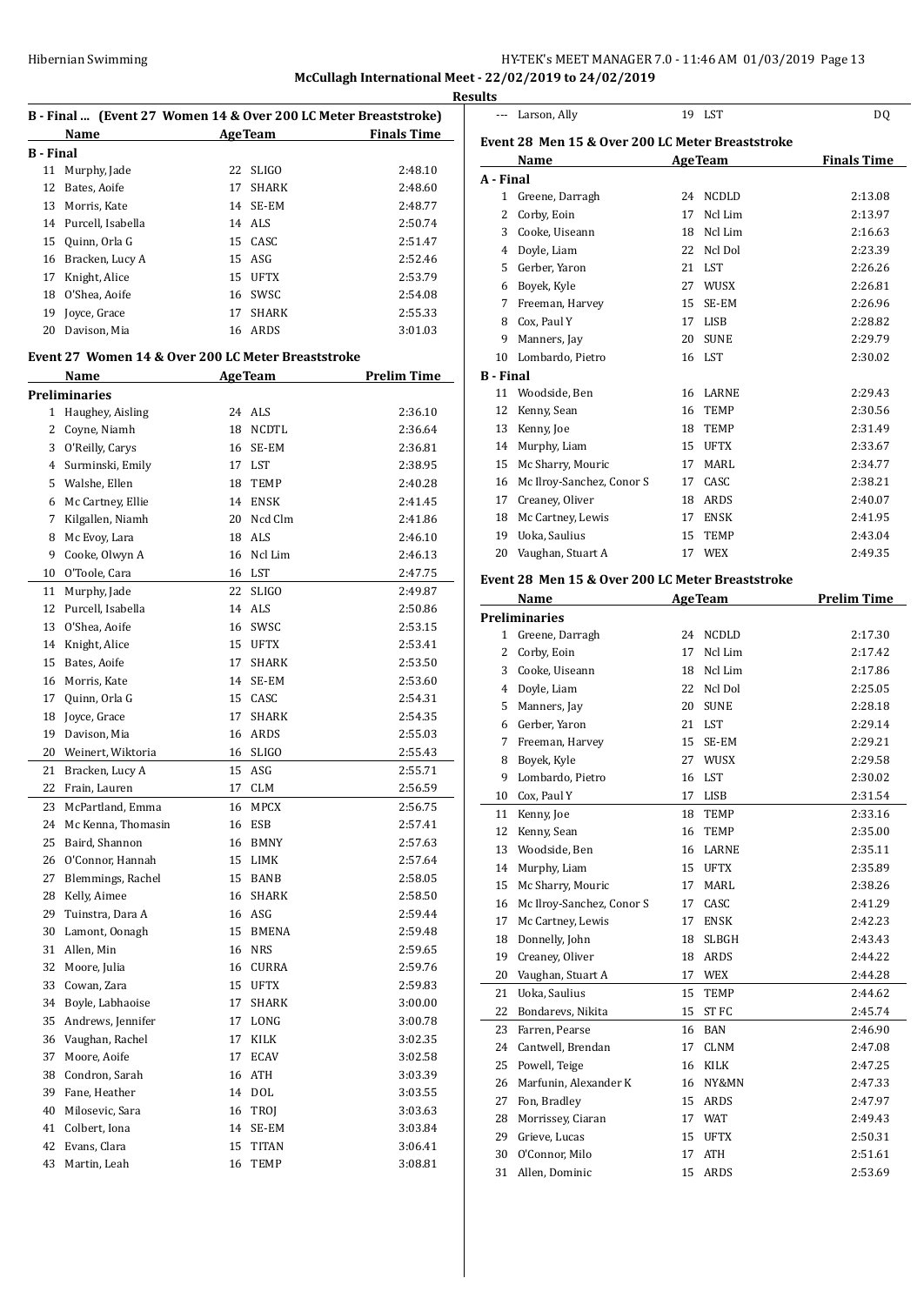McCullagh International Meet - 22/02/2019 to 24/02/2019

**Results**

### B - Final ... (Event 27 Women 14 & Over 200 LC Meter Breaststroke)

| | Name | Age | Team | Finals Time |
|---|---|---|---|---|
| **B - Final** | | | | |
| 11 | Murphy, Jade | 22 | SLIGO | 2:48.10 |
| 12 | Bates, Aoife | 17 | SHARK | 2:48.60 |
| 13 | Morris, Kate | 14 | SE-EM | 2:48.77 |
| 14 | Purcell, Isabella | 14 | ALS | 2:50.74 |
| 15 | Quinn, Orla G | 15 | CASC | 2:51.47 |
| 16 | Bracken, Lucy A | 15 | ASG | 2:52.46 |
| 17 | Knight, Alice | 15 | UFTX | 2:53.79 |
| 18 | O'Shea, Aoife | 16 | SWSC | 2:54.08 |
| 19 | Joyce, Grace | 17 | SHARK | 2:55.33 |
| 20 | Davison, Mia | 16 | ARDS | 3:01.03 |

### Event 27 Women 14 & Over 200 LC Meter Breaststroke

| | Name | Age | Team | Prelim Time |
|---|---|---|---|---|
| **Preliminaries** | | | | |
| 1 | Haughey, Aisling | 24 | ALS | 2:36.10 |
| 2 | Coyne, Niamh | 18 | NCDTL | 2:36.64 |
| 3 | O'Reilly, Carys | 16 | SE-EM | 2:36.81 |
| 4 | Surminski, Emily | 17 | LST | 2:38.95 |
| 5 | Walshe, Ellen | 18 | TEMP | 2:40.28 |
| 6 | Mc Cartney, Ellie | 14 | ENSK | 2:41.45 |
| 7 | Kilgallen, Niamh | 20 | Ncd Clm | 2:41.86 |
| 8 | Mc Evoy, Lara | 18 | ALS | 2:46.10 |
| 9 | Cooke, Olwyn A | 16 | Ncl Lim | 2:46.13 |
| 10 | O'Toole, Cara | 16 | LST | 2:47.75 |
| 11 | Murphy, Jade | 22 | SLIGO | 2:49.87 |
| 12 | Purcell, Isabella | 14 | ALS | 2:50.86 |
| 13 | O'Shea, Aoife | 16 | SWSC | 2:53.15 |
| 14 | Knight, Alice | 15 | UFTX | 2:53.41 |
| 15 | Bates, Aoife | 17 | SHARK | 2:53.50 |
| 16 | Morris, Kate | 14 | SE-EM | 2:53.60 |
| 17 | Quinn, Orla G | 15 | CASC | 2:54.31 |
| 18 | Joyce, Grace | 17 | SHARK | 2:54.35 |
| 19 | Davison, Mia | 16 | ARDS | 2:55.03 |
| 20 | Weinert, Wiktoria | 16 | SLIGO | 2:55.43 |
| 21 | Bracken, Lucy A | 15 | ASG | 2:55.71 |
| 22 | Frain, Lauren | 17 | CLM | 2:56.59 |
| 23 | McPartland, Emma | 16 | MPCX | 2:56.75 |
| 24 | Mc Kenna, Thomasin | 16 | ESB | 2:57.41 |
| 25 | Baird, Shannon | 16 | BMNY | 2:57.63 |
| 26 | O'Connor, Hannah | 15 | LIMK | 2:57.64 |
| 27 | Blemmings, Rachel | 15 | BANB | 2:58.05 |
| 28 | Kelly, Aimee | 16 | SHARK | 2:58.50 |
| 29 | Tuinstra, Dara A | 16 | ASG | 2:59.44 |
| 30 | Lamont, Oonagh | 15 | BMENA | 2:59.48 |
| 31 | Allen, Min | 16 | NRS | 2:59.65 |
| 32 | Moore, Julia | 16 | CURRA | 2:59.76 |
| 33 | Cowan, Zara | 15 | UFTX | 2:59.83 |
| 34 | Boyle, Labhaoise | 17 | SHARK | 3:00.00 |
| 35 | Andrews, Jennifer | 17 | LONG | 3:00.78 |
| 36 | Vaughan, Rachel | 17 | KILK | 3:02.35 |
| 37 | Moore, Aoife | 17 | ECAV | 3:02.58 |
| 38 | Condron, Sarah | 16 | ATH | 3:03.39 |
| 39 | Fane, Heather | 14 | DOL | 3:03.55 |
| 40 | Milosevic, Sara | 16 | TROJ | 3:03.63 |
| 41 | Colbert, Iona | 14 | SE-EM | 3:03.84 |
| 42 | Evans, Clara | 15 | TITAN | 3:06.41 |
| 43 | Martin, Leah | 16 | TEMP | 3:08.81 |
| --- | Larson, Ally | 19 | LST | DQ |

### Event 28 Men 15 & Over 200 LC Meter Breaststroke

| | Name | Age | Team | Finals Time |
|---|---|---|---|---|
| **A - Final** | | | | |
| 1 | Greene, Darragh | 24 | NCDLD | 2:13.08 |
| 2 | Corby, Eoin | 17 | Ncl Lim | 2:13.97 |
| 3 | Cooke, Uiseann | 18 | Ncl Lim | 2:16.63 |
| 4 | Doyle, Liam | 22 | Ncl Dol | 2:23.39 |
| 5 | Gerber, Yaron | 21 | LST | 2:26.26 |
| 6 | Boyek, Kyle | 27 | WUSX | 2:26.81 |
| 7 | Freeman, Harvey | 15 | SE-EM | 2:26.96 |
| 8 | Cox, Paul Y | 17 | LISB | 2:28.82 |
| 9 | Manners, Jay | 20 | SUNE | 2:29.79 |
| 10 | Lombardo, Pietro | 16 | LST | 2:30.02 |
| **B - Final** | | | | |
| 11 | Woodside, Ben | 16 | LARNE | 2:29.43 |
| 12 | Kenny, Sean | 16 | TEMP | 2:30.56 |
| 13 | Kenny, Joe | 18 | TEMP | 2:31.49 |
| 14 | Murphy, Liam | 15 | UFTX | 2:33.67 |
| 15 | Mc Sharry, Mouric | 17 | MARL | 2:34.77 |
| 16 | Mc Ilroy-Sanchez, Conor S | 17 | CASC | 2:38.21 |
| 17 | Creaney, Oliver | 18 | ARDS | 2:40.07 |
| 18 | Mc Cartney, Lewis | 17 | ENSK | 2:41.95 |
| 19 | Uoka, Saulius | 15 | TEMP | 2:43.04 |
| 20 | Vaughan, Stuart A | 17 | WEX | 2:49.35 |

### Event 28 Men 15 & Over 200 LC Meter Breaststroke

| | Name | Age | Team | Prelim Time |
|---|---|---|---|---|
| **Preliminaries** | | | | |
| 1 | Greene, Darragh | 24 | NCDLD | 2:17.30 |
| 2 | Corby, Eoin | 17 | Ncl Lim | 2:17.42 |
| 3 | Cooke, Uiseann | 18 | Ncl Lim | 2:17.86 |
| 4 | Doyle, Liam | 22 | Ncl Dol | 2:25.05 |
| 5 | Manners, Jay | 20 | SUNE | 2:28.18 |
| 6 | Gerber, Yaron | 21 | LST | 2:29.14 |
| 7 | Freeman, Harvey | 15 | SE-EM | 2:29.21 |
| 8 | Boyek, Kyle | 27 | WUSX | 2:29.58 |
| 9 | Lombardo, Pietro | 16 | LST | 2:30.02 |
| 10 | Cox, Paul Y | 17 | LISB | 2:31.54 |
| 11 | Kenny, Joe | 18 | TEMP | 2:33.16 |
| 12 | Kenny, Sean | 16 | TEMP | 2:35.00 |
| 13 | Woodside, Ben | 16 | LARNE | 2:35.11 |
| 14 | Murphy, Liam | 15 | UFTX | 2:35.89 |
| 15 | Mc Sharry, Mouric | 17 | MARL | 2:38.26 |
| 16 | Mc Ilroy-Sanchez, Conor S | 17 | CASC | 2:41.29 |
| 17 | Mc Cartney, Lewis | 17 | ENSK | 2:42.23 |
| 18 | Donnelly, John | 18 | SLBGH | 2:43.43 |
| 19 | Creaney, Oliver | 18 | ARDS | 2:44.22 |
| 20 | Vaughan, Stuart A | 17 | WEX | 2:44.28 |
| 21 | Uoka, Saulius | 15 | TEMP | 2:44.62 |
| 22 | Bondarevs, Nikita | 15 | ST FC | 2:45.74 |
| 23 | Farren, Pearse | 16 | BAN | 2:46.90 |
| 24 | Cantwell, Brendan | 17 | CLNM | 2:47.08 |
| 25 | Powell, Teige | 16 | KILK | 2:47.25 |
| 26 | Marfunin, Alexander K | 16 | NY&MN | 2:47.33 |
| 27 | Fon, Bradley | 15 | ARDS | 2:47.97 |
| 28 | Morrissey, Ciaran | 17 | WAT | 2:49.43 |
| 29 | Grieve, Lucas | 15 | UFTX | 2:50.31 |
| 30 | O'Connor, Milo | 17 | ATH | 2:51.61 |
| 31 | Allen, Dominic | 15 | ARDS | 2:53.69 |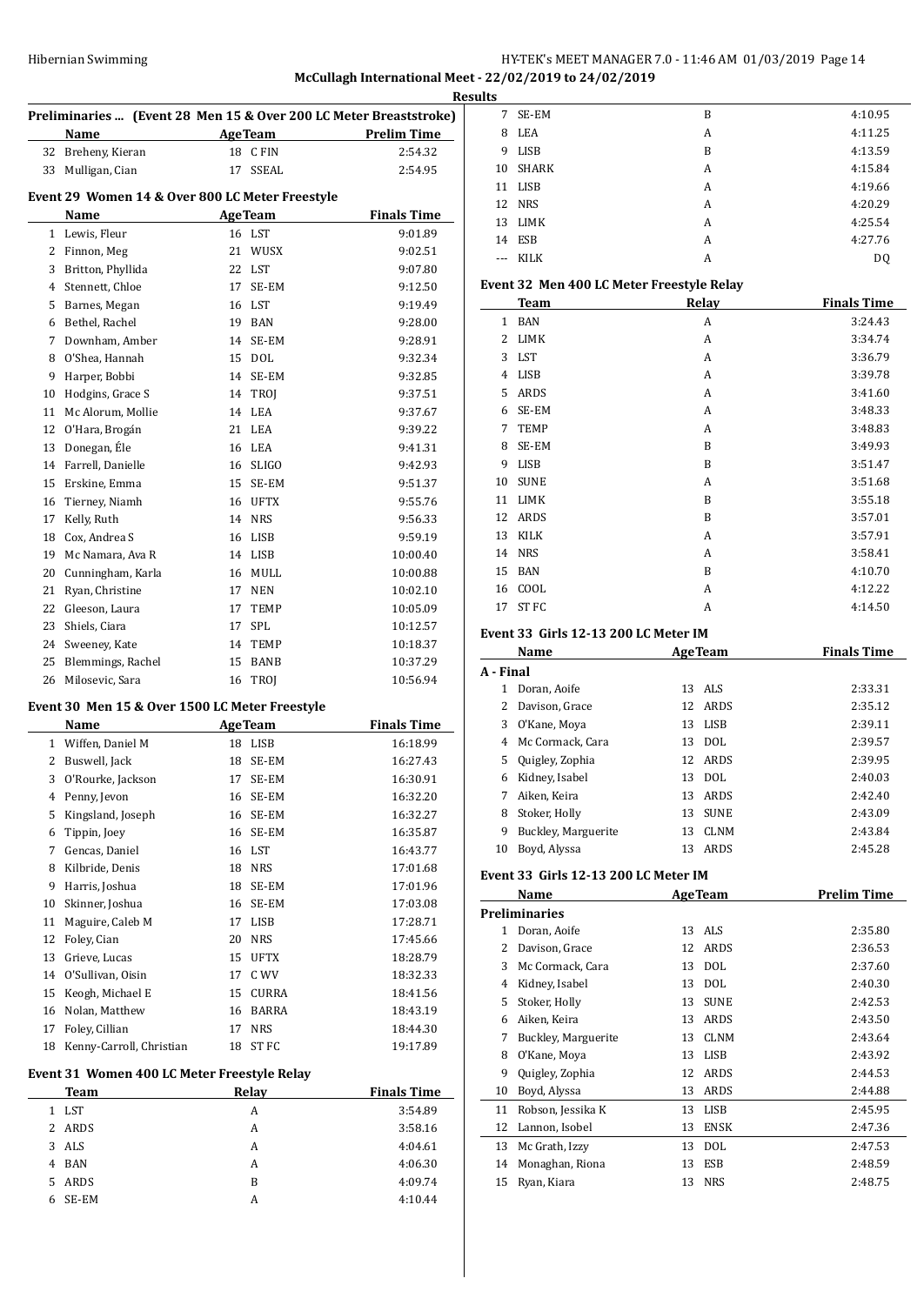### Preliminaries ... (Event 28 Men 15 & Over 200 LC Meter Breaststroke)

| | Name | Age | Team | Prelim Time |
|---|---|---|---|---|
| 32 | Breheny, Kieran | 18 | C FIN | 2:54.32 |
| 33 | Mulligan, Cian | 17 | SSEAL | 2:54.95 |

### Event 29 Women 14 & Over 800 LC Meter Freestyle

| | Name | Age | Team | Finals Time |
|---|---|---|---|---|
| 1 | Lewis, Fleur | 16 | LST | 9:01.89 |
| 2 | Finnon, Meg | 21 | WUSX | 9:02.51 |
| 3 | Britton, Phyllida | 22 | LST | 9:07.80 |
| 4 | Stennett, Chloe | 17 | SE-EM | 9:12.50 |
| 5 | Barnes, Megan | 16 | LST | 9:19.49 |
| 6 | Bethel, Rachel | 19 | BAN | 9:28.00 |
| 7 | Downham, Amber | 14 | SE-EM | 9:28.91 |
| 8 | O'Shea, Hannah | 15 | DOL | 9:32.34 |
| 9 | Harper, Bobbi | 14 | SE-EM | 9:32.85 |
| 10 | Hodgins, Grace S | 14 | TROJ | 9:37.51 |
| 11 | Mc Alorum, Mollie | 14 | LEA | 9:37.67 |
| 12 | O'Hara, Brogán | 21 | LEA | 9:39.22 |
| 13 | Donegan, Éle | 16 | LEA | 9:41.31 |
| 14 | Farrell, Danielle | 16 | SLIGO | 9:42.93 |
| 15 | Erskine, Emma | 15 | SE-EM | 9:51.37 |
| 16 | Tierney, Niamh | 16 | UFTX | 9:55.76 |
| 17 | Kelly, Ruth | 14 | NRS | 9:56.33 |
| 18 | Cox, Andrea S | 16 | LISB | 9:59.19 |
| 19 | Mc Namara, Ava R | 14 | LISB | 10:00.40 |
| 20 | Cunningham, Karla | 16 | MULL | 10:00.88 |
| 21 | Ryan, Christine | 17 | NEN | 10:02.10 |
| 22 | Gleeson, Laura | 17 | TEMP | 10:05.09 |
| 23 | Shiels, Ciara | 17 | SPL | 10:12.57 |
| 24 | Sweeney, Kate | 14 | TEMP | 10:18.37 |
| 25 | Blemmings, Rachel | 15 | BANB | 10:37.29 |
| 26 | Milosevic, Sara | 16 | TROJ | 10:56.94 |

### Event 30 Men 15 & Over 1500 LC Meter Freestyle

| | Name | Age | Team | Finals Time |
|---|---|---|---|---|
| 1 | Wiffen, Daniel M | 18 | LISB | 16:18.99 |
| 2 | Buswell, Jack | 18 | SE-EM | 16:27.43 |
| 3 | O'Rourke, Jackson | 17 | SE-EM | 16:30.91 |
| 4 | Penny, Jevon | 16 | SE-EM | 16:32.20 |
| 5 | Kingsland, Joseph | 16 | SE-EM | 16:32.27 |
| 6 | Tippin, Joey | 16 | SE-EM | 16:35.87 |
| 7 | Gencas, Daniel | 16 | LST | 16:43.77 |
| 8 | Kilbride, Denis | 18 | NRS | 17:01.68 |
| 9 | Harris, Joshua | 18 | SE-EM | 17:01.96 |
| 10 | Skinner, Joshua | 16 | SE-EM | 17:03.08 |
| 11 | Maguire, Caleb M | 17 | LISB | 17:28.71 |
| 12 | Foley, Cian | 20 | NRS | 17:45.66 |
| 13 | Grieve, Lucas | 15 | UFTX | 18:28.79 |
| 14 | O'Sullivan, Oisin | 17 | C WV | 18:32.33 |
| 15 | Keogh, Michael E | 15 | CURRA | 18:41.56 |
| 16 | Nolan, Matthew | 16 | BARRA | 18:43.19 |
| 17 | Foley, Cillian | 17 | NRS | 18:44.30 |
| 18 | Kenny-Carroll, Christian | 18 | ST FC | 19:17.89 |

### Event 31 Women 400 LC Meter Freestyle Relay

| | Team | Relay | Finals Time |
|---|---|---|---|
| 1 | LST | A | 3:54.89 |
| 2 | ARDS | A | 3:58.16 |
| 3 | ALS | A | 4:04.61 |
| 4 | BAN | A | 4:06.30 |
| 5 | ARDS | B | 4:09.74 |
| 6 | SE-EM | A | 4:10.44 |
| 7 | SE-EM | B | 4:10.95 |
| 8 | LEA | A | 4:11.25 |
| 9 | LISB | B | 4:13.59 |
| 10 | SHARK | A | 4:15.84 |
| 11 | LISB | A | 4:19.66 |
| 12 | NRS | A | 4:20.29 |
| 13 | LIMK | A | 4:25.54 |
| 14 | ESB | A | 4:27.76 |
| --- | KILK | A | DQ |

### Event 32 Men 400 LC Meter Freestyle Relay

| | Team | Relay | Finals Time |
|---|---|---|---|
| 1 | BAN | A | 3:24.43 |
| 2 | LIMK | A | 3:34.74 |
| 3 | LST | A | 3:36.79 |
| 4 | LISB | A | 3:39.78 |
| 5 | ARDS | A | 3:41.60 |
| 6 | SE-EM | A | 3:48.33 |
| 7 | TEMP | A | 3:48.83 |
| 8 | SE-EM | B | 3:49.93 |
| 9 | LISB | B | 3:51.47 |
| 10 | SUNE | A | 3:51.68 |
| 11 | LIMK | B | 3:55.18 |
| 12 | ARDS | B | 3:57.01 |
| 13 | KILK | A | 3:57.91 |
| 14 | NRS | A | 3:58.41 |
| 15 | BAN | B | 4:10.70 |
| 16 | COOL | A | 4:12.22 |
| 17 | ST FC | A | 4:14.50 |

### Event 33 Girls 12-13 200 LC Meter IM

| | Name | Age | Team | Finals Time |
|---|---|---|---|---|
| **A - Final** | | | | |
| 1 | Doran, Aoife | 13 | ALS | 2:33.31 |
| 2 | Davison, Grace | 12 | ARDS | 2:35.12 |
| 3 | O'Kane, Moya | 13 | LISB | 2:39.11 |
| 4 | Mc Cormack, Cara | 13 | DOL | 2:39.57 |
| 5 | Quigley, Zophia | 12 | ARDS | 2:39.95 |
| 6 | Kidney, Isabel | 13 | DOL | 2:40.03 |
| 7 | Aiken, Keira | 13 | ARDS | 2:42.40 |
| 8 | Stoker, Holly | 13 | SUNE | 2:43.09 |
| 9 | Buckley, Marguerite | 13 | CLNM | 2:43.84 |
| 10 | Boyd, Alyssa | 13 | ARDS | 2:45.28 |

### Event 33 Girls 12-13 200 LC Meter IM

| | Name | Age | Team | Prelim Time |
|---|---|---|---|---|
| **Preliminaries** | | | | |
| 1 | Doran, Aoife | 13 | ALS | 2:35.80 |
| 2 | Davison, Grace | 12 | ARDS | 2:36.53 |
| 3 | Mc Cormack, Cara | 13 | DOL | 2:37.60 |
| 4 | Kidney, Isabel | 13 | DOL | 2:40.30 |
| 5 | Stoker, Holly | 13 | SUNE | 2:42.53 |
| 6 | Aiken, Keira | 13 | ARDS | 2:43.50 |
| 7 | Buckley, Marguerite | 13 | CLNM | 2:43.64 |
| 8 | O'Kane, Moya | 13 | LISB | 2:43.92 |
| 9 | Quigley, Zophia | 12 | ARDS | 2:44.53 |
| 10 | Boyd, Alyssa | 13 | ARDS | 2:44.88 |
| 11 | Robson, Jessika K | 13 | LISB | 2:45.95 |
| 12 | Lannon, Isobel | 13 | ENSK | 2:47.36 |
| 13 | Mc Grath, Izzy | 13 | DOL | 2:47.53 |
| 14 | Monaghan, Riona | 13 | ESB | 2:48.59 |
| 15 | Ryan, Kiara | 13 | NRS | 2:48.75 |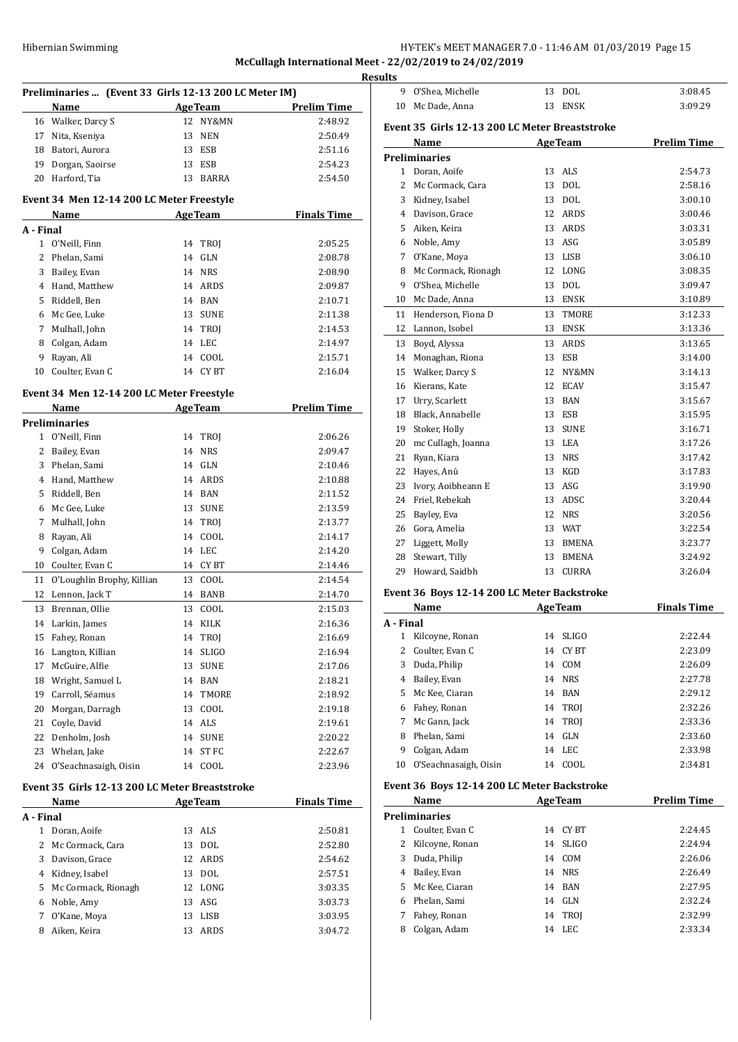**McCullagh International Meet - 22/02/2019 to 24/02/2019**

**Results**

### Preliminaries ... (Event 33 Girls 12-13 200 LC Meter IM)

| | Name | Age | Team | Prelim Time |
|---|---|---|---|---|
| 16 | Walker, Darcy S | 12 | NY&MN | 2:48.92 |
| 17 | Nita, Kseniya | 13 | NEN | 2:50.49 |
| 18 | Batori, Aurora | 13 | ESB | 2:51.16 |
| 19 | Dorgan, Saoirse | 13 | ESB | 2:54.23 |
| 20 | Harford, Tia | 13 | BARRA | 2:54.50 |

### Event 34 Men 12-14 200 LC Meter Freestyle

| | Name | Age | Team | Finals Time |
|---|---|---|---|---|
| **A - Final** | | | | |
| 1 | O'Neill, Finn | 14 | TROJ | 2:05.25 |
| 2 | Phelan, Sami | 14 | GLN | 2:08.78 |
| 3 | Bailey, Evan | 14 | NRS | 2:08.90 |
| 4 | Hand, Matthew | 14 | ARDS | 2:09.87 |
| 5 | Riddell, Ben | 14 | BAN | 2:10.71 |
| 6 | Mc Gee, Luke | 13 | SUNE | 2:11.38 |
| 7 | Mulhall, John | 14 | TROJ | 2:14.53 |
| 8 | Colgan, Adam | 14 | LEC | 2:14.97 |
| 9 | Rayan, Ali | 14 | COOL | 2:15.71 |
| 10 | Coulter, Evan C | 14 | CY BT | 2:16.04 |

### Event 34 Men 12-14 200 LC Meter Freestyle

| | Name | Age | Team | Prelim Time |
|---|---|---|---|---|
| **Preliminaries** | | | | |
| 1 | O'Neill, Finn | 14 | TROJ | 2:06.26 |
| 2 | Bailey, Evan | 14 | NRS | 2:09.47 |
| 3 | Phelan, Sami | 14 | GLN | 2:10.46 |
| 4 | Hand, Matthew | 14 | ARDS | 2:10.88 |
| 5 | Riddell, Ben | 14 | BAN | 2:11.52 |
| 6 | Mc Gee, Luke | 13 | SUNE | 2:13.59 |
| 7 | Mulhall, John | 14 | TROJ | 2:13.77 |
| 8 | Rayan, Ali | 14 | COOL | 2:14.17 |
| 9 | Colgan, Adam | 14 | LEC | 2:14.20 |
| 10 | Coulter, Evan C | 14 | CY BT | 2:14.46 |
| 11 | O'Loughlin Brophy, Killian | 13 | COOL | 2:14.54 |
| 12 | Lennon, Jack T | 14 | BANB | 2:14.70 |
| 13 | Brennan, Ollie | 13 | COOL | 2:15.03 |
| 14 | Larkin, James | 14 | KILK | 2:16.36 |
| 15 | Fahey, Ronan | 14 | TROJ | 2:16.69 |
| 16 | Langton, Killian | 14 | SLIGO | 2:16.94 |
| 17 | McGuire, Alfie | 13 | SUNE | 2:17.06 |
| 18 | Wright, Samuel L | 14 | BAN | 2:18.21 |
| 19 | Carroll, Séamus | 14 | TMORE | 2:18.92 |
| 20 | Morgan, Darragh | 13 | COOL | 2:19.18 |
| 21 | Coyle, David | 14 | ALS | 2:19.61 |
| 22 | Denholm, Josh | 14 | SUNE | 2:20.22 |
| 23 | Whelan, Jake | 14 | ST FC | 2:22.67 |
| 24 | O'Seachnasaigh, Oisin | 14 | COOL | 2:23.96 |

### Event 35 Girls 12-13 200 LC Meter Breaststroke

| | Name | Age | Team | Finals Time |
|---|---|---|---|---|
| **A - Final** | | | | |
| 1 | Doran, Aoife | 13 | ALS | 2:50.81 |
| 2 | Mc Cormack, Cara | 13 | DOL | 2:52.80 |
| 3 | Davison, Grace | 12 | ARDS | 2:54.62 |
| 4 | Kidney, Isabel | 13 | DOL | 2:57.51 |
| 5 | Mc Cormack, Rionagh | 12 | LONG | 3:03.35 |
| 6 | Noble, Amy | 13 | ASG | 3:03.73 |
| 7 | O'Kane, Moya | 13 | LISB | 3:03.95 |
| 8 | Aiken, Keira | 13 | ARDS | 3:04.72 |
| 9 | O'Shea, Michelle | 13 | DOL | 3:08.45 |
| 10 | Mc Dade, Anna | 13 | ENSK | 3:09.29 |

### Event 35 Girls 12-13 200 LC Meter Breaststroke

| | Name | Age | Team | Prelim Time |
|---|---|---|---|---|
| **Preliminaries** | | | | |
| 1 | Doran, Aoife | 13 | ALS | 2:54.73 |
| 2 | Mc Cormack, Cara | 13 | DOL | 2:58.16 |
| 3 | Kidney, Isabel | 13 | DOL | 3:00.10 |
| 4 | Davison, Grace | 12 | ARDS | 3:00.46 |
| 5 | Aiken, Keira | 13 | ARDS | 3:03.31 |
| 6 | Noble, Amy | 13 | ASG | 3:05.89 |
| 7 | O'Kane, Moya | 13 | LISB | 3:06.10 |
| 8 | Mc Cormack, Rionagh | 12 | LONG | 3:08.35 |
| 9 | O'Shea, Michelle | 13 | DOL | 3:09.47 |
| 10 | Mc Dade, Anna | 13 | ENSK | 3:10.89 |
| 11 | Henderson, Fiona D | 13 | TMORE | 3:12.33 |
| 12 | Lannon, Isobel | 13 | ENSK | 3:13.36 |
| 13 | Boyd, Alyssa | 13 | ARDS | 3:13.65 |
| 14 | Monaghan, Riona | 13 | ESB | 3:14.00 |
| 15 | Walker, Darcy S | 12 | NY&MN | 3:14.13 |
| 16 | Kierans, Kate | 12 | ECAV | 3:15.47 |
| 17 | Urry, Scarlett | 13 | BAN | 3:15.67 |
| 18 | Black, Annabelle | 13 | ESB | 3:15.95 |
| 19 | Stoker, Holly | 13 | SUNE | 3:16.71 |
| 20 | mc Cullagh, Joanna | 13 | LEA | 3:17.26 |
| 21 | Ryan, Kiara | 13 | NRS | 3:17.42 |
| 22 | Hayes, Anú | 13 | KGD | 3:17.83 |
| 23 | Ivory, Aoibheann E | 13 | ASG | 3:19.90 |
| 24 | Friel, Rebekah | 13 | ADSC | 3:20.44 |
| 25 | Bayley, Eva | 12 | NRS | 3:20.56 |
| 26 | Gora, Amelia | 13 | WAT | 3:22.54 |
| 27 | Liggett, Molly | 13 | BMENA | 3:23.77 |
| 28 | Stewart, Tilly | 13 | BMENA | 3:24.92 |
| 29 | Howard, Saidbh | 13 | CURRA | 3:26.04 |

### Event 36 Boys 12-14 200 LC Meter Backstroke

| | Name | Age | Team | Finals Time |
|---|---|---|---|---|
| **A - Final** | | | | |
| 1 | Kilcoyne, Ronan | 14 | SLIGO | 2:22.44 |
| 2 | Coulter, Evan C | 14 | CY BT | 2:23.09 |
| 3 | Duda, Philip | 14 | COM | 2:26.09 |
| 4 | Bailey, Evan | 14 | NRS | 2:27.78 |
| 5 | Mc Kee, Ciaran | 14 | BAN | 2:29.12 |
| 6 | Fahey, Ronan | 14 | TROJ | 2:32.26 |
| 7 | Mc Gann, Jack | 14 | TROJ | 2:33.36 |
| 8 | Phelan, Sami | 14 | GLN | 2:33.60 |
| 9 | Colgan, Adam | 14 | LEC | 2:33.98 |
| 10 | O'Seachnasaigh, Oisin | 14 | COOL | 2:34.81 |

### Event 36 Boys 12-14 200 LC Meter Backstroke

| | Name | Age | Team | Prelim Time |
|---|---|---|---|---|
| **Preliminaries** | | | | |
| 1 | Coulter, Evan C | 14 | CY BT | 2:24.45 |
| 2 | Kilcoyne, Ronan | 14 | SLIGO | 2:24.94 |
| 3 | Duda, Philip | 14 | COM | 2:26.06 |
| 4 | Bailey, Evan | 14 | NRS | 2:26.49 |
| 5 | Mc Kee, Ciaran | 14 | BAN | 2:27.95 |
| 6 | Phelan, Sami | 14 | GLN | 2:32.24 |
| 7 | Fahey, Ronan | 14 | TROJ | 2:32.99 |
| 8 | Colgan, Adam | 14 | LEC | 2:33.34 |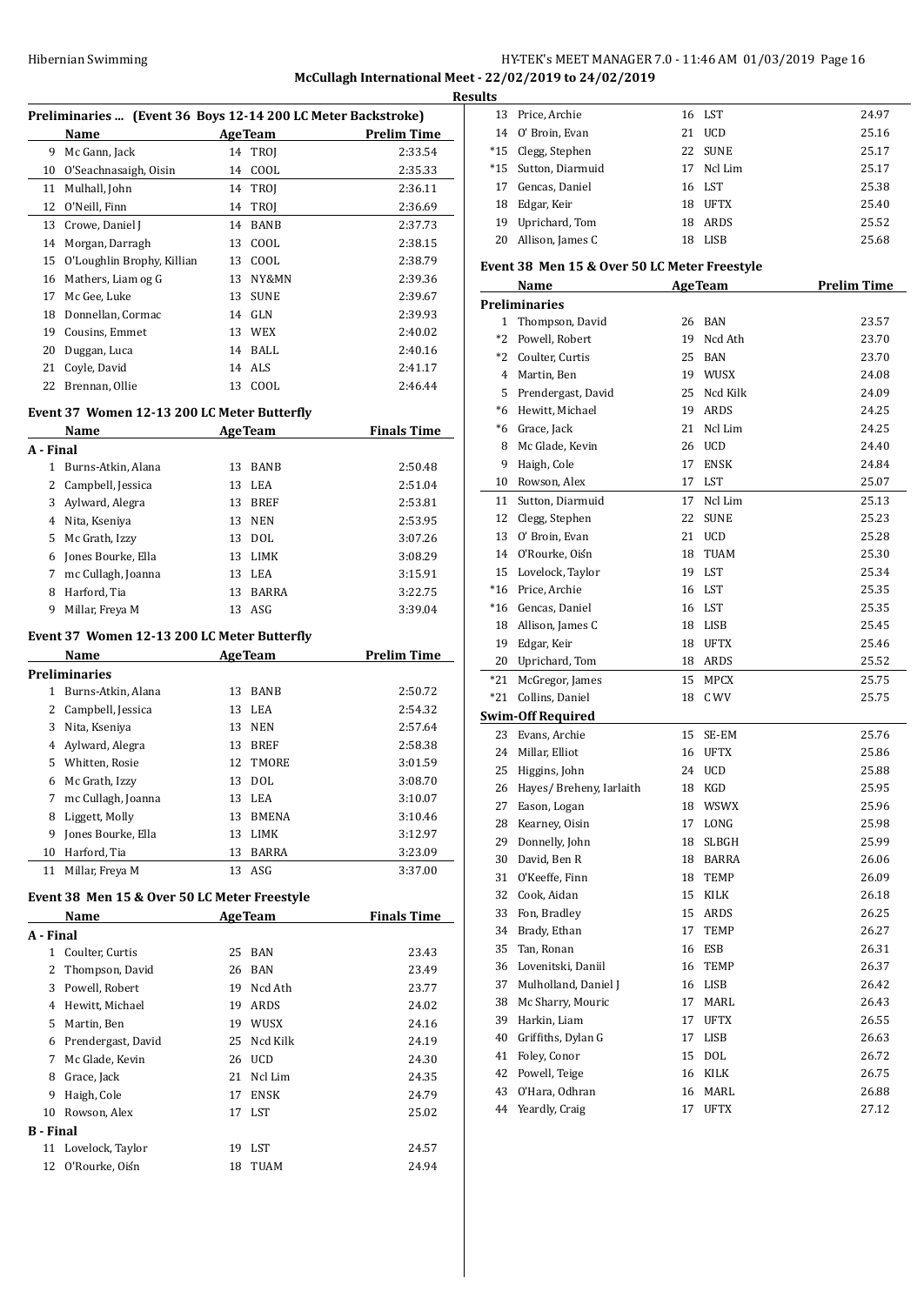**McCullagh International Meet - 22/02/2019 to 24/02/2019**

**Results**

### Preliminaries ... (Event 36 Boys 12-14 200 LC Meter Backstroke)

| | Name | Age | Team | Prelim Time |
|---|---|---|---|---|
| 9 | Mc Gann, Jack | 14 | TROJ | 2:33.54 |
| 10 | O'Seachnasaigh, Oisin | 14 | COOL | 2:35.33 |
| 11 | Mulhall, John | 14 | TROJ | 2:36.11 |
| 12 | O'Neill, Finn | 14 | TROJ | 2:36.69 |
| 13 | Crowe, Daniel J | 14 | BANB | 2:37.73 |
| 14 | Morgan, Darragh | 13 | COOL | 2:38.15 |
| 15 | O'Loughlin Brophy, Killian | 13 | COOL | 2:38.79 |
| 16 | Mathers, Liam og G | 13 | NY&MN | 2:39.36 |
| 17 | Mc Gee, Luke | 13 | SUNE | 2:39.67 |
| 18 | Donnellan, Cormac | 14 | GLN | 2:39.93 |
| 19 | Cousins, Emmet | 13 | WEX | 2:40.02 |
| 20 | Duggan, Luca | 14 | BALL | 2:40.16 |
| 21 | Coyle, David | 14 | ALS | 2:41.17 |
| 22 | Brennan, Ollie | 13 | COOL | 2:46.44 |

### Event 37 Women 12-13 200 LC Meter Butterfly

| | Name | Age | Team | Finals Time |
|---|---|---|---|---|
| **A - Final** | | | | |
| 1 | Burns-Atkin, Alana | 13 | BANB | 2:50.48 |
| 2 | Campbell, Jessica | 13 | LEA | 2:51.04 |
| 3 | Aylward, Alegra | 13 | BREF | 2:53.81 |
| 4 | Nita, Kseniya | 13 | NEN | 2:53.95 |
| 5 | Mc Grath, Izzy | 13 | DOL | 3:07.26 |
| 6 | Jones Bourke, Ella | 13 | LIMK | 3:08.29 |
| 7 | mc Cullagh, Joanna | 13 | LEA | 3:15.91 |
| 8 | Harford, Tia | 13 | BARRA | 3:22.75 |
| 9 | Millar, Freya M | 13 | ASG | 3:39.04 |

### Event 37 Women 12-13 200 LC Meter Butterfly

| | Name | Age | Team | Prelim Time |
|---|---|---|---|---|
| **Preliminaries** | | | | |
| 1 | Burns-Atkin, Alana | 13 | BANB | 2:50.72 |
| 2 | Campbell, Jessica | 13 | LEA | 2:54.32 |
| 3 | Nita, Kseniya | 13 | NEN | 2:57.64 |
| 4 | Aylward, Alegra | 13 | BREF | 2:58.38 |
| 5 | Whitten, Rosie | 12 | TMORE | 3:01.59 |
| 6 | Mc Grath, Izzy | 13 | DOL | 3:08.70 |
| 7 | mc Cullagh, Joanna | 13 | LEA | 3:10.07 |
| 8 | Liggett, Molly | 13 | BMENA | 3:10.46 |
| 9 | Jones Bourke, Ella | 13 | LIMK | 3:12.97 |
| 10 | Harford, Tia | 13 | BARRA | 3:23.09 |
| 11 | Millar, Freya M | 13 | ASG | 3:37.00 |

### Event 38 Men 15 & Over 50 LC Meter Freestyle

| | Name | Age | Team | Finals Time |
|---|---|---|---|---|
| **A - Final** | | | | |
| 1 | Coulter, Curtis | 25 | BAN | 23.43 |
| 2 | Thompson, David | 26 | BAN | 23.49 |
| 3 | Powell, Robert | 19 | Ncd Ath | 23.77 |
| 4 | Hewitt, Michael | 19 | ARDS | 24.02 |
| 5 | Martin, Ben | 19 | WUSX | 24.16 |
| 6 | Prendergast, David | 25 | Ncd Kilk | 24.19 |
| 7 | Mc Glade, Kevin | 26 | UCD | 24.30 |
| 8 | Grace, Jack | 21 | Ncl Lim | 24.35 |
| 9 | Haigh, Cole | 17 | ENSK | 24.79 |
| 10 | Rowson, Alex | 17 | LST | 25.02 |
| **B - Final** | | | | |
| 11 | Lovelock, Taylor | 19 | LST | 24.57 |
| 12 | O'Rourke, Oiśn | 18 | TUAM | 24.94 |
| 13 | Price, Archie | 16 | LST | 24.97 |
| 14 | O' Broin, Evan | 21 | UCD | 25.16 |
| *15 | Clegg, Stephen | 22 | SUNE | 25.17 |
| *15 | Sutton, Diarmuid | 17 | Ncl Lim | 25.17 |
| 17 | Gencas, Daniel | 16 | LST | 25.38 |
| 18 | Edgar, Keir | 18 | UFTX | 25.40 |
| 19 | Uprichard, Tom | 18 | ARDS | 25.52 |
| 20 | Allison, James C | 18 | LISB | 25.68 |

### Event 38 Men 15 & Over 50 LC Meter Freestyle

| | Name | Age | Team | Prelim Time |
|---|---|---|---|---|
| **Preliminaries** | | | | |
| 1 | Thompson, David | 26 | BAN | 23.57 |
| *2 | Powell, Robert | 19 | Ncd Ath | 23.70 |
| *2 | Coulter, Curtis | 25 | BAN | 23.70 |
| 4 | Martin, Ben | 19 | WUSX | 24.08 |
| 5 | Prendergast, David | 25 | Ncd Kilk | 24.09 |
| *6 | Hewitt, Michael | 19 | ARDS | 24.25 |
| *6 | Grace, Jack | 21 | Ncl Lim | 24.25 |
| 8 | Mc Glade, Kevin | 26 | UCD | 24.40 |
| 9 | Haigh, Cole | 17 | ENSK | 24.84 |
| 10 | Rowson, Alex | 17 | LST | 25.07 |
| 11 | Sutton, Diarmuid | 17 | Ncl Lim | 25.13 |
| 12 | Clegg, Stephen | 22 | SUNE | 25.23 |
| 13 | O' Broin, Evan | 21 | UCD | 25.28 |
| 14 | O'Rourke, Oiśn | 18 | TUAM | 25.30 |
| 15 | Lovelock, Taylor | 19 | LST | 25.34 |
| *16 | Price, Archie | 16 | LST | 25.35 |
| *16 | Gencas, Daniel | 16 | LST | 25.35 |
| 18 | Allison, James C | 18 | LISB | 25.45 |
| 19 | Edgar, Keir | 18 | UFTX | 25.46 |
| 20 | Uprichard, Tom | 18 | ARDS | 25.52 |
| *21 | McGregor, James | 15 | MPCX | 25.75 |
| *21 | Collins, Daniel | 18 | C WV | 25.75 |
| **Swim-Off Required** | | | | |
| 23 | Evans, Archie | 15 | SE-EM | 25.76 |
| 24 | Millar, Elliot | 16 | UFTX | 25.86 |
| 25 | Higgins, John | 24 | UCD | 25.88 |
| 26 | Hayes/ Breheny, Iarlaith | 18 | KGD | 25.95 |
| 27 | Eason, Logan | 18 | WSWX | 25.96 |
| 28 | Kearney, Oisin | 17 | LONG | 25.98 |
| 29 | Donnelly, John | 18 | SLBGH | 25.99 |
| 30 | David, Ben R | 18 | BARRA | 26.06 |
| 31 | O'Keeffe, Finn | 18 | TEMP | 26.09 |
| 32 | Cook, Aidan | 15 | KILK | 26.18 |
| 33 | Fon, Bradley | 15 | ARDS | 26.25 |
| 34 | Brady, Ethan | 17 | TEMP | 26.27 |
| 35 | Tan, Ronan | 16 | ESB | 26.31 |
| 36 | Lovenitski, Daniil | 16 | TEMP | 26.37 |
| 37 | Mulholland, Daniel J | 16 | LISB | 26.42 |
| 38 | Mc Sharry, Mouric | 17 | MARL | 26.43 |
| 39 | Harkin, Liam | 17 | UFTX | 26.55 |
| 40 | Griffiths, Dylan G | 17 | LISB | 26.63 |
| 41 | Foley, Conor | 15 | DOL | 26.72 |
| 42 | Powell, Teige | 16 | KILK | 26.75 |
| 43 | O'Hara, Odhran | 16 | MARL | 26.88 |
| 44 | Yeardly, Craig | 17 | UFTX | 27.12 |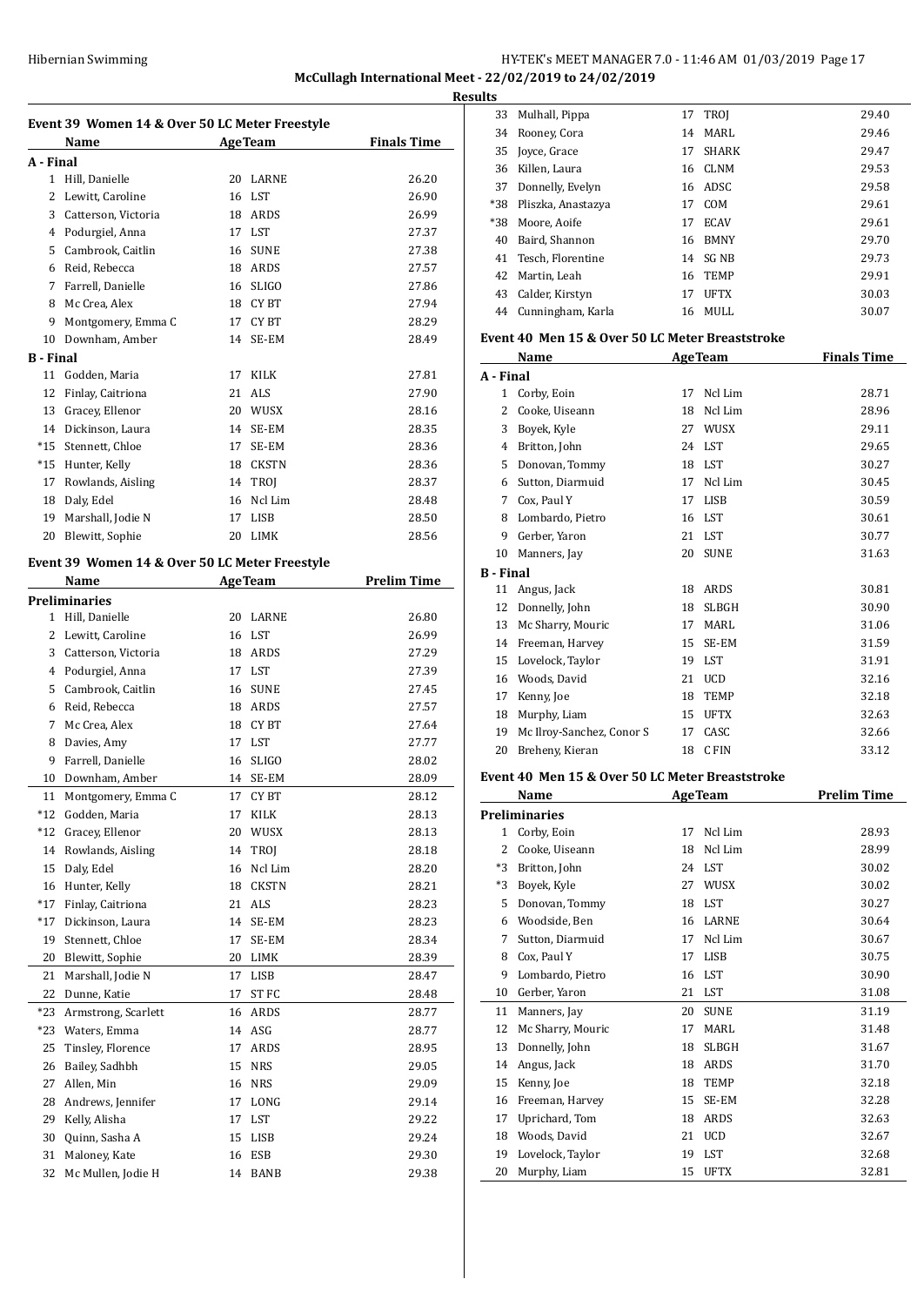## Event 39 Women 14 & Over 50 LC Meter Freestyle

| | Name | Age | Team | Finals Time |
|---|---|---|---|---|
| **A - Final** | | | | |
| 1 | Hill, Danielle | 20 | LARNE | 26.20 |
| 2 | Lewitt, Caroline | 16 | LST | 26.90 |
| 3 | Catterson, Victoria | 18 | ARDS | 26.99 |
| 4 | Podurgiel, Anna | 17 | LST | 27.37 |
| 5 | Cambrook, Caitlin | 16 | SUNE | 27.38 |
| 6 | Reid, Rebecca | 18 | ARDS | 27.57 |
| 7 | Farrell, Danielle | 16 | SLIGO | 27.86 |
| 8 | Mc Crea, Alex | 18 | CY BT | 27.94 |
| 9 | Montgomery, Emma C | 17 | CY BT | 28.29 |
| 10 | Downham, Amber | 14 | SE-EM | 28.49 |
| **B - Final** | | | | |
| 11 | Godden, Maria | 17 | KILK | 27.81 |
| 12 | Finlay, Caitriona | 21 | ALS | 27.90 |
| 13 | Gracey, Ellenor | 20 | WUSX | 28.16 |
| 14 | Dickinson, Laura | 14 | SE-EM | 28.35 |
| *15 | Stennett, Chloe | 17 | SE-EM | 28.36 |
| *15 | Hunter, Kelly | 18 | CKSTN | 28.36 |
| 17 | Rowlands, Aisling | 14 | TROJ | 28.37 |
| 18 | Daly, Edel | 16 | Ncl Lim | 28.48 |
| 19 | Marshall, Jodie N | 17 | LISB | 28.50 |
| 20 | Blewitt, Sophie | 20 | LIMK | 28.56 |

## Event 39 Women 14 & Over 50 LC Meter Freestyle

| | Name | Age | Team | Prelim Time |
|---|---|---|---|---|
| **Preliminaries** | | | | |
| 1 | Hill, Danielle | 20 | LARNE | 26.80 |
| 2 | Lewitt, Caroline | 16 | LST | 26.99 |
| 3 | Catterson, Victoria | 18 | ARDS | 27.29 |
| 4 | Podurgiel, Anna | 17 | LST | 27.39 |
| 5 | Cambrook, Caitlin | 16 | SUNE | 27.45 |
| 6 | Reid, Rebecca | 18 | ARDS | 27.57 |
| 7 | Mc Crea, Alex | 18 | CY BT | 27.64 |
| 8 | Davies, Amy | 17 | LST | 27.77 |
| 9 | Farrell, Danielle | 16 | SLIGO | 28.02 |
| 10 | Downham, Amber | 14 | SE-EM | 28.09 |
| 11 | Montgomery, Emma C | 17 | CY BT | 28.12 |
| *12 | Godden, Maria | 17 | KILK | 28.13 |
| *12 | Gracey, Ellenor | 20 | WUSX | 28.13 |
| 14 | Rowlands, Aisling | 14 | TROJ | 28.18 |
| 15 | Daly, Edel | 16 | Ncl Lim | 28.20 |
| 16 | Hunter, Kelly | 18 | CKSTN | 28.21 |
| *17 | Finlay, Caitriona | 21 | ALS | 28.23 |
| *17 | Dickinson, Laura | 14 | SE-EM | 28.23 |
| 19 | Stennett, Chloe | 17 | SE-EM | 28.34 |
| 20 | Blewitt, Sophie | 20 | LIMK | 28.39 |
| 21 | Marshall, Jodie N | 17 | LISB | 28.47 |
| 22 | Dunne, Katie | 17 | ST FC | 28.48 |
| *23 | Armstrong, Scarlett | 16 | ARDS | 28.77 |
| *23 | Waters, Emma | 14 | ASG | 28.77 |
| 25 | Tinsley, Florence | 17 | ARDS | 28.95 |
| 26 | Bailey, Sadhbh | 15 | NRS | 29.05 |
| 27 | Allen, Min | 16 | NRS | 29.09 |
| 28 | Andrews, Jennifer | 17 | LONG | 29.14 |
| 29 | Kelly, Alisha | 17 | LST | 29.22 |
| 30 | Quinn, Sasha A | 15 | LISB | 29.24 |
| 31 | Maloney, Kate | 16 | ESB | 29.30 |
| 32 | Mc Mullen, Jodie H | 14 | BANB | 29.38 |
| 33 | Mulhall, Pippa | 17 | TROJ | 29.40 |
| 34 | Rooney, Cora | 14 | MARL | 29.46 |
| 35 | Joyce, Grace | 17 | SHARK | 29.47 |
| 36 | Killen, Laura | 16 | CLNM | 29.53 |
| 37 | Donnelly, Evelyn | 16 | ADSC | 29.58 |
| *38 | Pliszka, Anastazya | 17 | COM | 29.61 |
| *38 | Moore, Aoife | 17 | ECAV | 29.61 |
| 40 | Baird, Shannon | 16 | BMNY | 29.70 |
| 41 | Tesch, Florentine | 14 | SG NB | 29.73 |
| 42 | Martin, Leah | 16 | TEMP | 29.91 |
| 43 | Calder, Kirstyn | 17 | UFTX | 30.03 |
| 44 | Cunningham, Karla | 16 | MULL | 30.07 |

## Event 40 Men 15 & Over 50 LC Meter Breaststroke

| | Name | Age | Team | Finals Time |
|---|---|---|---|---|
| **A - Final** | | | | |
| 1 | Corby, Eoin | 17 | Ncl Lim | 28.71 |
| 2 | Cooke, Uiseann | 18 | Ncl Lim | 28.96 |
| 3 | Boyek, Kyle | 27 | WUSX | 29.11 |
| 4 | Britton, John | 24 | LST | 29.65 |
| 5 | Donovan, Tommy | 18 | LST | 30.27 |
| 6 | Sutton, Diarmuid | 17 | Ncl Lim | 30.45 |
| 7 | Cox, Paul Y | 17 | LISB | 30.59 |
| 8 | Lombardo, Pietro | 16 | LST | 30.61 |
| 9 | Gerber, Yaron | 21 | LST | 30.77 |
| 10 | Manners, Jay | 20 | SUNE | 31.63 |
| **B - Final** | | | | |
| 11 | Angus, Jack | 18 | ARDS | 30.81 |
| 12 | Donnelly, John | 18 | SLBGH | 30.90 |
| 13 | Mc Sharry, Mouric | 17 | MARL | 31.06 |
| 14 | Freeman, Harvey | 15 | SE-EM | 31.59 |
| 15 | Lovelock, Taylor | 19 | LST | 31.91 |
| 16 | Woods, David | 21 | UCD | 32.16 |
| 17 | Kenny, Joe | 18 | TEMP | 32.18 |
| 18 | Murphy, Liam | 15 | UFTX | 32.63 |
| 19 | Mc Ilroy-Sanchez, Conor S | 17 | CASC | 32.66 |
| 20 | Breheny, Kieran | 18 | C FIN | 33.12 |

## Event 40 Men 15 & Over 50 LC Meter Breaststroke

| | Name | Age | Team | Prelim Time |
|---|---|---|---|---|
| **Preliminaries** | | | | |
| 1 | Corby, Eoin | 17 | Ncl Lim | 28.93 |
| 2 | Cooke, Uiseann | 18 | Ncl Lim | 28.99 |
| *3 | Britton, John | 24 | LST | 30.02 |
| *3 | Boyek, Kyle | 27 | WUSX | 30.02 |
| 5 | Donovan, Tommy | 18 | LST | 30.27 |
| 6 | Woodside, Ben | 16 | LARNE | 30.64 |
| 7 | Sutton, Diarmuid | 17 | Ncl Lim | 30.67 |
| 8 | Cox, Paul Y | 17 | LISB | 30.75 |
| 9 | Lombardo, Pietro | 16 | LST | 30.90 |
| 10 | Gerber, Yaron | 21 | LST | 31.08 |
| 11 | Manners, Jay | 20 | SUNE | 31.19 |
| 12 | Mc Sharry, Mouric | 17 | MARL | 31.48 |
| 13 | Donnelly, John | 18 | SLBGH | 31.67 |
| 14 | Angus, Jack | 18 | ARDS | 31.70 |
| 15 | Kenny, Joe | 18 | TEMP | 32.18 |
| 16 | Freeman, Harvey | 15 | SE-EM | 32.28 |
| 17 | Uprichard, Tom | 18 | ARDS | 32.63 |
| 18 | Woods, David | 21 | UCD | 32.67 |
| 19 | Lovelock, Taylor | 19 | LST | 32.68 |
| 20 | Murphy, Liam | 15 | UFTX | 32.81 |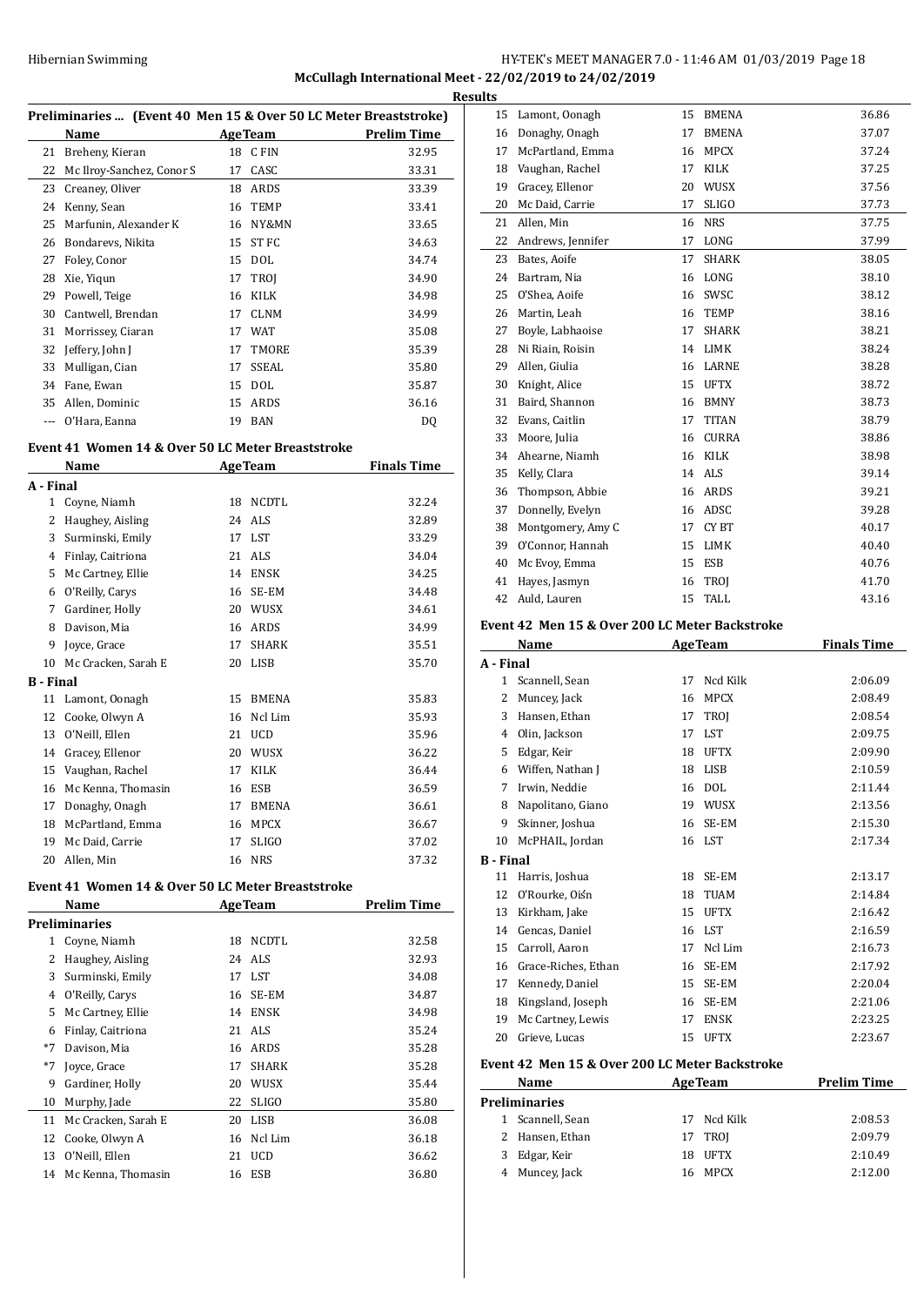**McCullagh International Meet - 22/02/2019 to 24/02/2019**

**Results**

### Preliminaries ... (Event 40 Men 15 & Over 50 LC Meter Breaststroke)

| | Name | Age | Team | Prelim Time |
|---|---|---|---|---|
| 21 | Breheny, Kieran | 18 | C FIN | 32.95 |
| 22 | Mc Ilroy-Sanchez, Conor S | 17 | CASC | 33.31 |
| 23 | Creaney, Oliver | 18 | ARDS | 33.39 |
| 24 | Kenny, Sean | 16 | TEMP | 33.41 |
| 25 | Marfunin, Alexander K | 16 | NY&MN | 33.65 |
| 26 | Bondarevs, Nikita | 15 | ST FC | 34.63 |
| 27 | Foley, Conor | 15 | DOL | 34.74 |
| 28 | Xie, Yiqun | 17 | TROJ | 34.90 |
| 29 | Powell, Teige | 16 | KILK | 34.98 |
| 30 | Cantwell, Brendan | 17 | CLNM | 34.99 |
| 31 | Morrissey, Ciaran | 17 | WAT | 35.08 |
| 32 | Jeffery, John J | 17 | TMORE | 35.39 |
| 33 | Mulligan, Cian | 17 | SSEAL | 35.80 |
| 34 | Fane, Ewan | 15 | DOL | 35.87 |
| 35 | Allen, Dominic | 15 | ARDS | 36.16 |
| --- | O'Hara, Eanna | 19 | BAN | DQ |

### Event 41 Women 14 & Over 50 LC Meter Breaststroke

| | Name | Age | Team | Finals Time |
|---|---|---|---|---|
| **A - Final** | | | | |
| 1 | Coyne, Niamh | 18 | NCDTL | 32.24 |
| 2 | Haughey, Aisling | 24 | ALS | 32.89 |
| 3 | Surminski, Emily | 17 | LST | 33.29 |
| 4 | Finlay, Caitriona | 21 | ALS | 34.04 |
| 5 | Mc Cartney, Ellie | 14 | ENSK | 34.25 |
| 6 | O'Reilly, Carys | 16 | SE-EM | 34.48 |
| 7 | Gardiner, Holly | 20 | WUSX | 34.61 |
| 8 | Davison, Mia | 16 | ARDS | 34.99 |
| 9 | Joyce, Grace | 17 | SHARK | 35.51 |
| 10 | Mc Cracken, Sarah E | 20 | LISB | 35.70 |
| **B - Final** | | | | |
| 11 | Lamont, Oonagh | 15 | BMENA | 35.83 |
| 12 | Cooke, Olwyn A | 16 | Ncl Lim | 35.93 |
| 13 | O'Neill, Ellen | 21 | UCD | 35.96 |
| 14 | Gracey, Ellenor | 20 | WUSX | 36.22 |
| 15 | Vaughan, Rachel | 17 | KILK | 36.44 |
| 16 | Mc Kenna, Thomasin | 16 | ESB | 36.59 |
| 17 | Donaghy, Onagh | 17 | BMENA | 36.61 |
| 18 | McPartland, Emma | 16 | MPCX | 36.67 |
| 19 | Mc Daid, Carrie | 17 | SLIGO | 37.02 |
| 20 | Allen, Min | 16 | NRS | 37.32 |

### Event 41 Women 14 & Over 50 LC Meter Breaststroke

| | Name | Age | Team | Prelim Time |
|---|---|---|---|---|
| **Preliminaries** | | | | |
| 1 | Coyne, Niamh | 18 | NCDTL | 32.58 |
| 2 | Haughey, Aisling | 24 | ALS | 32.93 |
| 3 | Surminski, Emily | 17 | LST | 34.08 |
| 4 | O'Reilly, Carys | 16 | SE-EM | 34.87 |
| 5 | Mc Cartney, Ellie | 14 | ENSK | 34.98 |
| 6 | Finlay, Caitriona | 21 | ALS | 35.24 |
| *7 | Davison, Mia | 16 | ARDS | 35.28 |
| *7 | Joyce, Grace | 17 | SHARK | 35.28 |
| 9 | Gardiner, Holly | 20 | WUSX | 35.44 |
| 10 | Murphy, Jade | 22 | SLIGO | 35.80 |
| 11 | Mc Cracken, Sarah E | 20 | LISB | 36.08 |
| 12 | Cooke, Olwyn A | 16 | Ncl Lim | 36.18 |
| 13 | O'Neill, Ellen | 21 | UCD | 36.62 |
| 14 | Mc Kenna, Thomasin | 16 | ESB | 36.80 |
| 15 | Lamont, Oonagh | 15 | BMENA | 36.86 |
| 16 | Donaghy, Onagh | 17 | BMENA | 37.07 |
| 17 | McPartland, Emma | 16 | MPCX | 37.24 |
| 18 | Vaughan, Rachel | 17 | KILK | 37.25 |
| 19 | Gracey, Ellenor | 20 | WUSX | 37.56 |
| 20 | Mc Daid, Carrie | 17 | SLIGO | 37.73 |
| 21 | Allen, Min | 16 | NRS | 37.75 |
| 22 | Andrews, Jennifer | 17 | LONG | 37.99 |
| 23 | Bates, Aoife | 17 | SHARK | 38.05 |
| 24 | Bartram, Nia | 16 | LONG | 38.10 |
| 25 | O'Shea, Aoife | 16 | SWSC | 38.12 |
| 26 | Martin, Leah | 16 | TEMP | 38.16 |
| 27 | Boyle, Labhaoise | 17 | SHARK | 38.21 |
| 28 | Ni Riain, Roisin | 14 | LIMK | 38.24 |
| 29 | Allen, Giulia | 16 | LARNE | 38.28 |
| 30 | Knight, Alice | 15 | UFTX | 38.72 |
| 31 | Baird, Shannon | 16 | BMNY | 38.73 |
| 32 | Evans, Caitlin | 17 | TITAN | 38.79 |
| 33 | Moore, Julia | 16 | CURRA | 38.86 |
| 34 | Ahearne, Niamh | 16 | KILK | 38.98 |
| 35 | Kelly, Clara | 14 | ALS | 39.14 |
| 36 | Thompson, Abbie | 16 | ARDS | 39.21 |
| 37 | Donnelly, Evelyn | 16 | ADSC | 39.28 |
| 38 | Montgomery, Amy C | 17 | CY BT | 40.17 |
| 39 | O'Connor, Hannah | 15 | LIMK | 40.40 |
| 40 | Mc Evoy, Emma | 15 | ESB | 40.76 |
| 41 | Hayes, Jasmyn | 16 | TROJ | 41.70 |
| 42 | Auld, Lauren | 15 | TALL | 43.16 |

### Event 42 Men 15 & Over 200 LC Meter Backstroke

| | Name | Age | Team | Finals Time |
|---|---|---|---|---|
| **A - Final** | | | | |
| 1 | Scannell, Sean | 17 | Ncd Kilk | 2:06.09 |
| 2 | Muncey, Jack | 16 | MPCX | 2:08.49 |
| 3 | Hansen, Ethan | 17 | TROJ | 2:08.54 |
| 4 | Olin, Jackson | 17 | LST | 2:09.75 |
| 5 | Edgar, Keir | 18 | UFTX | 2:09.90 |
| 6 | Wiffen, Nathan J | 18 | LISB | 2:10.59 |
| 7 | Irwin, Neddie | 16 | DOL | 2:11.44 |
| 8 | Napolitano, Giano | 19 | WUSX | 2:13.56 |
| 9 | Skinner, Joshua | 16 | SE-EM | 2:15.30 |
| 10 | McPHAIL, Jordan | 16 | LST | 2:17.34 |
| **B - Final** | | | | |
| 11 | Harris, Joshua | 18 | SE-EM | 2:13.17 |
| 12 | O'Rourke, Oiśn | 18 | TUAM | 2:14.84 |
| 13 | Kirkham, Jake | 15 | UFTX | 2:16.42 |
| 14 | Gencas, Daniel | 16 | LST | 2:16.59 |
| 15 | Carroll, Aaron | 17 | Ncl Lim | 2:16.73 |
| 16 | Grace-Riches, Ethan | 16 | SE-EM | 2:17.92 |
| 17 | Kennedy, Daniel | 15 | SE-EM | 2:20.04 |
| 18 | Kingsland, Joseph | 16 | SE-EM | 2:21.06 |
| 19 | Mc Cartney, Lewis | 17 | ENSK | 2:23.25 |
| 20 | Grieve, Lucas | 15 | UFTX | 2:23.67 |

### Event 42 Men 15 & Over 200 LC Meter Backstroke

| | Name | Age | Team | Prelim Time |
|---|---|---|---|---|
| **Preliminaries** | | | | |
| 1 | Scannell, Sean | 17 | Ncd Kilk | 2:08.53 |
| 2 | Hansen, Ethan | 17 | TROJ | 2:09.79 |
| 3 | Edgar, Keir | 18 | UFTX | 2:10.49 |
| 4 | Muncey, Jack | 16 | MPCX | 2:12.00 |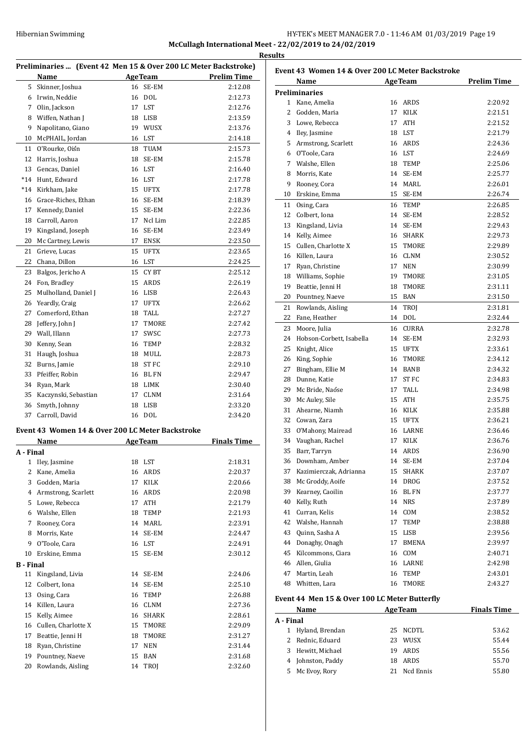**McCullagh International Meet - 22/02/2019 to 24/02/2019**

**Results**

### Preliminaries ... (Event 42 Men 15 & Over 200 LC Meter Backstroke)

| | Name | Age | Team | Prelim Time |
|---|---|---|---|---|
| 5 | Skinner, Joshua | 16 | SE-EM | 2:12.08 |
| 6 | Irwin, Neddie | 16 | DOL | 2:12.73 |
| 7 | Olin, Jackson | 17 | LST | 2:12.76 |
| 8 | Wiffen, Nathan J | 18 | LISB | 2:13.59 |
| 9 | Napolitano, Giano | 19 | WUSX | 2:13.76 |
| 10 | McPHAIL, Jordan | 16 | LST | 2:14.18 |
| 11 | O'Rourke, Oiśn | 18 | TUAM | 2:15.73 |
| 12 | Harris, Joshua | 18 | SE-EM | 2:15.78 |
| 13 | Gencas, Daniel | 16 | LST | 2:16.40 |
| *14 | Hunt, Edward | 16 | LST | 2:17.78 |
| *14 | Kirkham, Jake | 15 | UFTX | 2:17.78 |
| 16 | Grace-Riches, Ethan | 16 | SE-EM | 2:18.39 |
| 17 | Kennedy, Daniel | 15 | SE-EM | 2:22.36 |
| 18 | Carroll, Aaron | 17 | Ncl Lim | 2:22.85 |
| 19 | Kingsland, Joseph | 16 | SE-EM | 2:23.49 |
| 20 | Mc Cartney, Lewis | 17 | ENSK | 2:23.50 |
| 21 | Grieve, Lucas | 15 | UFTX | 2:23.65 |
| 22 | Chana, Dillon | 16 | LST | 2:24.25 |
| 23 | Balgos, Jericho A | 15 | CY BT | 2:25.12 |
| 24 | Fon, Bradley | 15 | ARDS | 2:26.19 |
| 25 | Mulholland, Daniel J | 16 | LISB | 2:26.43 |
| 26 | Yeardly, Craig | 17 | UFTX | 2:26.62 |
| 27 | Comerford, Ethan | 18 | TALL | 2:27.27 |
| 28 | Jeffery, John J | 17 | TMORE | 2:27.42 |
| 29 | Wall, Illann | 17 | SWSC | 2:27.73 |
| 30 | Kenny, Sean | 16 | TEMP | 2:28.32 |
| 31 | Haugh, Joshua | 18 | MULL | 2:28.73 |
| 32 | Burns, Jamie | 18 | ST FC | 2:29.10 |
| 33 | Pfeiffer, Robin | 16 | BL FN | 2:29.47 |
| 34 | Ryan, Mark | 18 | LIMK | 2:30.40 |
| 35 | Kaczynski, Sebastian | 17 | CLNM | 2:31.64 |
| 36 | Smyth, Johnny | 18 | LISB | 2:33.20 |
| 37 | Carroll, David | 16 | DOL | 2:34.20 |

### Event 43 Women 14 & Over 200 LC Meter Backstroke

| | Name | Age | Team | Finals Time |
|---|---|---|---|---|
| **A - Final** | | | | |
| 1 | Iley, Jasmine | 18 | LST | 2:18.31 |
| 2 | Kane, Amelia | 16 | ARDS | 2:20.37 |
| 3 | Godden, Maria | 17 | KILK | 2:20.66 |
| 4 | Armstrong, Scarlett | 16 | ARDS | 2:20.98 |
| 5 | Lowe, Rebecca | 17 | ATH | 2:21.79 |
| 6 | Walshe, Ellen | 18 | TEMP | 2:21.93 |
| 7 | Rooney, Cora | 14 | MARL | 2:23.91 |
| 8 | Morris, Kate | 14 | SE-EM | 2:24.47 |
| 9 | O'Toole, Cara | 16 | LST | 2:24.91 |
| 10 | Erskine, Emma | 15 | SE-EM | 2:30.12 |
| **B - Final** | | | | |
| 11 | Kingsland, Livia | 14 | SE-EM | 2:24.06 |
| 12 | Colbert, Iona | 14 | SE-EM | 2:25.10 |
| 13 | Osing, Cara | 16 | TEMP | 2:26.88 |
| 14 | Killen, Laura | 16 | CLNM | 2:27.36 |
| 15 | Kelly, Aimee | 16 | SHARK | 2:28.61 |
| 16 | Cullen, Charlotte X | 15 | TMORE | 2:29.09 |
| 17 | Beattie, Jenni H | 18 | TMORE | 2:31.27 |
| 18 | Ryan, Christine | 17 | NEN | 2:31.44 |
| 19 | Pountney, Naeve | 15 | BAN | 2:31.68 |
| 20 | Rowlands, Aisling | 14 | TROJ | 2:32.60 |

### Event 43 Women 14 & Over 200 LC Meter Backstroke

| | Name | Age | Team | Prelim Time |
|---|---|---|---|---|
| **Preliminaries** | | | | |
| 1 | Kane, Amelia | 16 | ARDS | 2:20.92 |
| 2 | Godden, Maria | 17 | KILK | 2:21.51 |
| 3 | Lowe, Rebecca | 17 | ATH | 2:21.52 |
| 4 | Iley, Jasmine | 18 | LST | 2:21.79 |
| 5 | Armstrong, Scarlett | 16 | ARDS | 2:24.36 |
| 6 | O'Toole, Cara | 16 | LST | 2:24.69 |
| 7 | Walshe, Ellen | 18 | TEMP | 2:25.06 |
| 8 | Morris, Kate | 14 | SE-EM | 2:25.77 |
| 9 | Rooney, Cora | 14 | MARL | 2:26.01 |
| 10 | Erskine, Emma | 15 | SE-EM | 2:26.74 |
| 11 | Osing, Cara | 16 | TEMP | 2:26.85 |
| 12 | Colbert, Iona | 14 | SE-EM | 2:28.52 |
| 13 | Kingsland, Livia | 14 | SE-EM | 2:29.43 |
| 14 | Kelly, Aimee | 16 | SHARK | 2:29.73 |
| 15 | Cullen, Charlotte X | 15 | TMORE | 2:29.89 |
| 16 | Killen, Laura | 16 | CLNM | 2:30.52 |
| 17 | Ryan, Christine | 17 | NEN | 2:30.99 |
| 18 | Williams, Sophie | 19 | TMORE | 2:31.05 |
| 19 | Beattie, Jenni H | 18 | TMORE | 2:31.11 |
| 20 | Pountney, Naeve | 15 | BAN | 2:31.50 |
| 21 | Rowlands, Aisling | 14 | TROJ | 2:31.81 |
| 22 | Fane, Heather | 14 | DOL | 2:32.44 |
| 23 | Moore, Julia | 16 | CURRA | 2:32.78 |
| 24 | Hobson-Corbett, Isabella | 14 | SE-EM | 2:32.93 |
| 25 | Knight, Alice | 15 | UFTX | 2:33.61 |
| 26 | King, Sophie | 16 | TMORE | 2:34.12 |
| 27 | Bingham, Ellie M | 14 | BANB | 2:34.32 |
| 28 | Dunne, Katie | 17 | ST FC | 2:34.83 |
| 29 | Mc Bride, Naośe | 17 | TALL | 2:34.98 |
| 30 | Mc Auley, Sile | 15 | ATH | 2:35.75 |
| 31 | Ahearne, Niamh | 16 | KILK | 2:35.88 |
| 32 | Cowan, Zara | 15 | UFTX | 2:36.21 |
| 33 | O'Mahony, Mairead | 16 | LARNE | 2:36.46 |
| 34 | Vaughan, Rachel | 17 | KILK | 2:36.76 |
| 35 | Barr, Tarryn | 14 | ARDS | 2:36.90 |
| 36 | Downham, Amber | 14 | SE-EM | 2:37.04 |
| 37 | Kazimierczak, Adrianna | 15 | SHARK | 2:37.07 |
| 38 | Mc Groddy, Aoife | 14 | DROG | 2:37.52 |
| 39 | Kearney, Caoilin | 16 | BL FN | 2:37.77 |
| 40 | Kelly, Ruth | 14 | NRS | 2:37.89 |
| 41 | Curran, Kelis | 14 | COM | 2:38.52 |
| 42 | Walshe, Hannah | 17 | TEMP | 2:38.88 |
| 43 | Quinn, Sasha A | 15 | LISB | 2:39.56 |
| 44 | Donaghy, Onagh | 17 | BMENA | 2:39.97 |
| 45 | Kilcommons, Ciara | 16 | COM | 2:40.71 |
| 46 | Allen, Giulia | 16 | LARNE | 2:42.98 |
| 47 | Martin, Leah | 16 | TEMP | 2:43.01 |
| 48 | Whitten, Lara | 16 | TMORE | 2:43.27 |

### Event 44 Men 15 & Over 100 LC Meter Butterfly

| | Name | Age | Team | Finals Time |
|---|---|---|---|---|
| **A - Final** | | | | |
| 1 | Hyland, Brendan | 25 | NCDTL | 53.62 |
| 2 | Rednic, Eduard | 23 | WUSX | 55.44 |
| 3 | Hewitt, Michael | 19 | ARDS | 55.56 |
| 4 | Johnston, Paddy | 18 | ARDS | 55.70 |
| 5 | Mc Evoy, Rory | 21 | Ncd Ennis | 55.80 |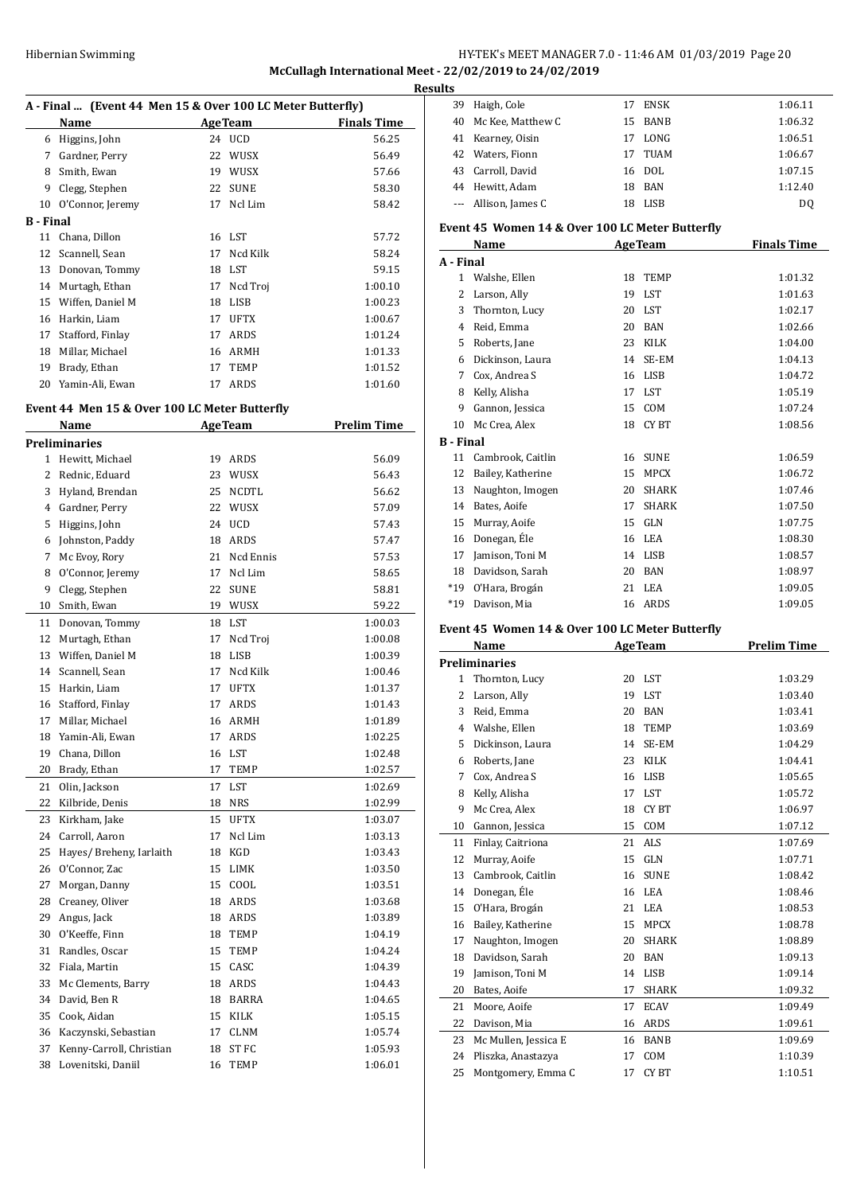## McCullagh International Meet - 22/02/2019 to 24/02/2019

### Results

**A - Final ... (Event 44 Men 15 & Over 100 LC Meter Butterfly)**

| | Name | Age | Team | Finals Time |
|---|---|---|---|---|
| 6 | Higgins, John | 24 | UCD | 56.25 |
| 7 | Gardner, Perry | 22 | WUSX | 56.49 |
| 8 | Smith, Ewan | 19 | WUSX | 57.66 |
| 9 | Clegg, Stephen | 22 | SUNE | 58.30 |
| 10 | O'Connor, Jeremy | 17 | Ncl Lim | 58.42 |
| **B - Final** | | | | |
| 11 | Chana, Dillon | 16 | LST | 57.72 |
| 12 | Scannell, Sean | 17 | Ncd Kilk | 58.24 |
| 13 | Donovan, Tommy | 18 | LST | 59.15 |
| 14 | Murtagh, Ethan | 17 | Ncd Troj | 1:00.10 |
| 15 | Wiffen, Daniel M | 18 | LISB | 1:00.23 |
| 16 | Harkin, Liam | 17 | UFTX | 1:00.67 |
| 17 | Stafford, Finlay | 17 | ARDS | 1:01.24 |
| 18 | Millar, Michael | 16 | ARMH | 1:01.33 |
| 19 | Brady, Ethan | 17 | TEMP | 1:01.52 |
| 20 | Yamin-Ali, Ewan | 17 | ARDS | 1:01.60 |

**Event 44 Men 15 & Over 100 LC Meter Butterfly**

| | Name | Age | Team | Prelim Time |
|---|---|---|---|---|
| **Preliminaries** | | | | |
| 1 | Hewitt, Michael | 19 | ARDS | 56.09 |
| 2 | Rednic, Eduard | 23 | WUSX | 56.43 |
| 3 | Hyland, Brendan | 25 | NCDTL | 56.62 |
| 4 | Gardner, Perry | 22 | WUSX | 57.09 |
| 5 | Higgins, John | 24 | UCD | 57.43 |
| 6 | Johnston, Paddy | 18 | ARDS | 57.47 |
| 7 | Mc Evoy, Rory | 21 | Ncd Ennis | 57.53 |
| 8 | O'Connor, Jeremy | 17 | Ncl Lim | 58.65 |
| 9 | Clegg, Stephen | 22 | SUNE | 58.81 |
| 10 | Smith, Ewan | 19 | WUSX | 59.22 |
| 11 | Donovan, Tommy | 18 | LST | 1:00.03 |
| 12 | Murtagh, Ethan | 17 | Ncd Troj | 1:00.08 |
| 13 | Wiffen, Daniel M | 18 | LISB | 1:00.39 |
| 14 | Scannell, Sean | 17 | Ncd Kilk | 1:00.46 |
| 15 | Harkin, Liam | 17 | UFTX | 1:01.37 |
| 16 | Stafford, Finlay | 17 | ARDS | 1:01.43 |
| 17 | Millar, Michael | 16 | ARMH | 1:01.89 |
| 18 | Yamin-Ali, Ewan | 17 | ARDS | 1:02.25 |
| 19 | Chana, Dillon | 16 | LST | 1:02.48 |
| 20 | Brady, Ethan | 17 | TEMP | 1:02.57 |
| 21 | Olin, Jackson | 17 | LST | 1:02.69 |
| 22 | Kilbride, Denis | 18 | NRS | 1:02.99 |
| 23 | Kirkham, Jake | 15 | UFTX | 1:03.07 |
| 24 | Carroll, Aaron | 17 | Ncl Lim | 1:03.13 |
| 25 | Hayes/ Breheny, Iarlaith | 18 | KGD | 1:03.43 |
| 26 | O'Connor, Zac | 15 | LIMK | 1:03.50 |
| 27 | Morgan, Danny | 15 | COOL | 1:03.51 |
| 28 | Creaney, Oliver | 18 | ARDS | 1:03.68 |
| 29 | Angus, Jack | 18 | ARDS | 1:03.89 |
| 30 | O'Keeffe, Finn | 18 | TEMP | 1:04.19 |
| 31 | Randles, Oscar | 15 | TEMP | 1:04.24 |
| 32 | Fiala, Martin | 15 | CASC | 1:04.39 |
| 33 | Mc Clements, Barry | 18 | ARDS | 1:04.43 |
| 34 | David, Ben R | 18 | BARRA | 1:04.65 |
| 35 | Cook, Aidan | 15 | KILK | 1:05.15 |
| 36 | Kaczynski, Sebastian | 17 | CLNM | 1:05.74 |
| 37 | Kenny-Carroll, Christian | 18 | ST FC | 1:05.93 |
| 38 | Lovenitski, Daniil | 16 | TEMP | 1:06.01 |
| 39 | Haigh, Cole | 17 | ENSK | 1:06.11 |
| 40 | Mc Kee, Matthew C | 15 | BANB | 1:06.32 |
| 41 | Kearney, Oisin | 17 | LONG | 1:06.51 |
| 42 | Waters, Fionn | 17 | TUAM | 1:06.67 |
| 43 | Carroll, David | 16 | DOL | 1:07.15 |
| 44 | Hewitt, Adam | 18 | BAN | 1:12.40 |
| --- | Allison, James C | 18 | LISB | DQ |

**Event 45 Women 14 & Over 100 LC Meter Butterfly**

| | Name | Age | Team | Finals Time |
|---|---|---|---|---|
| **A - Final** | | | | |
| 1 | Walshe, Ellen | 18 | TEMP | 1:01.32 |
| 2 | Larson, Ally | 19 | LST | 1:01.63 |
| 3 | Thornton, Lucy | 20 | LST | 1:02.17 |
| 4 | Reid, Emma | 20 | BAN | 1:02.66 |
| 5 | Roberts, Jane | 23 | KILK | 1:04.00 |
| 6 | Dickinson, Laura | 14 | SE-EM | 1:04.13 |
| 7 | Cox, Andrea S | 16 | LISB | 1:04.72 |
| 8 | Kelly, Alisha | 17 | LST | 1:05.19 |
| 9 | Gannon, Jessica | 15 | COM | 1:07.24 |
| 10 | Mc Crea, Alex | 18 | CY BT | 1:08.56 |
| **B - Final** | | | | |
| 11 | Cambrook, Caitlin | 16 | SUNE | 1:06.59 |
| 12 | Bailey, Katherine | 15 | MPCX | 1:06.72 |
| 13 | Naughton, Imogen | 20 | SHARK | 1:07.46 |
| 14 | Bates, Aoife | 17 | SHARK | 1:07.50 |
| 15 | Murray, Aoife | 15 | GLN | 1:07.75 |
| 16 | Donegan, Éle | 16 | LEA | 1:08.30 |
| 17 | Jamison, Toni M | 14 | LISB | 1:08.57 |
| 18 | Davidson, Sarah | 20 | BAN | 1:08.97 |
| *19 | O'Hara, Brogán | 21 | LEA | 1:09.05 |
| *19 | Davison, Mia | 16 | ARDS | 1:09.05 |

**Event 45 Women 14 & Over 100 LC Meter Butterfly**

| | Name | Age | Team | Prelim Time |
|---|---|---|---|---|
| **Preliminaries** | | | | |
| 1 | Thornton, Lucy | 20 | LST | 1:03.29 |
| 2 | Larson, Ally | 19 | LST | 1:03.40 |
| 3 | Reid, Emma | 20 | BAN | 1:03.41 |
| 4 | Walshe, Ellen | 18 | TEMP | 1:03.69 |
| 5 | Dickinson, Laura | 14 | SE-EM | 1:04.29 |
| 6 | Roberts, Jane | 23 | KILK | 1:04.41 |
| 7 | Cox, Andrea S | 16 | LISB | 1:05.65 |
| 8 | Kelly, Alisha | 17 | LST | 1:05.72 |
| 9 | Mc Crea, Alex | 18 | CY BT | 1:06.97 |
| 10 | Gannon, Jessica | 15 | COM | 1:07.12 |
| 11 | Finlay, Caitriona | 21 | ALS | 1:07.69 |
| 12 | Murray, Aoife | 15 | GLN | 1:07.71 |
| 13 | Cambrook, Caitlin | 16 | SUNE | 1:08.42 |
| 14 | Donegan, Éle | 16 | LEA | 1:08.46 |
| 15 | O'Hara, Brogán | 21 | LEA | 1:08.53 |
| 16 | Bailey, Katherine | 15 | MPCX | 1:08.78 |
| 17 | Naughton, Imogen | 20 | SHARK | 1:08.89 |
| 18 | Davidson, Sarah | 20 | BAN | 1:09.13 |
| 19 | Jamison, Toni M | 14 | LISB | 1:09.14 |
| 20 | Bates, Aoife | 17 | SHARK | 1:09.32 |
| 21 | Moore, Aoife | 17 | ECAV | 1:09.49 |
| 22 | Davison, Mia | 16 | ARDS | 1:09.61 |
| 23 | Mc Mullen, Jessica E | 16 | BANB | 1:09.69 |
| 24 | Pliszka, Anastazya | 17 | COM | 1:10.39 |
| 25 | Montgomery, Emma C | 17 | CY BT | 1:10.51 |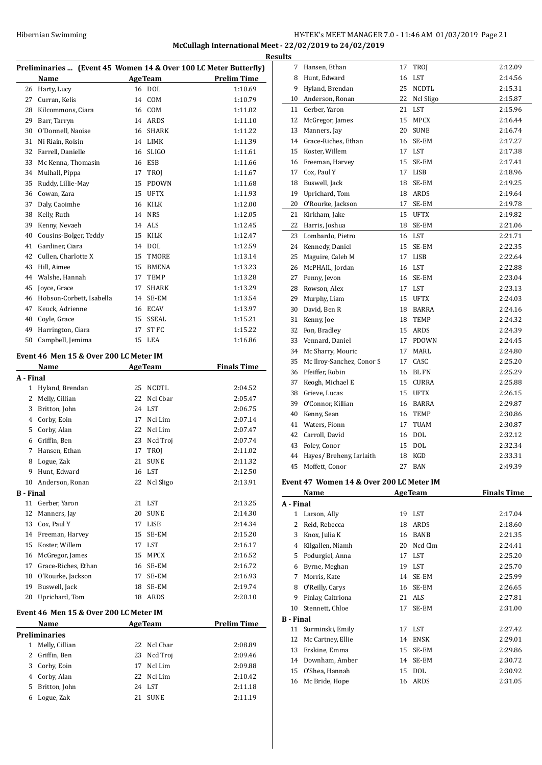**McCullagh International Meet - 22/02/2019 to 24/02/2019**

**Results**

### Preliminaries ... (Event 45 Women 14 & Over 100 LC Meter Butterfly)

| | Name | Age | Team | Prelim Time |
|---|---|---|---|---|
| 26 | Harty, Lucy | 16 | DOL | 1:10.69 |
| 27 | Curran, Kelis | 14 | COM | 1:10.79 |
| 28 | Kilcommons, Ciara | 16 | COM | 1:11.02 |
| 29 | Barr, Tarryn | 14 | ARDS | 1:11.10 |
| 30 | O'Donnell, Naoise | 16 | SHARK | 1:11.22 |
| 31 | Ni Riain, Roisin | 14 | LIMK | 1:11.39 |
| 32 | Farrell, Danielle | 16 | SLIGO | 1:11.61 |
| 33 | Mc Kenna, Thomasin | 16 | ESB | 1:11.66 |
| 34 | Mulhall, Pippa | 17 | TROJ | 1:11.67 |
| 35 | Ruddy, Lillie-May | 15 | PDOWN | 1:11.68 |
| 36 | Cowan, Zara | 15 | UFTX | 1:11.93 |
| 37 | Daly, Caoimhe | 16 | KILK | 1:12.00 |
| 38 | Kelly, Ruth | 14 | NRS | 1:12.05 |
| 39 | Kenny, Nevaeh | 14 | ALS | 1:12.45 |
| 40 | Cousins-Bolger, Teddy | 15 | KILK | 1:12.47 |
| 41 | Gardiner, Ciara | 14 | DOL | 1:12.59 |
| 42 | Cullen, Charlotte X | 15 | TMORE | 1:13.14 |
| 43 | Hill, Aimee | 15 | BMENA | 1:13.23 |
| 44 | Walshe, Hannah | 17 | TEMP | 1:13.28 |
| 45 | Joyce, Grace | 17 | SHARK | 1:13.29 |
| 46 | Hobson-Corbett, Isabella | 14 | SE-EM | 1:13.54 |
| 47 | Keuck, Adrienne | 16 | ECAV | 1:13.97 |
| 48 | Coyle, Grace | 15 | SSEAL | 1:15.21 |
| 49 | Harrington, Ciara | 17 | ST FC | 1:15.22 |
| 50 | Campbell, Jemima | 15 | LEA | 1:16.86 |

### Event 46 Men 15 & Over 200 LC Meter IM

| | Name | Age | Team | Finals Time |
|---|---|---|---|---|
| **A - Final** | | | | |
| 1 | Hyland, Brendan | 25 | NCDTL | 2:04.52 |
| 2 | Melly, Cillian | 22 | Ncl Cbar | 2:05.47 |
| 3 | Britton, John | 24 | LST | 2:06.75 |
| 4 | Corby, Eoin | 17 | Ncl Lim | 2:07.14 |
| 5 | Corby, Alan | 22 | Ncl Lim | 2:07.47 |
| 6 | Griffin, Ben | 23 | Ncd Troj | 2:07.74 |
| 7 | Hansen, Ethan | 17 | TROJ | 2:11.02 |
| 8 | Logue, Zak | 21 | SUNE | 2:11.32 |
| 9 | Hunt, Edward | 16 | LST | 2:12.50 |
| 10 | Anderson, Ronan | 22 | Ncl Sligo | 2:13.91 |
| **B - Final** | | | | |
| 11 | Gerber, Yaron | 21 | LST | 2:13.25 |
| 12 | Manners, Jay | 20 | SUNE | 2:14.30 |
| 13 | Cox, Paul Y | 17 | LISB | 2:14.34 |
| 14 | Freeman, Harvey | 15 | SE-EM | 2:15.20 |
| 15 | Koster, Willem | 17 | LST | 2:16.17 |
| 16 | McGregor, James | 15 | MPCX | 2:16.52 |
| 17 | Grace-Riches, Ethan | 16 | SE-EM | 2:16.72 |
| 18 | O'Rourke, Jackson | 17 | SE-EM | 2:16.93 |
| 19 | Buswell, Jack | 18 | SE-EM | 2:19.74 |
| 20 | Uprichard, Tom | 18 | ARDS | 2:20.10 |

### Event 46 Men 15 & Over 200 LC Meter IM

| | Name | Age | Team | Prelim Time |
|---|---|---|---|---|
| **Preliminaries** | | | | |
| 1 | Melly, Cillian | 22 | Ncl Cbar | 2:08.89 |
| 2 | Griffin, Ben | 23 | Ncd Troj | 2:09.46 |
| 3 | Corby, Eoin | 17 | Ncl Lim | 2:09.88 |
| 4 | Corby, Alan | 22 | Ncl Lim | 2:10.42 |
| 5 | Britton, John | 24 | LST | 2:11.18 |
| 6 | Logue, Zak | 21 | SUNE | 2:11.19 |
| 7 | Hansen, Ethan | 17 | TROJ | 2:12.09 |
| 8 | Hunt, Edward | 16 | LST | 2:14.56 |
| 9 | Hyland, Brendan | 25 | NCDTL | 2:15.31 |
| 10 | Anderson, Ronan | 22 | Ncl Sligo | 2:15.87 |
| 11 | Gerber, Yaron | 21 | LST | 2:15.96 |
| 12 | McGregor, James | 15 | MPCX | 2:16.44 |
| 13 | Manners, Jay | 20 | SUNE | 2:16.74 |
| 14 | Grace-Riches, Ethan | 16 | SE-EM | 2:17.27 |
| 15 | Koster, Willem | 17 | LST | 2:17.38 |
| 16 | Freeman, Harvey | 15 | SE-EM | 2:17.41 |
| 17 | Cox, Paul Y | 17 | LISB | 2:18.96 |
| 18 | Buswell, Jack | 18 | SE-EM | 2:19.25 |
| 19 | Uprichard, Tom | 18 | ARDS | 2:19.64 |
| 20 | O'Rourke, Jackson | 17 | SE-EM | 2:19.78 |
| 21 | Kirkham, Jake | 15 | UFTX | 2:19.82 |
| 22 | Harris, Joshua | 18 | SE-EM | 2:21.06 |
| 23 | Lombardo, Pietro | 16 | LST | 2:21.71 |
| 24 | Kennedy, Daniel | 15 | SE-EM | 2:22.35 |
| 25 | Maguire, Caleb M | 17 | LISB | 2:22.64 |
| 26 | McPHAIL, Jordan | 16 | LST | 2:22.88 |
| 27 | Penny, Jevon | 16 | SE-EM | 2:23.04 |
| 28 | Rowson, Alex | 17 | LST | 2:23.13 |
| 29 | Murphy, Liam | 15 | UFTX | 2:24.03 |
| 30 | David, Ben R | 18 | BARRA | 2:24.16 |
| 31 | Kenny, Joe | 18 | TEMP | 2:24.32 |
| 32 | Fon, Bradley | 15 | ARDS | 2:24.39 |
| 33 | Vennard, Daniel | 17 | PDOWN | 2:24.45 |
| 34 | Mc Sharry, Mouric | 17 | MARL | 2:24.80 |
| 35 | Mc Ilroy-Sanchez, Conor S | 17 | CASC | 2:25.20 |
| 36 | Pfeiffer, Robin | 16 | BL FN | 2:25.29 |
| 37 | Keogh, Michael E | 15 | CURRA | 2:25.88 |
| 38 | Grieve, Lucas | 15 | UFTX | 2:26.15 |
| 39 | O'Connor, Killian | 16 | BARRA | 2:29.87 |
| 40 | Kenny, Sean | 16 | TEMP | 2:30.86 |
| 41 | Waters, Fionn | 17 | TUAM | 2:30.87 |
| 42 | Carroll, David | 16 | DOL | 2:32.12 |
| 43 | Foley, Conor | 15 | DOL | 2:32.34 |
| 44 | Hayes/ Breheny, Iarlaith | 18 | KGD | 2:33.31 |
| 45 | Moffett, Conor | 27 | BAN | 2:49.39 |

### Event 47 Women 14 & Over 200 LC Meter IM

| | Name | Age | Team | Finals Time |
|---|---|---|---|---|
| **A - Final** | | | | |
| 1 | Larson, Ally | 19 | LST | 2:17.04 |
| 2 | Reid, Rebecca | 18 | ARDS | 2:18.60 |
| 3 | Knox, Julia K | 16 | BANB | 2:21.35 |
| 4 | Kilgallen, Niamh | 20 | Ncd Clm | 2:24.41 |
| 5 | Podurgiel, Anna | 17 | LST | 2:25.20 |
| 6 | Byrne, Meghan | 19 | LST | 2:25.70 |
| 7 | Morris, Kate | 14 | SE-EM | 2:25.99 |
| 8 | O'Reilly, Carys | 16 | SE-EM | 2:26.65 |
| 9 | Finlay, Caitriona | 21 | ALS | 2:27.81 |
| 10 | Stennett, Chloe | 17 | SE-EM | 2:31.00 |
| **B - Final** | | | | |
| 11 | Surminski, Emily | 17 | LST | 2:27.42 |
| 12 | Mc Cartney, Ellie | 14 | ENSK | 2:29.01 |
| 13 | Erskine, Emma | 15 | SE-EM | 2:29.86 |
| 14 | Downham, Amber | 14 | SE-EM | 2:30.72 |
| 15 | O'Shea, Hannah | 15 | DOL | 2:30.92 |
| 16 | Mc Bride, Hope | 16 | ARDS | 2:31.05 |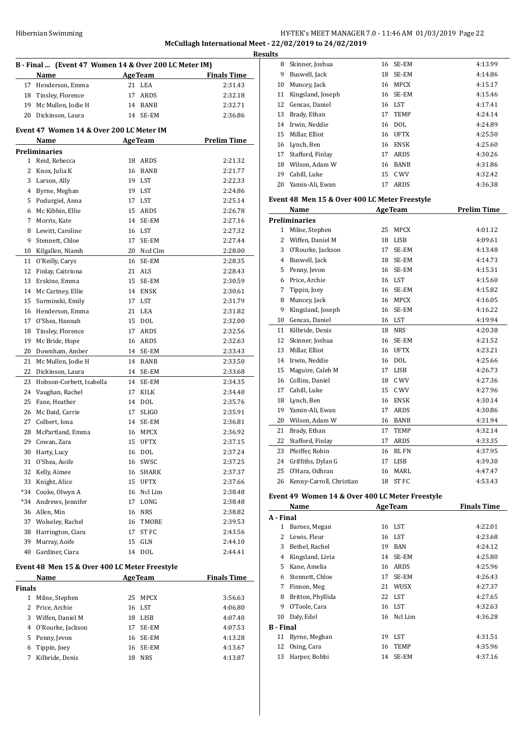**McCullagh International Meet - 22/02/2019 to 24/02/2019**

**Results**

### B - Final ... (Event 47 Women 14 & Over 200 LC Meter IM)

| | Name | Age | Team | Finals Time |
|---|---|---|---|---|
| 17 | Henderson, Emma | 21 | LEA | 2:31.43 |
| 18 | Tinsley, Florence | 17 | ARDS | 2:32.18 |
| 19 | Mc Mullen, Jodie H | 14 | BANB | 2:32.71 |
| 20 | Dickinson, Laura | 14 | SE-EM | 2:36.86 |

### Event 47 Women 14 & Over 200 LC Meter IM

| | Name | Age | Team | Prelim Time |
|---|---|---|---|---|
| **Preliminaries** | | | | |
| 1 | Reid, Rebecca | 18 | ARDS | 2:21.32 |
| 2 | Knox, Julia K | 16 | BANB | 2:21.77 |
| 3 | Larson, Ally | 19 | LST | 2:22.33 |
| 4 | Byrne, Meghan | 19 | LST | 2:24.86 |
| 5 | Podurgiel, Anna | 17 | LST | 2:25.14 |
| 6 | Mc Kibbin, Ellie | 15 | ARDS | 2:26.78 |
| 7 | Morris, Kate | 14 | SE-EM | 2:27.16 |
| 8 | Lewitt, Caroline | 16 | LST | 2:27.32 |
| 9 | Stennett, Chloe | 17 | SE-EM | 2:27.44 |
| 10 | Kilgallen, Niamh | 20 | Ncd Clm | 2:28.00 |
| 11 | O'Reilly, Carys | 16 | SE-EM | 2:28.35 |
| 12 | Finlay, Caitriona | 21 | ALS | 2:28.43 |
| 13 | Erskine, Emma | 15 | SE-EM | 2:30.59 |
| 14 | Mc Cartney, Ellie | 14 | ENSK | 2:30.61 |
| 15 | Surminski, Emily | 17 | LST | 2:31.79 |
| 16 | Henderson, Emma | 21 | LEA | 2:31.82 |
| 17 | O'Shea, Hannah | 15 | DOL | 2:32.00 |
| 18 | Tinsley, Florence | 17 | ARDS | 2:32.56 |
| 19 | Mc Bride, Hope | 16 | ARDS | 2:32.63 |
| 20 | Downham, Amber | 14 | SE-EM | 2:33.43 |
| 21 | Mc Mullen, Jodie H | 14 | BANB | 2:33.50 |
| 22 | Dickinson, Laura | 14 | SE-EM | 2:33.68 |
| 23 | Hobson-Corbett, Isabella | 14 | SE-EM | 2:34.35 |
| 24 | Vaughan, Rachel | 17 | KILK | 2:34.40 |
| 25 | Fane, Heather | 14 | DOL | 2:35.76 |
| 26 | Mc Daid, Carrie | 17 | SLIGO | 2:35.91 |
| 27 | Colbert, Iona | 14 | SE-EM | 2:36.81 |
| 28 | McPartland, Emma | 16 | MPCX | 2:36.92 |
| 29 | Cowan, Zara | 15 | UFTX | 2:37.15 |
| 30 | Harty, Lucy | 16 | DOL | 2:37.24 |
| 31 | O'Shea, Aoife | 16 | SWSC | 2:37.25 |
| 32 | Kelly, Aimee | 16 | SHARK | 2:37.37 |
| 33 | Knight, Alice | 15 | UFTX | 2:37.66 |
| *34 | Cooke, Olwyn A | 16 | Ncl Lim | 2:38.48 |
| *34 | Andrews, Jennifer | 17 | LONG | 2:38.48 |
| 36 | Allen, Min | 16 | NRS | 2:38.82 |
| 37 | Wolseley, Rachel | 16 | TMORE | 2:39.53 |
| 38 | Harrington, Ciara | 17 | ST FC | 2:43.56 |
| 39 | Murray, Aoife | 15 | GLN | 2:44.10 |
| 40 | Gardiner, Ciara | 14 | DOL | 2:44.41 |

### Event 48 Men 15 & Over 400 LC Meter Freestyle

| | Name | Age | Team | Finals Time |
|---|---|---|---|---|
| **Finals** | | | | |
| 1 | Milne, Stephen | 25 | MPCX | 3:56.63 |
| 2 | Price, Archie | 16 | LST | 4:06.80 |
| 3 | Wiffen, Daniel M | 18 | LISB | 4:07.40 |
| 4 | O'Rourke, Jackson | 17 | SE-EM | 4:07.53 |
| 5 | Penny, Jevon | 16 | SE-EM | 4:13.28 |
| 6 | Tippin, Joey | 16 | SE-EM | 4:13.67 |
| 7 | Kilbride, Denis | 18 | NRS | 4:13.87 |
| 8 | Skinner, Joshua | 16 | SE-EM | 4:13.99 |
| 9 | Buswell, Jack | 18 | SE-EM | 4:14.86 |
| 10 | Muncey, Jack | 16 | MPCX | 4:15.17 |
| 11 | Kingsland, Joseph | 16 | SE-EM | 4:15.46 |
| 12 | Gencas, Daniel | 16 | LST | 4:17.41 |
| 13 | Brady, Ethan | 17 | TEMP | 4:24.14 |
| 14 | Irwin, Neddie | 16 | DOL | 4:24.89 |
| 15 | Millar, Elliot | 16 | UFTX | 4:25.50 |
| 16 | Lynch, Ben | 16 | ENSK | 4:25.60 |
| 17 | Stafford, Finlay | 17 | ARDS | 4:30.26 |
| 18 | Wilson, Adam W | 16 | BANB | 4:31.86 |
| 19 | Cahill, Luke | 15 | C WV | 4:32.42 |
| 20 | Yamin-Ali, Ewan | 17 | ARDS | 4:36.38 |

### Event 48 Men 15 & Over 400 LC Meter Freestyle

| | Name | Age | Team | Prelim Time |
|---|---|---|---|---|
| **Preliminaries** | | | | |
| 1 | Milne, Stephen | 25 | MPCX | 4:01.12 |
| 2 | Wiffen, Daniel M | 18 | LISB | 4:09.61 |
| 3 | O'Rourke, Jackson | 17 | SE-EM | 4:13.48 |
| 4 | Buswell, Jack | 18 | SE-EM | 4:14.73 |
| 5 | Penny, Jevon | 16 | SE-EM | 4:15.31 |
| 6 | Price, Archie | 16 | LST | 4:15.60 |
| 7 | Tippin, Joey | 16 | SE-EM | 4:15.82 |
| 8 | Muncey, Jack | 16 | MPCX | 4:16.05 |
| 9 | Kingsland, Joseph | 16 | SE-EM | 4:16.22 |
| 10 | Gencas, Daniel | 16 | LST | 4:19.94 |
| 11 | Kilbride, Denis | 18 | NRS | 4:20.38 |
| 12 | Skinner, Joshua | 16 | SE-EM | 4:21.52 |
| 13 | Millar, Elliot | 16 | UFTX | 4:23.21 |
| 14 | Irwin, Neddie | 16 | DOL | 4:25.66 |
| 15 | Maguire, Caleb M | 17 | LISB | 4:26.73 |
| 16 | Collins, Daniel | 18 | C WV | 4:27.36 |
| 17 | Cahill, Luke | 15 | C WV | 4:27.96 |
| 18 | Lynch, Ben | 16 | ENSK | 4:30.14 |
| 19 | Yamin-Ali, Ewan | 17 | ARDS | 4:30.86 |
| 20 | Wilson, Adam W | 16 | BANB | 4:31.94 |
| 21 | Brady, Ethan | 17 | TEMP | 4:32.14 |
| 22 | Stafford, Finlay | 17 | ARDS | 4:33.35 |
| 23 | Pfeiffer, Robin | 16 | BL FN | 4:37.95 |
| 24 | Griffiths, Dylan G | 17 | LISB | 4:39.30 |
| 25 | O'Hara, Odhran | 16 | MARL | 4:47.47 |
| 26 | Kenny-Carroll, Christian | 18 | ST FC | 4:53.43 |

### Event 49 Women 14 & Over 400 LC Meter Freestyle

| | Name | Age | Team | Finals Time |
|---|---|---|---|---|
| **A - Final** | | | | |
| 1 | Barnes, Megan | 16 | LST | 4:22.01 |
| 2 | Lewis, Fleur | 16 | LST | 4:23.68 |
| 3 | Bethel, Rachel | 19 | BAN | 4:24.12 |
| 4 | Kingsland, Livia | 14 | SE-EM | 4:25.80 |
| 5 | Kane, Amelia | 16 | ARDS | 4:25.96 |
| 6 | Stennett, Chloe | 17 | SE-EM | 4:26.43 |
| 7 | Finnon, Meg | 21 | WUSX | 4:27.37 |
| 8 | Britton, Phyllida | 22 | LST | 4:27.65 |
| 9 | O'Toole, Cara | 16 | LST | 4:32.63 |
| 10 | Daly, Edel | 16 | Ncl Lim | 4:36.28 |
| **B - Final** | | | | |
| 11 | Byrne, Meghan | 19 | LST | 4:31.51 |
| 12 | Osing, Cara | 16 | TEMP | 4:35.96 |
| 13 | Harper, Bobbi | 14 | SE-EM | 4:37.16 |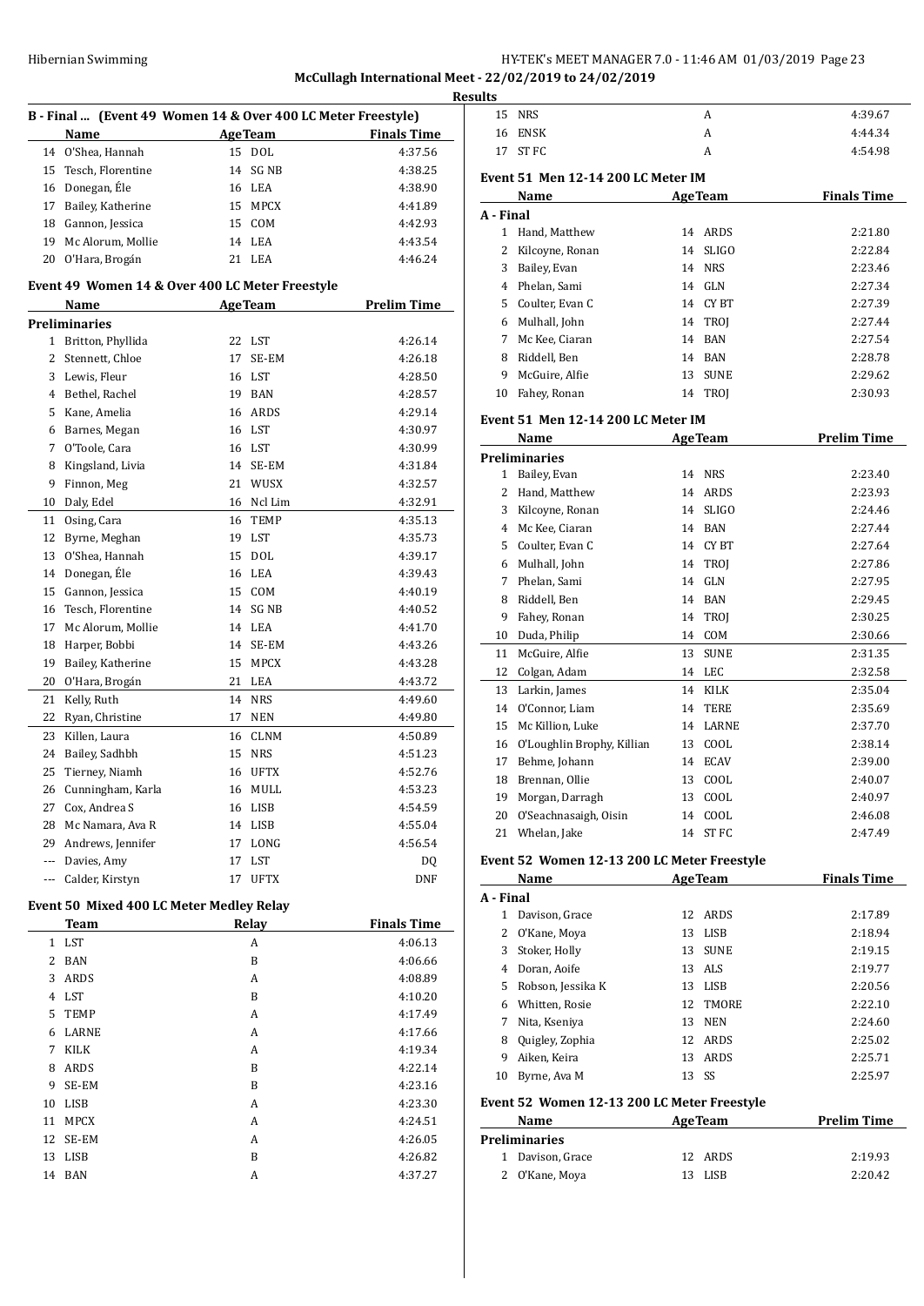**McCullagh International Meet - 22/02/2019 to 24/02/2019**

**Results**

### B - Final ... (Event 49 Women 14 & Over 400 LC Meter Freestyle)

| | Name | Age | Team | Finals Time |
|---|---|---|---|---|
| 14 | O'Shea, Hannah | 15 | DOL | 4:37.56 |
| 15 | Tesch, Florentine | 14 | SG NB | 4:38.25 |
| 16 | Donegan, Éle | 16 | LEA | 4:38.90 |
| 17 | Bailey, Katherine | 15 | MPCX | 4:41.89 |
| 18 | Gannon, Jessica | 15 | COM | 4:42.93 |
| 19 | Mc Alorum, Mollie | 14 | LEA | 4:43.54 |
| 20 | O'Hara, Brogán | 21 | LEA | 4:46.24 |

### Event 49 Women 14 & Over 400 LC Meter Freestyle

| | Name | Age | Team | Prelim Time |
|---|---|---|---|---|
| **Preliminaries** | | | | |
| 1 | Britton, Phyllida | 22 | LST | 4:26.14 |
| 2 | Stennett, Chloe | 17 | SE-EM | 4:26.18 |
| 3 | Lewis, Fleur | 16 | LST | 4:28.50 |
| 4 | Bethel, Rachel | 19 | BAN | 4:28.57 |
| 5 | Kane, Amelia | 16 | ARDS | 4:29.14 |
| 6 | Barnes, Megan | 16 | LST | 4:30.97 |
| 7 | O'Toole, Cara | 16 | LST | 4:30.99 |
| 8 | Kingsland, Livia | 14 | SE-EM | 4:31.84 |
| 9 | Finnon, Meg | 21 | WUSX | 4:32.57 |
| 10 | Daly, Edel | 16 | Ncl Lim | 4:32.91 |
| 11 | Osing, Cara | 16 | TEMP | 4:35.13 |
| 12 | Byrne, Meghan | 19 | LST | 4:35.73 |
| 13 | O'Shea, Hannah | 15 | DOL | 4:39.17 |
| 14 | Donegan, Éle | 16 | LEA | 4:39.43 |
| 15 | Gannon, Jessica | 15 | COM | 4:40.19 |
| 16 | Tesch, Florentine | 14 | SG NB | 4:40.52 |
| 17 | Mc Alorum, Mollie | 14 | LEA | 4:41.70 |
| 18 | Harper, Bobbi | 14 | SE-EM | 4:43.26 |
| 19 | Bailey, Katherine | 15 | MPCX | 4:43.28 |
| 20 | O'Hara, Brogán | 21 | LEA | 4:43.72 |
| 21 | Kelly, Ruth | 14 | NRS | 4:49.60 |
| 22 | Ryan, Christine | 17 | NEN | 4:49.80 |
| 23 | Killen, Laura | 16 | CLNM | 4:50.89 |
| 24 | Bailey, Sadhbh | 15 | NRS | 4:51.23 |
| 25 | Tierney, Niamh | 16 | UFTX | 4:52.76 |
| 26 | Cunningham, Karla | 16 | MULL | 4:53.23 |
| 27 | Cox, Andrea S | 16 | LISB | 4:54.59 |
| 28 | Mc Namara, Ava R | 14 | LISB | 4:55.04 |
| 29 | Andrews, Jennifer | 17 | LONG | 4:56.54 |
| --- | Davies, Amy | 17 | LST | DQ |
| --- | Calder, Kirstyn | 17 | UFTX | DNF |

### Event 50 Mixed 400 LC Meter Medley Relay

| | Team | Relay | Finals Time |
|---|---|---|---|
| 1 | LST | A | 4:06.13 |
| 2 | BAN | B | 4:06.66 |
| 3 | ARDS | A | 4:08.89 |
| 4 | LST | B | 4:10.20 |
| 5 | TEMP | A | 4:17.49 |
| 6 | LARNE | A | 4:17.66 |
| 7 | KILK | A | 4:19.34 |
| 8 | ARDS | B | 4:22.14 |
| 9 | SE-EM | B | 4:23.16 |
| 10 | LISB | A | 4:23.30 |
| 11 | MPCX | A | 4:24.51 |
| 12 | SE-EM | A | 4:26.05 |
| 13 | LISB | B | 4:26.82 |
| 14 | BAN | A | 4:37.27 |
| 15 | NRS | A | 4:39.67 |
| 16 | ENSK | A | 4:44.34 |
| 17 | ST FC | A | 4:54.98 |

### Event 51 Men 12-14 200 LC Meter IM

| | Name | Age | Team | Finals Time |
|---|---|---|---|---|
| **A - Final** | | | | |
| 1 | Hand, Matthew | 14 | ARDS | 2:21.80 |
| 2 | Kilcoyne, Ronan | 14 | SLIGO | 2:22.84 |
| 3 | Bailey, Evan | 14 | NRS | 2:23.46 |
| 4 | Phelan, Sami | 14 | GLN | 2:27.34 |
| 5 | Coulter, Evan C | 14 | CY BT | 2:27.39 |
| 6 | Mulhall, John | 14 | TROJ | 2:27.44 |
| 7 | Mc Kee, Ciaran | 14 | BAN | 2:27.54 |
| 8 | Riddell, Ben | 14 | BAN | 2:28.78 |
| 9 | McGuire, Alfie | 13 | SUNE | 2:29.62 |
| 10 | Fahey, Ronan | 14 | TROJ | 2:30.93 |

### Event 51 Men 12-14 200 LC Meter IM

| | Name | Age | Team | Prelim Time |
|---|---|---|---|---|
| **Preliminaries** | | | | |
| 1 | Bailey, Evan | 14 | NRS | 2:23.40 |
| 2 | Hand, Matthew | 14 | ARDS | 2:23.93 |
| 3 | Kilcoyne, Ronan | 14 | SLIGO | 2:24.46 |
| 4 | Mc Kee, Ciaran | 14 | BAN | 2:27.44 |
| 5 | Coulter, Evan C | 14 | CY BT | 2:27.64 |
| 6 | Mulhall, John | 14 | TROJ | 2:27.86 |
| 7 | Phelan, Sami | 14 | GLN | 2:27.95 |
| 8 | Riddell, Ben | 14 | BAN | 2:29.45 |
| 9 | Fahey, Ronan | 14 | TROJ | 2:30.25 |
| 10 | Duda, Philip | 14 | COM | 2:30.66 |
| 11 | McGuire, Alfie | 13 | SUNE | 2:31.35 |
| 12 | Colgan, Adam | 14 | LEC | 2:32.58 |
| 13 | Larkin, James | 14 | KILK | 2:35.04 |
| 14 | O'Connor, Liam | 14 | TERE | 2:35.69 |
| 15 | Mc Killion, Luke | 14 | LARNE | 2:37.70 |
| 16 | O'Loughlin Brophy, Killian | 13 | COOL | 2:38.14 |
| 17 | Behme, Johann | 14 | ECAV | 2:39.00 |
| 18 | Brennan, Ollie | 13 | COOL | 2:40.07 |
| 19 | Morgan, Darragh | 13 | COOL | 2:40.97 |
| 20 | O'Seachnasaigh, Oisin | 14 | COOL | 2:46.08 |
| 21 | Whelan, Jake | 14 | ST FC | 2:47.49 |

### Event 52 Women 12-13 200 LC Meter Freestyle

| | Name | Age | Team | Finals Time |
|---|---|---|---|---|
| **A - Final** | | | | |
| 1 | Davison, Grace | 12 | ARDS | 2:17.89 |
| 2 | O'Kane, Moya | 13 | LISB | 2:18.94 |
| 3 | Stoker, Holly | 13 | SUNE | 2:19.15 |
| 4 | Doran, Aoife | 13 | ALS | 2:19.77 |
| 5 | Robson, Jessika K | 13 | LISB | 2:20.56 |
| 6 | Whitten, Rosie | 12 | TMORE | 2:22.10 |
| 7 | Nita, Kseniya | 13 | NEN | 2:24.60 |
| 8 | Quigley, Zophia | 12 | ARDS | 2:25.02 |
| 9 | Aiken, Keira | 13 | ARDS | 2:25.71 |
| 10 | Byrne, Ava M | 13 | SS | 2:25.97 |

### Event 52 Women 12-13 200 LC Meter Freestyle

| | Name | Age | Team | Prelim Time |
|---|---|---|---|---|
| **Preliminaries** | | | | |
| 1 | Davison, Grace | 12 | ARDS | 2:19.93 |
| 2 | O'Kane, Moya | 13 | LISB | 2:20.42 |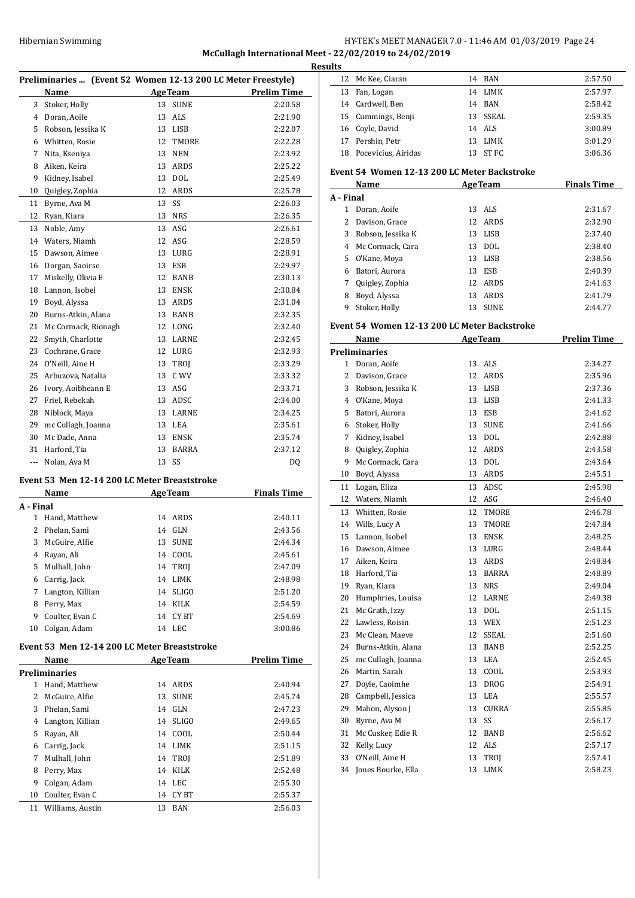**McCullagh International Meet - 22/02/2019 to 24/02/2019**

**Results**

### Preliminaries ... (Event 52 Women 12-13 200 LC Meter Freestyle)

| | Name | Age | Team | Prelim Time |
|---|---|---|---|---|
| 3 | Stoker, Holly | 13 | SUNE | 2:20.58 |
| 4 | Doran, Aoife | 13 | ALS | 2:21.90 |
| 5 | Robson, Jessika K | 13 | LISB | 2:22.07 |
| 6 | Whitten, Rosie | 12 | TMORE | 2:22.28 |
| 7 | Nita, Kseniya | 13 | NEN | 2:23.92 |
| 8 | Aiken, Keira | 13 | ARDS | 2:25.22 |
| 9 | Kidney, Isabel | 13 | DOL | 2:25.49 |
| 10 | Quigley, Zophia | 12 | ARDS | 2:25.78 |
| 11 | Byrne, Ava M | 13 | SS | 2:26.03 |
| 12 | Ryan, Kiara | 13 | NRS | 2:26.35 |
| 13 | Noble, Amy | 13 | ASG | 2:26.61 |
| 14 | Waters, Niamh | 12 | ASG | 2:28.59 |
| 15 | Dawson, Aimee | 13 | LURG | 2:28.91 |
| 16 | Dorgan, Saoirse | 13 | ESB | 2:29.97 |
| 17 | Miskelly, Olivia E | 12 | BANB | 2:30.13 |
| 18 | Lannon, Isobel | 13 | ENSK | 2:30.84 |
| 19 | Boyd, Alyssa | 13 | ARDS | 2:31.04 |
| 20 | Burns-Atkin, Alana | 13 | BANB | 2:32.35 |
| 21 | Mc Cormack, Rionagh | 12 | LONG | 2:32.40 |
| 22 | Smyth, Charlotte | 13 | LARNE | 2:32.45 |
| 23 | Cochrane, Grace | 12 | LURG | 2:32.93 |
| 24 | O'Neill, Aine H | 13 | TROJ | 2:33.29 |
| 25 | Arbuzova, Natalia | 13 | C WV | 2:33.32 |
| 26 | Ivory, Aoibheann E | 13 | ASG | 2:33.71 |
| 27 | Friel, Rebekah | 13 | ADSC | 2:34.00 |
| 28 | Niblock, Maya | 13 | LARNE | 2:34.25 |
| 29 | mc Cullagh, Joanna | 13 | LEA | 2:35.61 |
| 30 | Mc Dade, Anna | 13 | ENSK | 2:35.74 |
| 31 | Harford, Tia | 13 | BARRA | 2:37.12 |
| --- | Nolan, Ava M | 13 | SS | DQ |

### Event 53 Men 12-14 200 LC Meter Breaststroke

| | Name | Age | Team | Finals Time |
|---|---|---|---|---|
| **A - Final** | | | | |
| 1 | Hand, Matthew | 14 | ARDS | 2:40.11 |
| 2 | Phelan, Sami | 14 | GLN | 2:43.56 |
| 3 | McGuire, Alfie | 13 | SUNE | 2:44.34 |
| 4 | Rayan, Ali | 14 | COOL | 2:45.61 |
| 5 | Mulhall, John | 14 | TROJ | 2:47.09 |
| 6 | Carrig, Jack | 14 | LIMK | 2:48.98 |
| 7 | Langton, Killian | 14 | SLIGO | 2:51.20 |
| 8 | Perry, Max | 14 | KILK | 2:54.59 |
| 9 | Coulter, Evan C | 14 | CY BT | 2:54.69 |
| 10 | Colgan, Adam | 14 | LEC | 3:00.86 |

### Event 53 Men 12-14 200 LC Meter Breaststroke

| | Name | Age | Team | Prelim Time |
|---|---|---|---|---|
| **Preliminaries** | | | | |
| 1 | Hand, Matthew | 14 | ARDS | 2:40.94 |
| 2 | McGuire, Alfie | 13 | SUNE | 2:45.74 |
| 3 | Phelan, Sami | 14 | GLN | 2:47.23 |
| 4 | Langton, Killian | 14 | SLIGO | 2:49.65 |
| 5 | Rayan, Ali | 14 | COOL | 2:50.44 |
| 6 | Carrig, Jack | 14 | LIMK | 2:51.15 |
| 7 | Mulhall, John | 14 | TROJ | 2:51.89 |
| 8 | Perry, Max | 14 | KILK | 2:52.48 |
| 9 | Colgan, Adam | 14 | LEC | 2:55.30 |
| 10 | Coulter, Evan C | 14 | CY BT | 2:55.37 |
| 11 | Williams, Austin | 13 | BAN | 2:56.03 |
| 12 | Mc Kee, Ciaran | 14 | BAN | 2:57.50 |
| 13 | Fan, Logan | 14 | LIMK | 2:57.97 |
| 14 | Cardwell, Ben | 14 | BAN | 2:58.42 |
| 15 | Cummings, Benji | 13 | SSEAL | 2:59.35 |
| 16 | Coyle, David | 14 | ALS | 3:00.89 |
| 17 | Pershin, Petr | 13 | LIMK | 3:01.29 |
| 18 | Pocevicius, Airidas | 13 | ST FC | 3:06.36 |

### Event 54 Women 12-13 200 LC Meter Backstroke

| | Name | Age | Team | Finals Time |
|---|---|---|---|---|
| **A - Final** | | | | |
| 1 | Doran, Aoife | 13 | ALS | 2:31.67 |
| 2 | Davison, Grace | 12 | ARDS | 2:32.90 |
| 3 | Robson, Jessika K | 13 | LISB | 2:37.40 |
| 4 | Mc Cormack, Cara | 13 | DOL | 2:38.40 |
| 5 | O'Kane, Moya | 13 | LISB | 2:38.56 |
| 6 | Batori, Aurora | 13 | ESB | 2:40.39 |
| 7 | Quigley, Zophia | 12 | ARDS | 2:41.63 |
| 8 | Boyd, Alyssa | 13 | ARDS | 2:41.79 |
| 9 | Stoker, Holly | 13 | SUNE | 2:44.77 |

### Event 54 Women 12-13 200 LC Meter Backstroke

| | Name | Age | Team | Prelim Time |
|---|---|---|---|---|
| **Preliminaries** | | | | |
| 1 | Doran, Aoife | 13 | ALS | 2:34.27 |
| 2 | Davison, Grace | 12 | ARDS | 2:35.96 |
| 3 | Robson, Jessika K | 13 | LISB | 2:37.36 |
| 4 | O'Kane, Moya | 13 | LISB | 2:41.33 |
| 5 | Batori, Aurora | 13 | ESB | 2:41.62 |
| 6 | Stoker, Holly | 13 | SUNE | 2:41.66 |
| 7 | Kidney, Isabel | 13 | DOL | 2:42.88 |
| 8 | Quigley, Zophia | 12 | ARDS | 2:43.58 |
| 9 | Mc Cormack, Cara | 13 | DOL | 2:43.64 |
| 10 | Boyd, Alyssa | 13 | ARDS | 2:45.51 |
| 11 | Logan, Eliza | 13 | ADSC | 2:45.98 |
| 12 | Waters, Niamh | 12 | ASG | 2:46.40 |
| 13 | Whitten, Rosie | 12 | TMORE | 2:46.78 |
| 14 | Wills, Lucy A | 13 | TMORE | 2:47.84 |
| 15 | Lannon, Isobel | 13 | ENSK | 2:48.25 |
| 16 | Dawson, Aimee | 13 | LURG | 2:48.44 |
| 17 | Aiken, Keira | 13 | ARDS | 2:48.84 |
| 18 | Harford, Tia | 13 | BARRA | 2:48.89 |
| 19 | Ryan, Kiara | 13 | NRS | 2:49.04 |
| 20 | Humphries, Louisa | 12 | LARNE | 2:49.38 |
| 21 | Mc Grath, Izzy | 13 | DOL | 2:51.15 |
| 22 | Lawless, Roisin | 13 | WEX | 2:51.23 |
| 23 | Mc Clean, Maeve | 12 | SSEAL | 2:51.60 |
| 24 | Burns-Atkin, Alana | 13 | BANB | 2:52.25 |
| 25 | mc Cullagh, Joanna | 13 | LEA | 2:52.45 |
| 26 | Martin, Sarah | 13 | COOL | 2:53.93 |
| 27 | Doyle, Caoimhe | 13 | DROG | 2:54.91 |
| 28 | Campbell, Jessica | 13 | LEA | 2:55.57 |
| 29 | Mahon, Alyson J | 13 | CURRA | 2:55.85 |
| 30 | Byrne, Ava M | 13 | SS | 2:56.17 |
| 31 | Mc Cusker, Edie R | 12 | BANB | 2:56.62 |
| 32 | Kelly, Lucy | 12 | ALS | 2:57.17 |
| 33 | O'Neill, Aine H | 13 | TROJ | 2:57.41 |
| 34 | Jones Bourke, Ella | 13 | LIMK | 2:58.23 |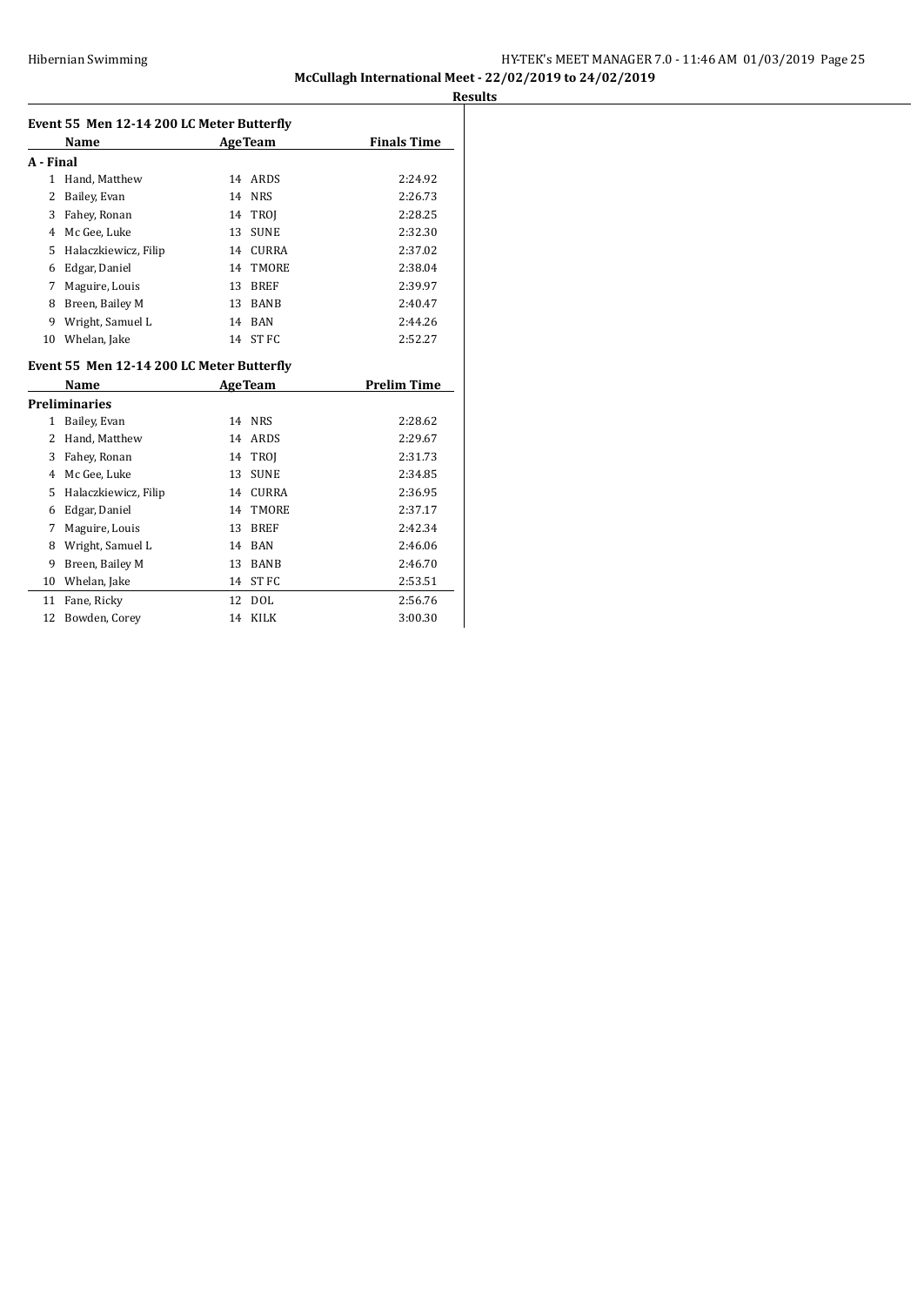McCullagh International Meet - 22/02/2019 to 24/02/2019

**Results**

### Event 55 Men 12-14 200 LC Meter Butterfly

| | Name | Age | Team | Finals Time |
|---|---|---|---|---|
| **A - Final** | | | | |
| 1 | Hand, Matthew | 14 | ARDS | 2:24.92 |
| 2 | Bailey, Evan | 14 | NRS | 2:26.73 |
| 3 | Fahey, Ronan | 14 | TROJ | 2:28.25 |
| 4 | Mc Gee, Luke | 13 | SUNE | 2:32.30 |
| 5 | Halaczkiewicz, Filip | 14 | CURRA | 2:37.02 |
| 6 | Edgar, Daniel | 14 | TMORE | 2:38.04 |
| 7 | Maguire, Louis | 13 | BREF | 2:39.97 |
| 8 | Breen, Bailey M | 13 | BANB | 2:40.47 |
| 9 | Wright, Samuel L | 14 | BAN | 2:44.26 |
| 10 | Whelan, Jake | 14 | ST FC | 2:52.27 |

### Event 55 Men 12-14 200 LC Meter Butterfly

| | Name | Age | Team | Prelim Time |
|---|---|---|---|---|
| **Preliminaries** | | | | |
| 1 | Bailey, Evan | 14 | NRS | 2:28.62 |
| 2 | Hand, Matthew | 14 | ARDS | 2:29.67 |
| 3 | Fahey, Ronan | 14 | TROJ | 2:31.73 |
| 4 | Mc Gee, Luke | 13 | SUNE | 2:34.85 |
| 5 | Halaczkiewicz, Filip | 14 | CURRA | 2:36.95 |
| 6 | Edgar, Daniel | 14 | TMORE | 2:37.17 |
| 7 | Maguire, Louis | 13 | BREF | 2:42.34 |
| 8 | Wright, Samuel L | 14 | BAN | 2:46.06 |
| 9 | Breen, Bailey M | 13 | BANB | 2:46.70 |
| 10 | Whelan, Jake | 14 | ST FC | 2:53.51 |
| 11 | Fane, Ricky | 12 | DOL | 2:56.76 |
| 12 | Bowden, Corey | 14 | KILK | 3:00.30 |